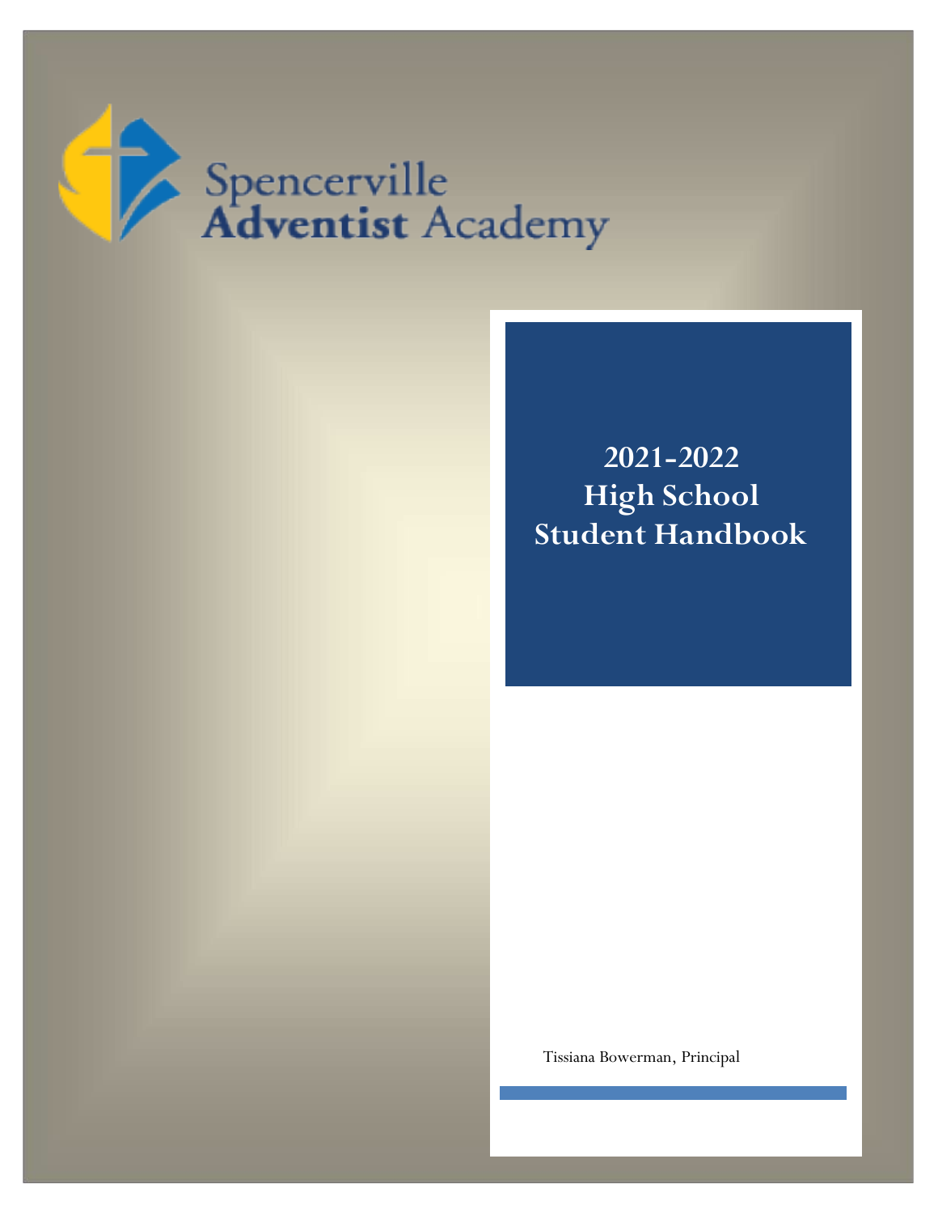Spencerville
**Adventist** Academy

# 2021-2022 High School Student Handbook

Tissiana Bowerman, Principal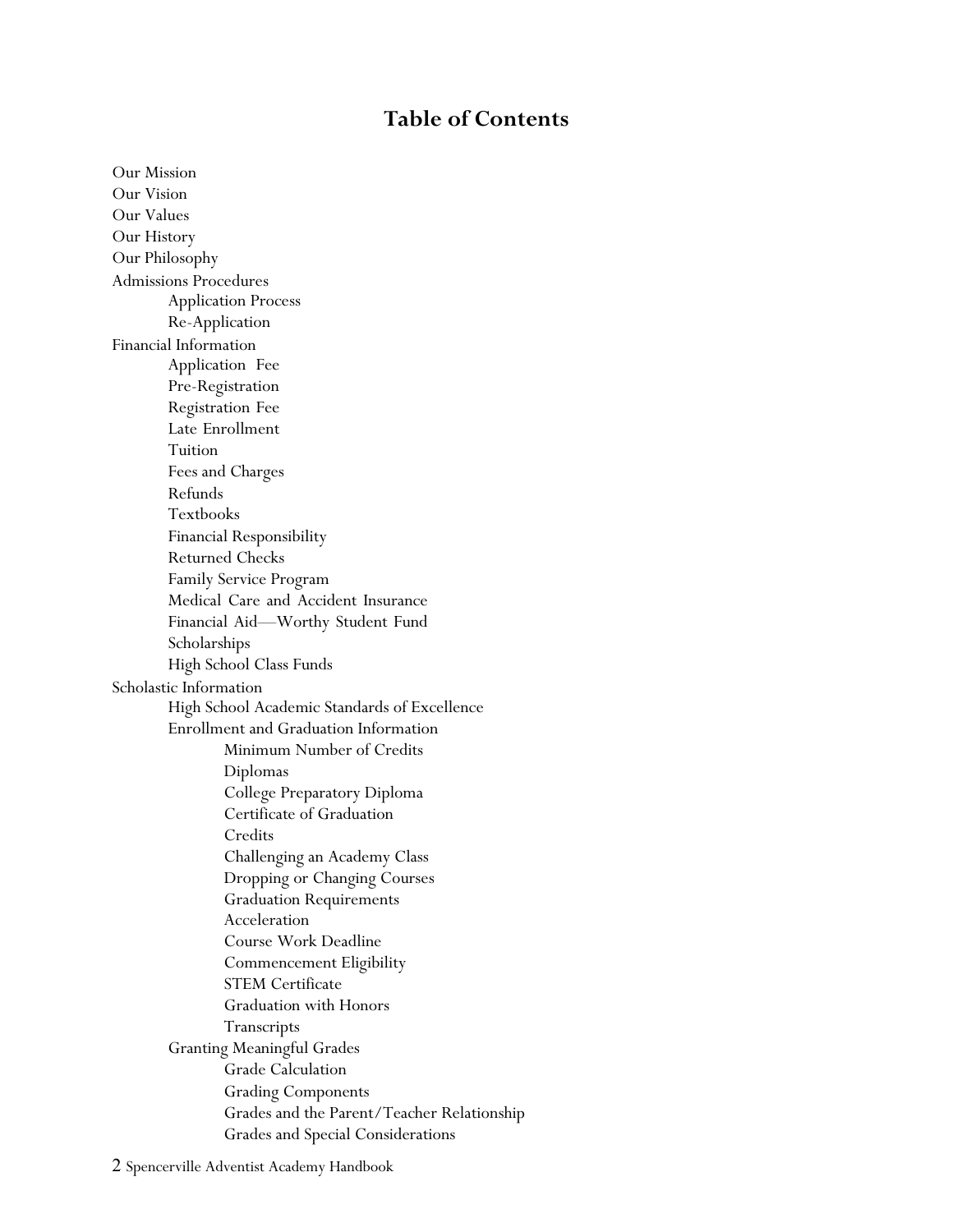# Table of Contents

- Our Mission
- Our Vision
- Our Values
- Our History
- Our Philosophy
- Admissions Procedures
  - Application Process
  - Re-Application
- Financial Information
  - Application Fee
  - Pre-Registration
  - Registration Fee
  - Late Enrollment
  - Tuition
  - Fees and Charges
  - Refunds
  - Textbooks
  - Financial Responsibility
  - Returned Checks
  - Family Service Program
  - Medical Care and Accident Insurance
  - Financial Aid—Worthy Student Fund
  - Scholarships
  - High School Class Funds
- Scholastic Information
  - High School Academic Standards of Excellence
  - Enrollment and Graduation Information
    - Minimum Number of Credits
    - Diplomas
    - College Preparatory Diploma
    - Certificate of Graduation
    - Credits
    - Challenging an Academy Class
    - Dropping or Changing Courses
    - Graduation Requirements
    - Acceleration
    - Course Work Deadline
    - Commencement Eligibility
    - STEM Certificate
    - Graduation with Honors
    - Transcripts
  - Granting Meaningful Grades
    - Grade Calculation
    - Grading Components
    - Grades and the Parent/Teacher Relationship
    - Grades and Special Considerations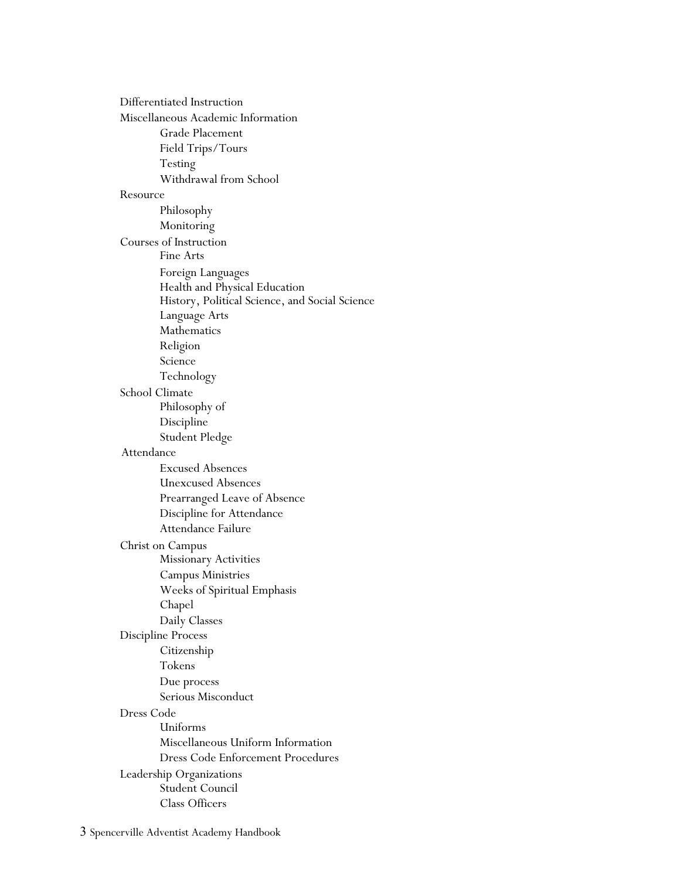- Differentiated Instruction
- Miscellaneous Academic Information
    - Grade Placement
    - Field Trips/Tours
    - Testing
    - Withdrawal from School
- Resource
    - Philosophy
    - Monitoring
- Courses of Instruction
    - Fine Arts
    - Foreign Languages
    - Health and Physical Education
    - History, Political Science, and Social Science
    - Language Arts
    - Mathematics
    - Religion
    - Science
    - Technology
- School Climate
    - Philosophy of
    - Discipline
    - Student Pledge
- Attendance
    - Excused Absences
    - Unexcused Absences
    - Prearranged Leave of Absence
    - Discipline for Attendance
    - Attendance Failure
- Christ on Campus
    - Missionary Activities
    - Campus Ministries
    - Weeks of Spiritual Emphasis
    - Chapel
    - Daily Classes
- Discipline Process
    - Citizenship
    - Tokens
    - Due process
    - Serious Misconduct
- Dress Code
    - Uniforms
    - Miscellaneous Uniform Information
    - Dress Code Enforcement Procedures
- Leadership Organizations
    - Student Council
    - Class Officers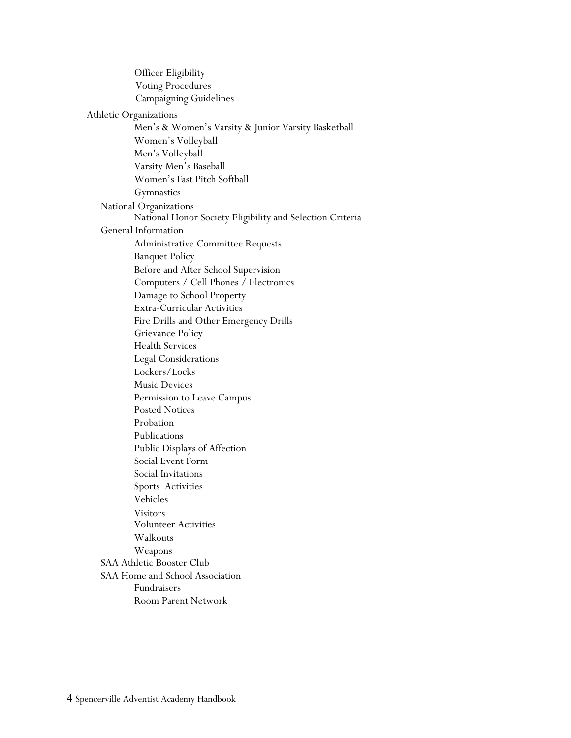- Officer Eligibility
- Voting Procedures
- Campaigning Guidelines

Athletic Organizations

- Men's & Women's Varsity & Junior Varsity Basketball
- Women's Volleyball
- Men's Volleyball
- Varsity Men's Baseball
- Women's Fast Pitch Softball
- Gymnastics

National Organizations

- National Honor Society Eligibility and Selection Criteria

General Information

- Administrative Committee Requests
- Banquet Policy
- Before and After School Supervision
- Computers / Cell Phones / Electronics
- Damage to School Property
- Extra-Curricular Activities
- Fire Drills and Other Emergency Drills
- Grievance Policy
- Health Services
- Legal Considerations
- Lockers/Locks
- Music Devices
- Permission to Leave Campus
- Posted Notices
- Probation
- Publications
- Public Displays of Affection
- Social Event Form
- Social Invitations
- Sports Activities
- Vehicles
- Visitors
- Volunteer Activities
- Walkouts
- Weapons

SAA Athletic Booster Club

SAA Home and School Association

- Fundraisers
- Room Parent Network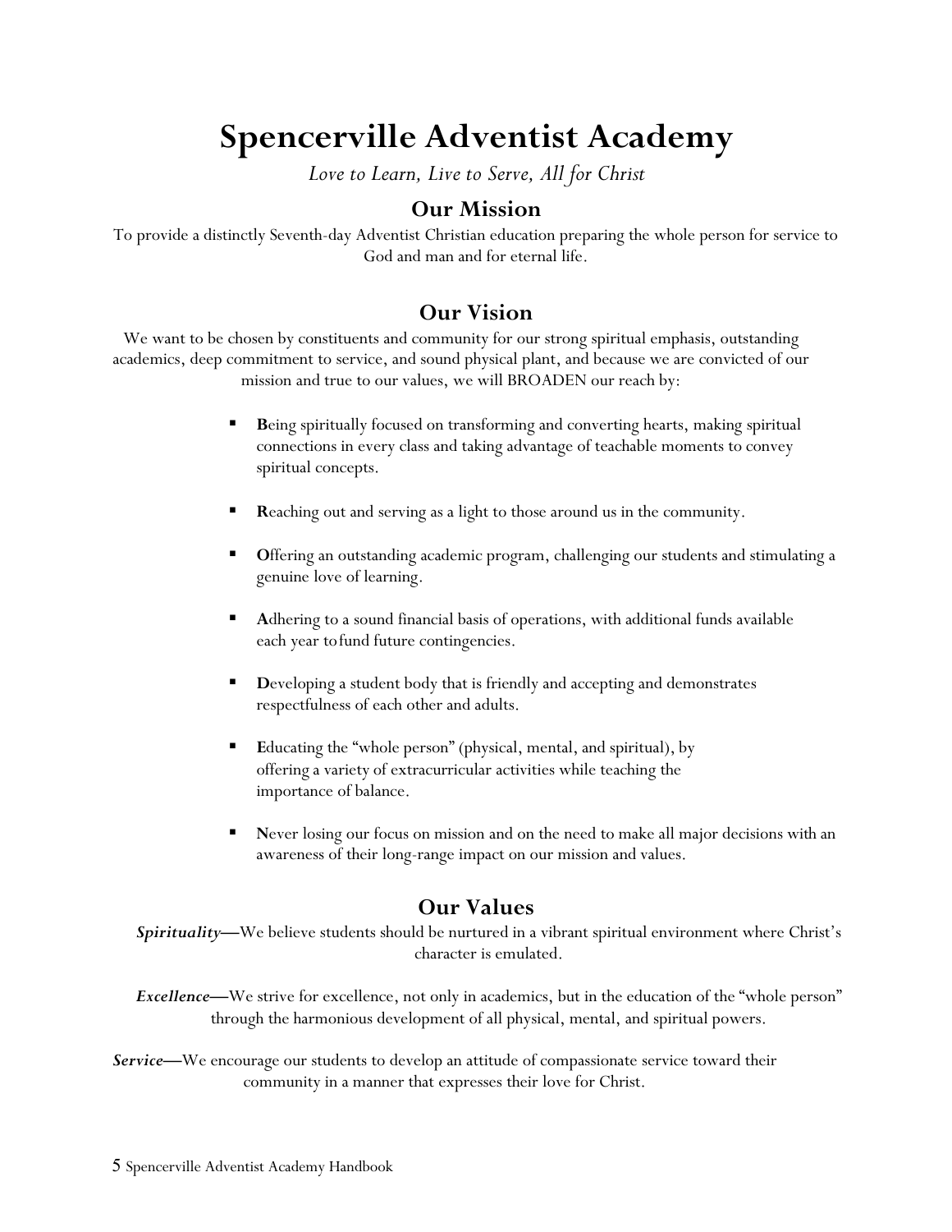# Spencerville Adventist Academy

*Love to Learn, Live to Serve, All for Christ*

## Our Mission

To provide a distinctly Seventh-day Adventist Christian education preparing the whole person for service to God and man and for eternal life.

## Our Vision

We want to be chosen by constituents and community for our strong spiritual emphasis, outstanding academics, deep commitment to service, and sound physical plant, and because we are convicted of our mission and true to our values, we will BROADEN our reach by:

- **B**eing spiritually focused on transforming and converting hearts, making spiritual connections in every class and taking advantage of teachable moments to convey spiritual concepts.
- **R**eaching out and serving as a light to those around us in the community.
- **O**ffering an outstanding academic program, challenging our students and stimulating a genuine love of learning.
- **A**dhering to a sound financial basis of operations, with additional funds available each year tofund future contingencies.
- **D**eveloping a student body that is friendly and accepting and demonstrates respectfulness of each other and adults.
- **E**ducating the "whole person" (physical, mental, and spiritual), by offering a variety of extracurricular activities while teaching the importance of balance.
- **N**ever losing our focus on mission and on the need to make all major decisions with an awareness of their long-range impact on our mission and values.

## Our Values

***Spirituality*—**We believe students should be nurtured in a vibrant spiritual environment where Christ's character is emulated.

***Excellence*—**We strive for excellence, not only in academics, but in the education of the "whole person" through the harmonious development of all physical, mental, and spiritual powers.

***Service*—**We encourage our students to develop an attitude of compassionate service toward their community in a manner that expresses their love for Christ.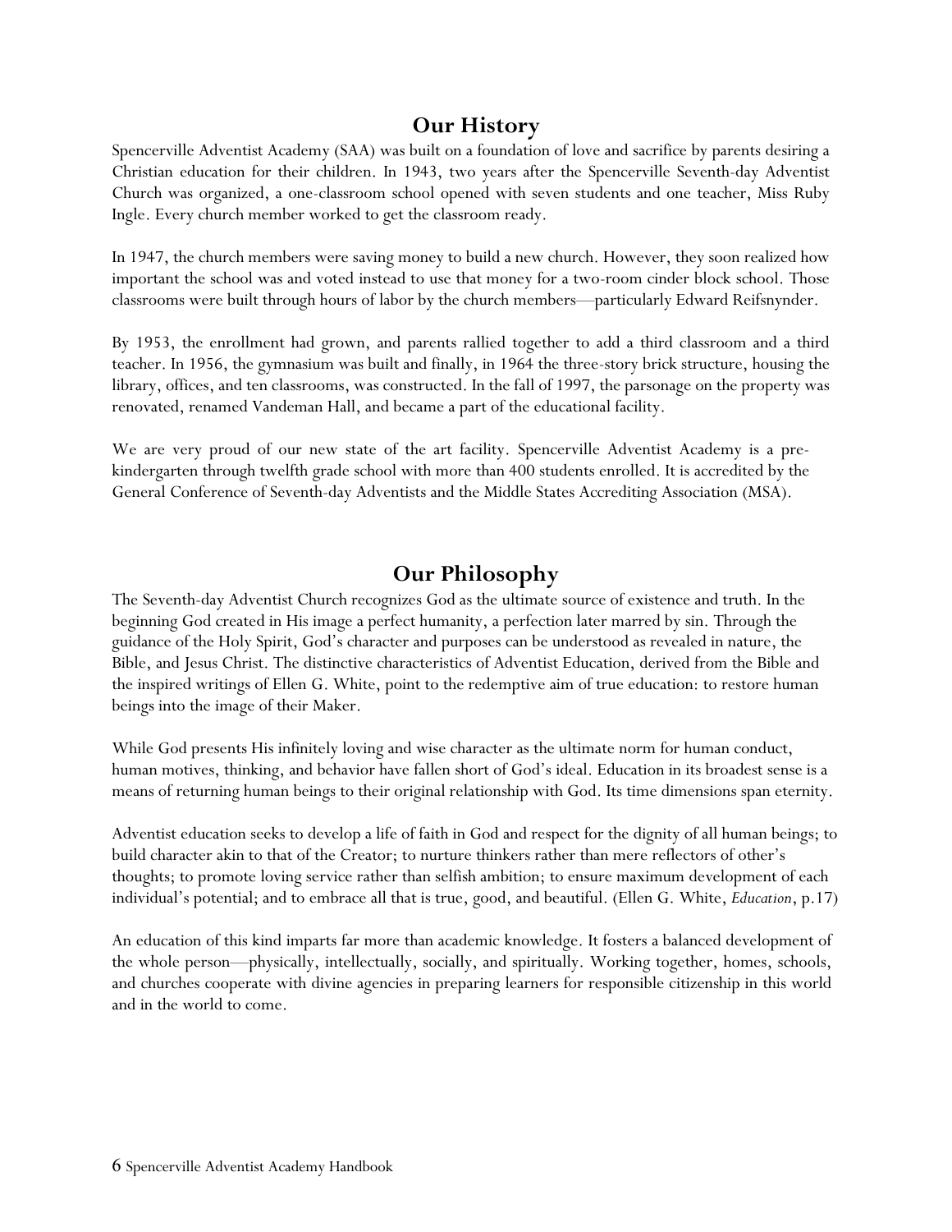## Our History

Spencerville Adventist Academy (SAA) was built on a foundation of love and sacrifice by parents desiring a Christian education for their children. In 1943, two years after the Spencerville Seventh-day Adventist Church was organized, a one-classroom school opened with seven students and one teacher, Miss Ruby Ingle. Every church member worked to get the classroom ready.

In 1947, the church members were saving money to build a new church. However, they soon realized how important the school was and voted instead to use that money for a two-room cinder block school. Those classrooms were built through hours of labor by the church members—particularly Edward Reifsnynder.

By 1953, the enrollment had grown, and parents rallied together to add a third classroom and a third teacher. In 1956, the gymnasium was built and finally, in 1964 the three-story brick structure, housing the library, offices, and ten classrooms, was constructed. In the fall of 1997, the parsonage on the property was renovated, renamed Vandeman Hall, and became a part of the educational facility.

We are very proud of our new state of the art facility. Spencerville Adventist Academy is a pre-kindergarten through twelfth grade school with more than 400 students enrolled. It is accredited by the General Conference of Seventh-day Adventists and the Middle States Accrediting Association (MSA).

## Our Philosophy

The Seventh-day Adventist Church recognizes God as the ultimate source of existence and truth. In the beginning God created in His image a perfect humanity, a perfection later marred by sin. Through the guidance of the Holy Spirit, God's character and purposes can be understood as revealed in nature, the Bible, and Jesus Christ. The distinctive characteristics of Adventist Education, derived from the Bible and the inspired writings of Ellen G. White, point to the redemptive aim of true education: to restore human beings into the image of their Maker.

While God presents His infinitely loving and wise character as the ultimate norm for human conduct, human motives, thinking, and behavior have fallen short of God's ideal. Education in its broadest sense is a means of returning human beings to their original relationship with God. Its time dimensions span eternity.

Adventist education seeks to develop a life of faith in God and respect for the dignity of all human beings; to build character akin to that of the Creator; to nurture thinkers rather than mere reflectors of other's thoughts; to promote loving service rather than selfish ambition; to ensure maximum development of each individual's potential; and to embrace all that is true, good, and beautiful. (Ellen G. White, *Education*, p.17)

An education of this kind imparts far more than academic knowledge. It fosters a balanced development of the whole person—physically, intellectually, socially, and spiritually. Working together, homes, schools, and churches cooperate with divine agencies in preparing learners for responsible citizenship in this world and in the world to come.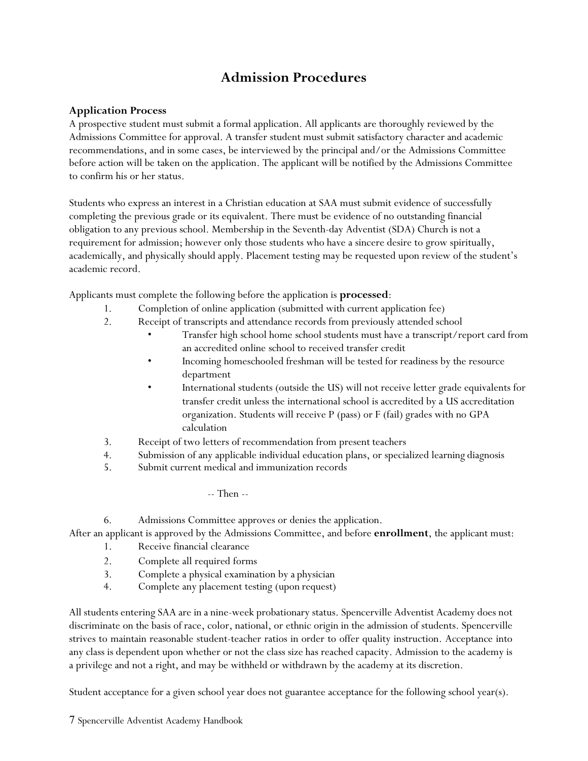# Admission Procedures

### Application Process

A prospective student must submit a formal application. All applicants are thoroughly reviewed by the Admissions Committee for approval. A transfer student must submit satisfactory character and academic recommendations, and in some cases, be interviewed by the principal and/or the Admissions Committee before action will be taken on the application. The applicant will be notified by the Admissions Committee to confirm his or her status.

Students who express an interest in a Christian education at SAA must submit evidence of successfully completing the previous grade or its equivalent. There must be evidence of no outstanding financial obligation to any previous school. Membership in the Seventh-day Adventist (SDA) Church is not a requirement for admission; however only those students who have a sincere desire to grow spiritually, academically, and physically should apply. Placement testing may be requested upon review of the student's academic record.

Applicants must complete the following before the application is **processed**:

1. Completion of online application (submitted with current application fee)
2. Receipt of transcripts and attendance records from previously attended school
   - Transfer high school home school students must have a transcript/report card from an accredited online school to received transfer credit
   - Incoming homeschooled freshman will be tested for readiness by the resource department
   - International students (outside the US) will not receive letter grade equivalents for transfer credit unless the international school is accredited by a US accreditation organization. Students will receive P (pass) or F (fail) grades with no GPA calculation
3. Receipt of two letters of recommendation from present teachers
4. Submission of any applicable individual education plans, or specialized learning diagnosis
5. Submit current medical and immunization records

-- Then --

6. Admissions Committee approves or denies the application.

After an applicant is approved by the Admissions Committee, and before **enrollment**, the applicant must:

1. Receive financial clearance
2. Complete all required forms
3. Complete a physical examination by a physician
4. Complete any placement testing (upon request)

All students entering SAA are in a nine-week probationary status. Spencerville Adventist Academy does not discriminate on the basis of race, color, national, or ethnic origin in the admission of students. Spencerville strives to maintain reasonable student-teacher ratios in order to offer quality instruction. Acceptance into any class is dependent upon whether or not the class size has reached capacity. Admission to the academy is a privilege and not a right, and may be withheld or withdrawn by the academy at its discretion.

Student acceptance for a given school year does not guarantee acceptance for the following school year(s).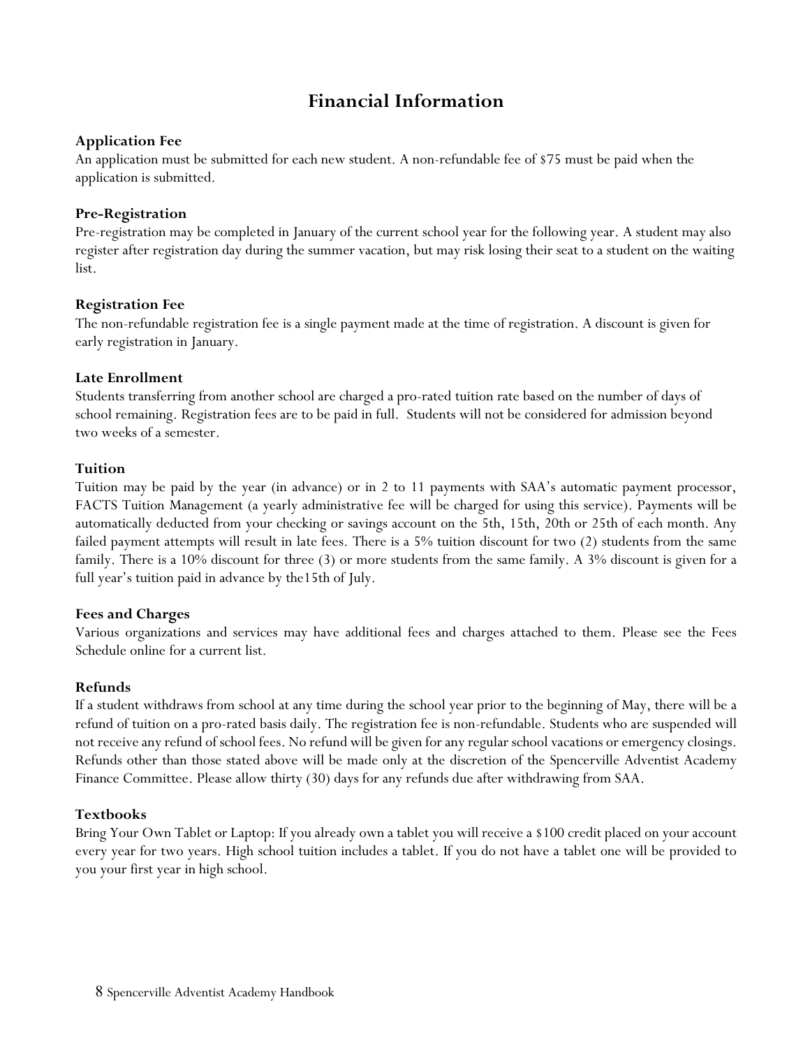# Financial Information

### Application Fee

An application must be submitted for each new student. A non-refundable fee of $75 must be paid when the application is submitted.

### Pre-Registration

Pre-registration may be completed in January of the current school year for the following year. A student may also register after registration day during the summer vacation, but may risk losing their seat to a student on the waiting list.

### Registration Fee

The non-refundable registration fee is a single payment made at the time of registration. A discount is given for early registration in January.

### Late Enrollment

Students transferring from another school are charged a pro-rated tuition rate based on the number of days of school remaining. Registration fees are to be paid in full. Students will not be considered for admission beyond two weeks of a semester.

### Tuition

Tuition may be paid by the year (in advance) or in 2 to 11 payments with SAA's automatic payment processor, FACTS Tuition Management (a yearly administrative fee will be charged for using this service). Payments will be automatically deducted from your checking or savings account on the 5th, 15th, 20th or 25th of each month. Any failed payment attempts will result in late fees. There is a 5% tuition discount for two (2) students from the same family. There is a 10% discount for three (3) or more students from the same family. A 3% discount is given for a full year's tuition paid in advance by the15th of July.

### Fees and Charges

Various organizations and services may have additional fees and charges attached to them. Please see the Fees Schedule online for a current list.

### Refunds

If a student withdraws from school at any time during the school year prior to the beginning of May, there will be a refund of tuition on a pro-rated basis daily. The registration fee is non-refundable. Students who are suspended will not receive any refund of school fees. No refund will be given for any regular school vacations or emergency closings. Refunds other than those stated above will be made only at the discretion of the Spencerville Adventist Academy Finance Committee. Please allow thirty (30) days for any refunds due after withdrawing from SAA.

### Textbooks

Bring Your Own Tablet or Laptop: If you already own a tablet you will receive a $100 credit placed on your account every year for two years. High school tuition includes a tablet. If you do not have a tablet one will be provided to you your first year in high school.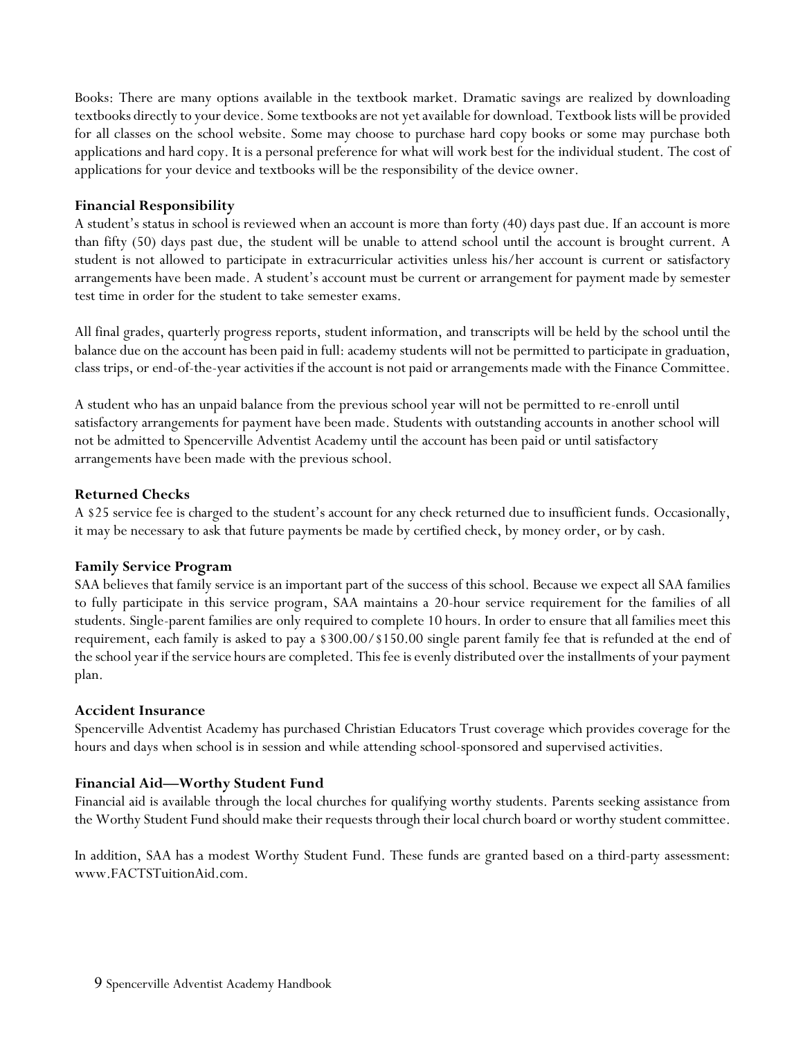Books: There are many options available in the textbook market. Dramatic savings are realized by downloading textbooks directly to your device. Some textbooks are not yet available for download. Textbook lists will be provided for all classes on the school website. Some may choose to purchase hard copy books or some may purchase both applications and hard copy. It is a personal preference for what will work best for the individual student. The cost of applications for your device and textbooks will be the responsibility of the device owner.

### Financial Responsibility

A student's status in school is reviewed when an account is more than forty (40) days past due. If an account is more than fifty (50) days past due, the student will be unable to attend school until the account is brought current. A student is not allowed to participate in extracurricular activities unless his/her account is current or satisfactory arrangements have been made. A student's account must be current or arrangement for payment made by semester test time in order for the student to take semester exams.

All final grades, quarterly progress reports, student information, and transcripts will be held by the school until the balance due on the account has been paid in full: academy students will not be permitted to participate in graduation, class trips, or end-of-the-year activities if the account is not paid or arrangements made with the Finance Committee.

A student who has an unpaid balance from the previous school year will not be permitted to re-enroll until satisfactory arrangements for payment have been made. Students with outstanding accounts in another school will not be admitted to Spencerville Adventist Academy until the account has been paid or until satisfactory arrangements have been made with the previous school.

### Returned Checks

A $25 service fee is charged to the student's account for any check returned due to insufficient funds. Occasionally, it may be necessary to ask that future payments be made by certified check, by money order, or by cash.

### Family Service Program

SAA believes that family service is an important part of the success of this school. Because we expect all SAA families to fully participate in this service program, SAA maintains a 20-hour service requirement for the families of all students. Single-parent families are only required to complete 10 hours. In order to ensure that all families meet this requirement, each family is asked to pay a $300.00/$150.00 single parent family fee that is refunded at the end of the school year if the service hours are completed. This fee is evenly distributed over the installments of your payment plan.

### Accident Insurance

Spencerville Adventist Academy has purchased Christian Educators Trust coverage which provides coverage for the hours and days when school is in session and while attending school-sponsored and supervised activities.

### Financial Aid—Worthy Student Fund

Financial aid is available through the local churches for qualifying worthy students. Parents seeking assistance from the Worthy Student Fund should make their requests through their local church board or worthy student committee.

In addition, SAA has a modest Worthy Student Fund. These funds are granted based on a third-party assessment: www.FACTSTuitionAid.com.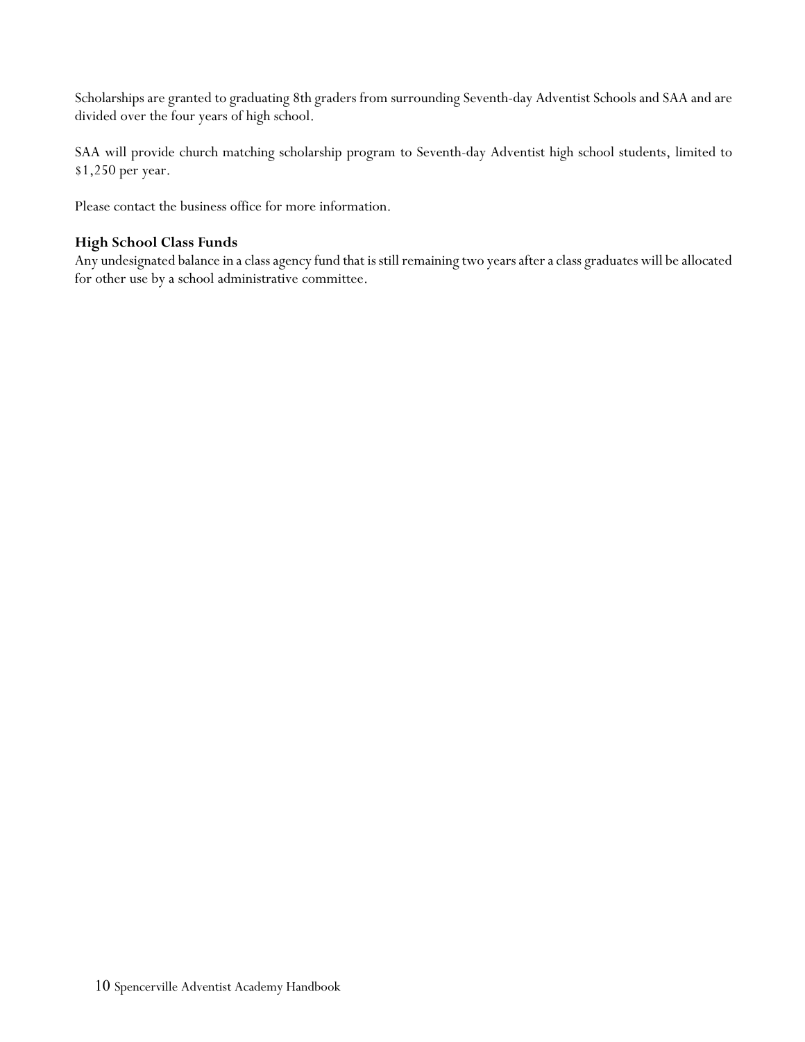Scholarships are granted to graduating 8th graders from surrounding Seventh-day Adventist Schools and SAA and are divided over the four years of high school.

SAA will provide church matching scholarship program to Seventh-day Adventist high school students, limited to $1,250 per year.

Please contact the business office for more information.

### High School Class Funds

Any undesignated balance in a class agency fund that is still remaining two years after a class graduates will be allocated for other use by a school administrative committee.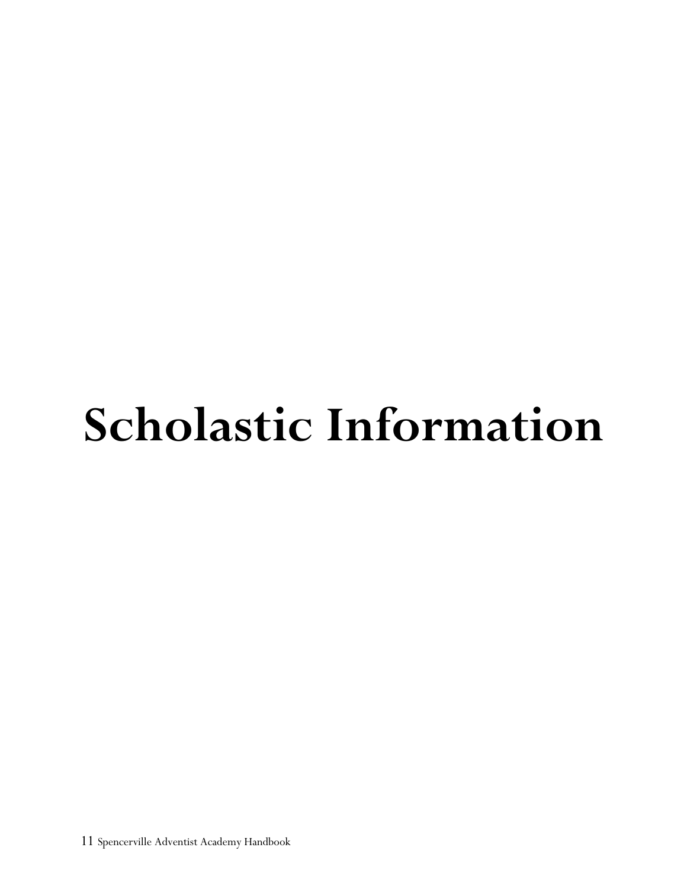# Scholastic Information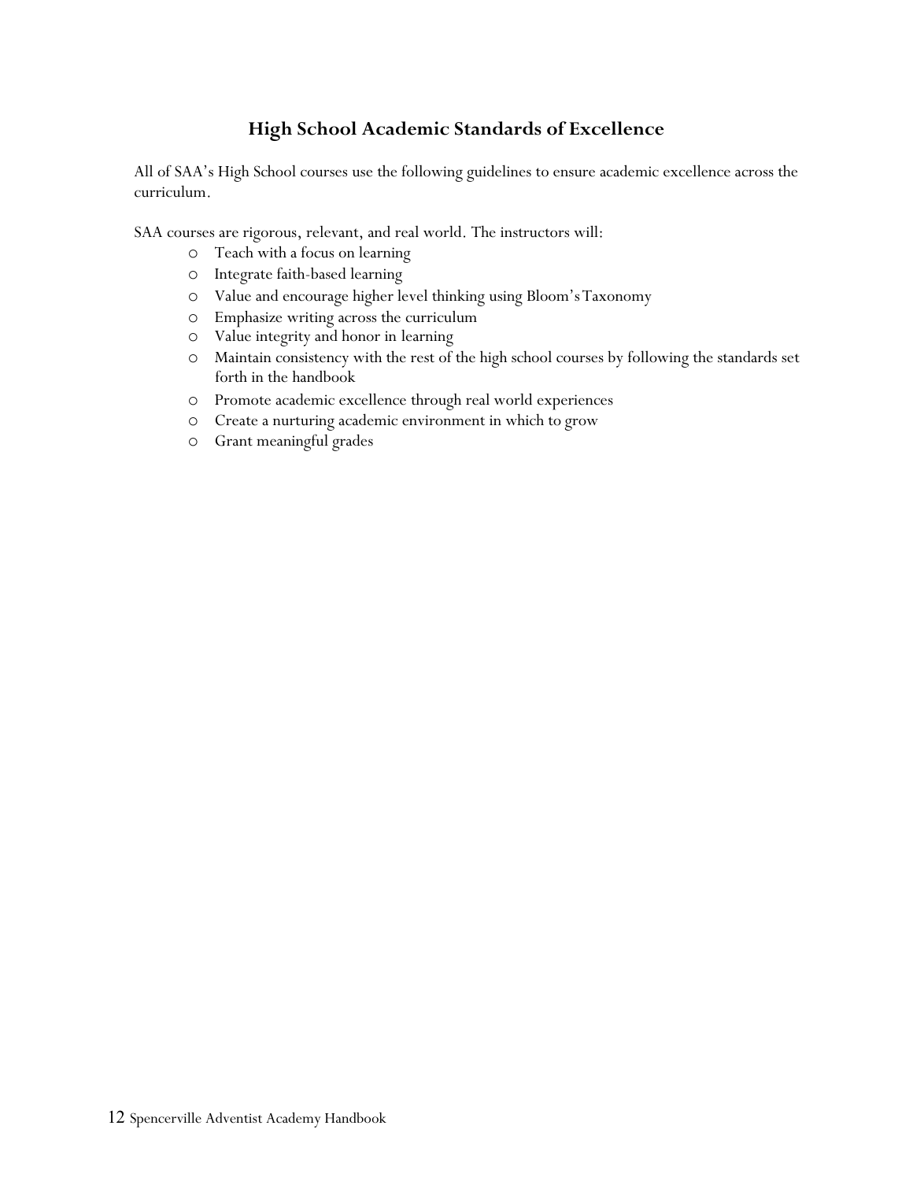## High School Academic Standards of Excellence

All of SAA's High School courses use the following guidelines to ensure academic excellence across the curriculum.

SAA courses are rigorous, relevant, and real world. The instructors will:

- Teach with a focus on learning
- Integrate faith-based learning
- Value and encourage higher level thinking using Bloom's Taxonomy
- Emphasize writing across the curriculum
- Value integrity and honor in learning
- Maintain consistency with the rest of the high school courses by following the standards set forth in the handbook
- Promote academic excellence through real world experiences
- Create a nurturing academic environment in which to grow
- Grant meaningful grades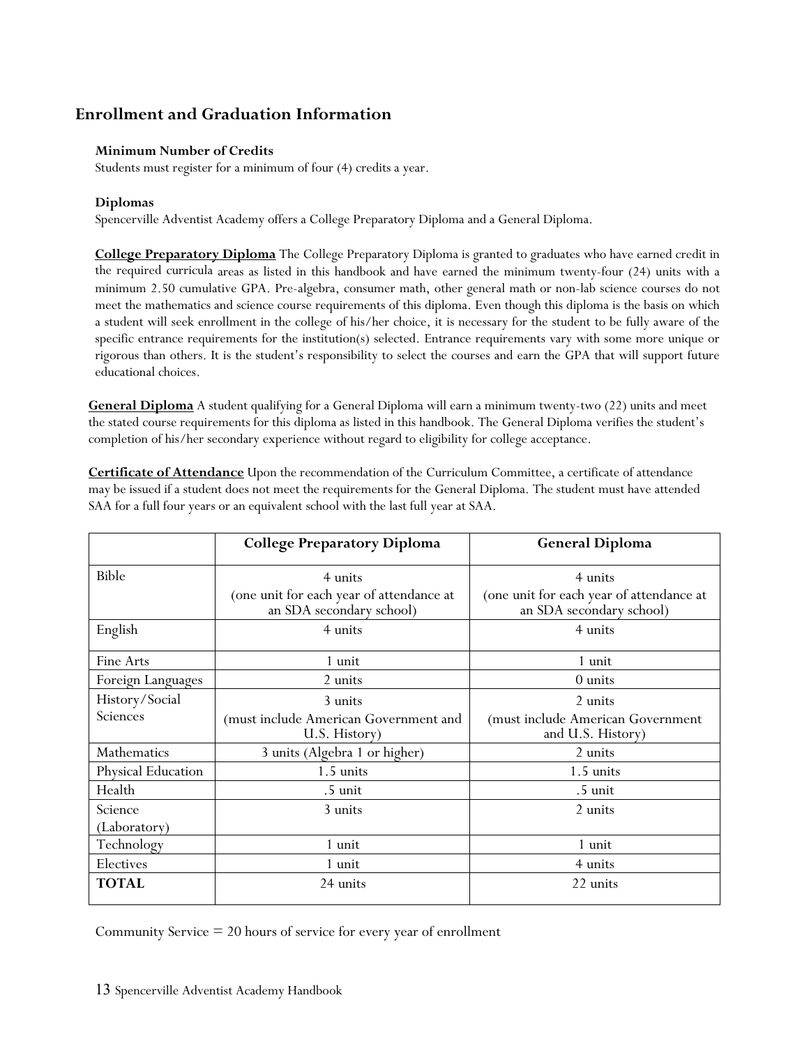## Enrollment and Graduation Information

### Minimum Number of Credits

Students must register for a minimum of four (4) credits a year.

### Diplomas

Spencerville Adventist Academy offers a College Preparatory Diploma and a General Diploma.

**College Preparatory Diploma** The College Preparatory Diploma is granted to graduates who have earned credit in the required curricula areas as listed in this handbook and have earned the minimum twenty-four (24) units with a minimum 2.50 cumulative GPA. Pre-algebra, consumer math, other general math or non-lab science courses do not meet the mathematics and science course requirements of this diploma. Even though this diploma is the basis on which a student will seek enrollment in the college of his/her choice, it is necessary for the student to be fully aware of the specific entrance requirements for the institution(s) selected. Entrance requirements vary with some more unique or rigorous than others. It is the student's responsibility to select the courses and earn the GPA that will support future educational choices.

**General Diploma** A student qualifying for a General Diploma will earn a minimum twenty-two (22) units and meet the stated course requirements for this diploma as listed in this handbook. The General Diploma verifies the student's completion of his/her secondary experience without regard to eligibility for college acceptance.

**Certificate of Attendance** Upon the recommendation of the Curriculum Committee, a certificate of attendance may be issued if a student does not meet the requirements for the General Diploma. The student must have attended SAA for a full four years or an equivalent school with the last full year at SAA.

| | College Preparatory Diploma | General Diploma |
|---|---|---|
| Bible | 4 units (one unit for each year of attendance at an SDA secondary school) | 4 units (one unit for each year of attendance at an SDA secondary school) |
| English | 4 units | 4 units |
| Fine Arts | 1 unit | 1 unit |
| Foreign Languages | 2 units | 0 units |
| History/Social Sciences | 3 units (must include American Government and U.S. History) | 2 units (must include American Government and U.S. History) |
| Mathematics | 3 units (Algebra 1 or higher) | 2 units |
| Physical Education | 1.5 units | 1.5 units |
| Health | .5 unit | .5 unit |
| Science (Laboratory) | 3 units | 2 units |
| Technology | 1 unit | 1 unit |
| Electives | 1 unit | 4 units |
| **TOTAL** | 24 units | 22 units |

Community Service = 20 hours of service for every year of enrollment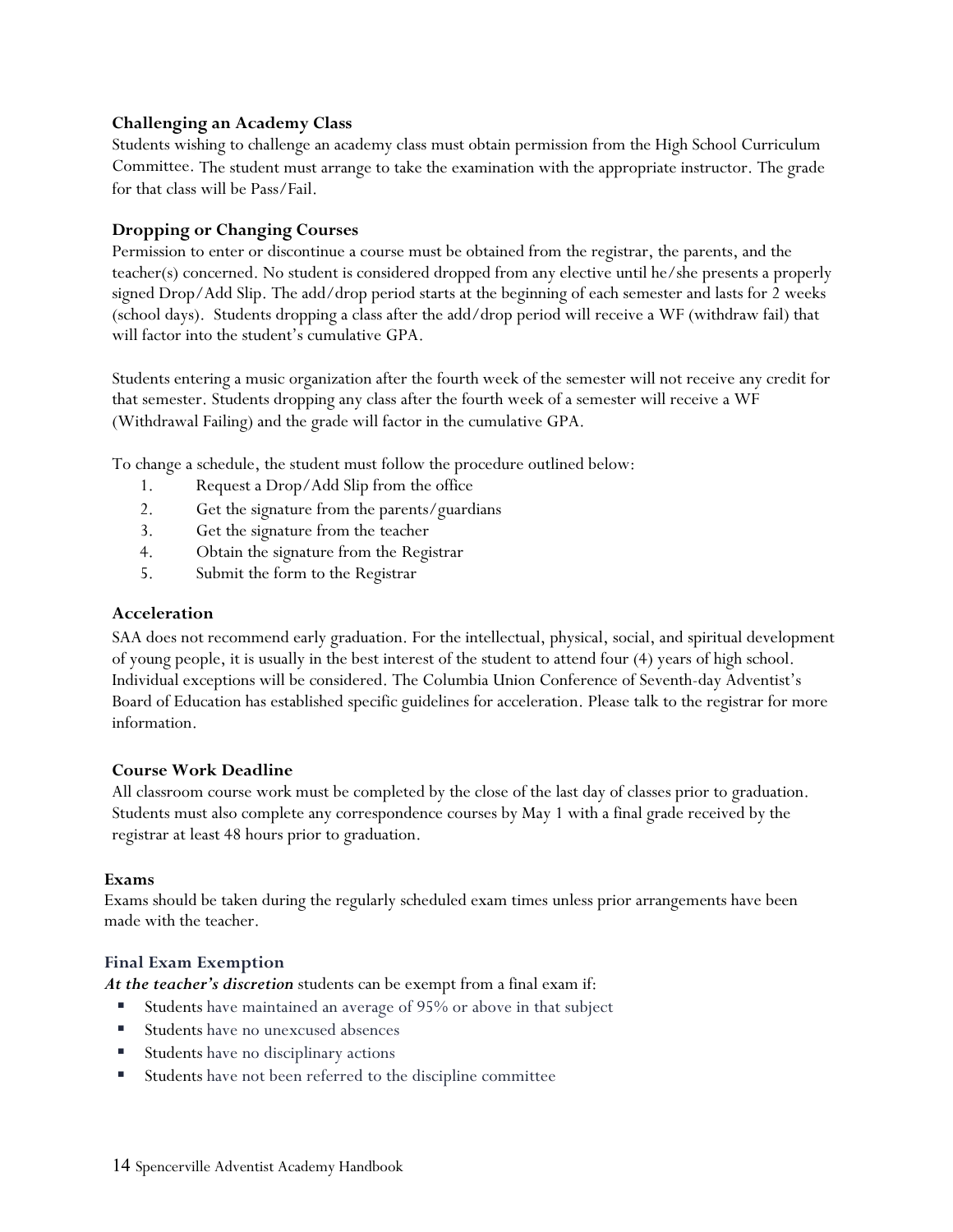### Challenging an Academy Class

Students wishing to challenge an academy class must obtain permission from the High School Curriculum Committee. The student must arrange to take the examination with the appropriate instructor. The grade for that class will be Pass/Fail.

### Dropping or Changing Courses

Permission to enter or discontinue a course must be obtained from the registrar, the parents, and the teacher(s) concerned. No student is considered dropped from any elective until he/she presents a properly signed Drop/Add Slip. The add/drop period starts at the beginning of each semester and lasts for 2 weeks (school days). Students dropping a class after the add/drop period will receive a WF (withdraw fail) that will factor into the student's cumulative GPA.

Students entering a music organization after the fourth week of the semester will not receive any credit for that semester. Students dropping any class after the fourth week of a semester will receive a WF (Withdrawal Failing) and the grade will factor in the cumulative GPA.

To change a schedule, the student must follow the procedure outlined below:

1. Request a Drop/Add Slip from the office
2. Get the signature from the parents/guardians
3. Get the signature from the teacher
4. Obtain the signature from the Registrar
5. Submit the form to the Registrar

### Acceleration

SAA does not recommend early graduation. For the intellectual, physical, social, and spiritual development of young people, it is usually in the best interest of the student to attend four (4) years of high school. Individual exceptions will be considered. The Columbia Union Conference of Seventh-day Adventist's Board of Education has established specific guidelines for acceleration. Please talk to the registrar for more information.

### Course Work Deadline

All classroom course work must be completed by the close of the last day of classes prior to graduation. Students must also complete any correspondence courses by May 1 with a final grade received by the registrar at least 48 hours prior to graduation.

### Exams

Exams should be taken during the regularly scheduled exam times unless prior arrangements have been made with the teacher.

### Final Exam Exemption

***At the teacher's discretion*** students can be exempt from a final exam if:

- Students have maintained an average of 95% or above in that subject
- Students have no unexcused absences
- Students have no disciplinary actions
- Students have not been referred to the discipline committee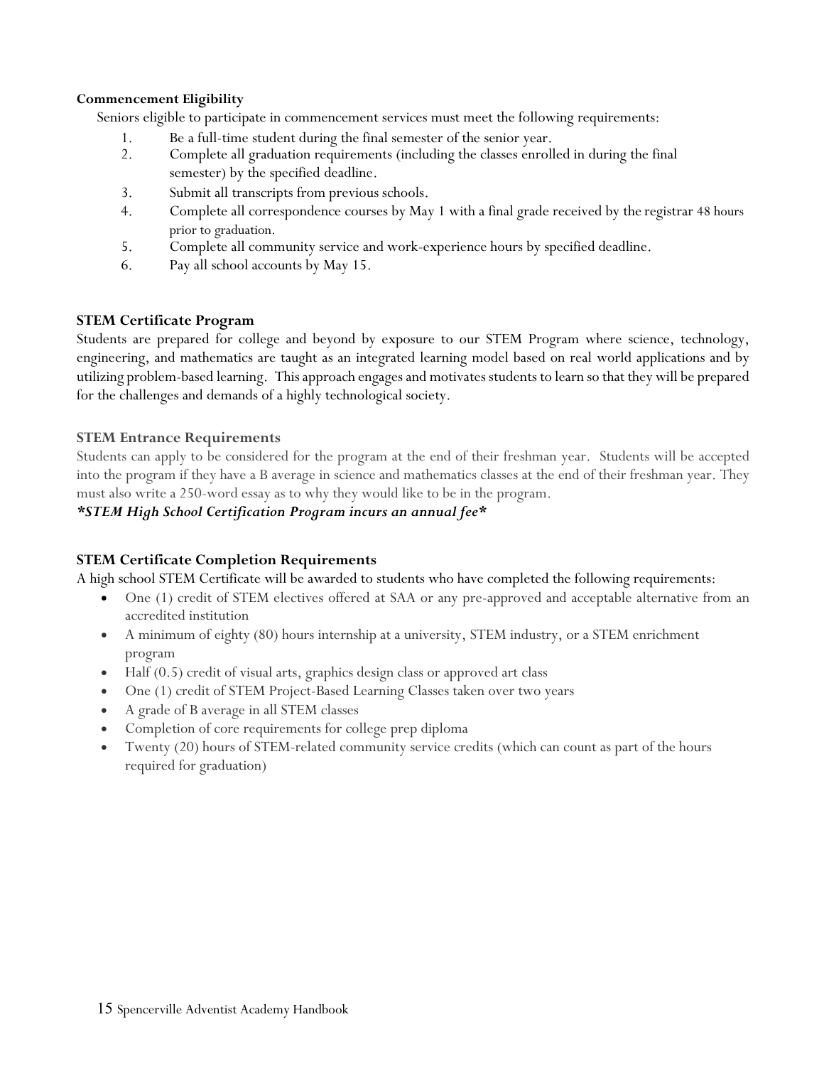**Commencement Eligibility**

Seniors eligible to participate in commencement services must meet the following requirements:

1. Be a full-time student during the final semester of the senior year.
2. Complete all graduation requirements (including the classes enrolled in during the final semester) by the specified deadline.
3. Submit all transcripts from previous schools.
4. Complete all correspondence courses by May 1 with a final grade received by the registrar 48 hours prior to graduation.
5. Complete all community service and work-experience hours by specified deadline.
6. Pay all school accounts by May 15.

## STEM Certificate Program

Students are prepared for college and beyond by exposure to our STEM Program where science, technology, engineering, and mathematics are taught as an integrated learning model based on real world applications and by utilizing problem-based learning. This approach engages and motivates students to learn so that they will be prepared for the challenges and demands of a highly technological society.

### STEM Entrance Requirements

Students can apply to be considered for the program at the end of their freshman year. Students will be accepted into the program if they have a B average in science and mathematics classes at the end of their freshman year. They must also write a 250-word essay as to why they would like to be in the program.

***STEM High School Certification Program incurs an annual fee***

### STEM Certificate Completion Requirements

A high school STEM Certificate will be awarded to students who have completed the following requirements:

- One (1) credit of STEM electives offered at SAA or any pre-approved and acceptable alternative from an accredited institution
- A minimum of eighty (80) hours internship at a university, STEM industry, or a STEM enrichment program
- Half (0.5) credit of visual arts, graphics design class or approved art class
- One (1) credit of STEM Project-Based Learning Classes taken over two years
- A grade of B average in all STEM classes
- Completion of core requirements for college prep diploma
- Twenty (20) hours of STEM-related community service credits (which can count as part of the hours required for graduation)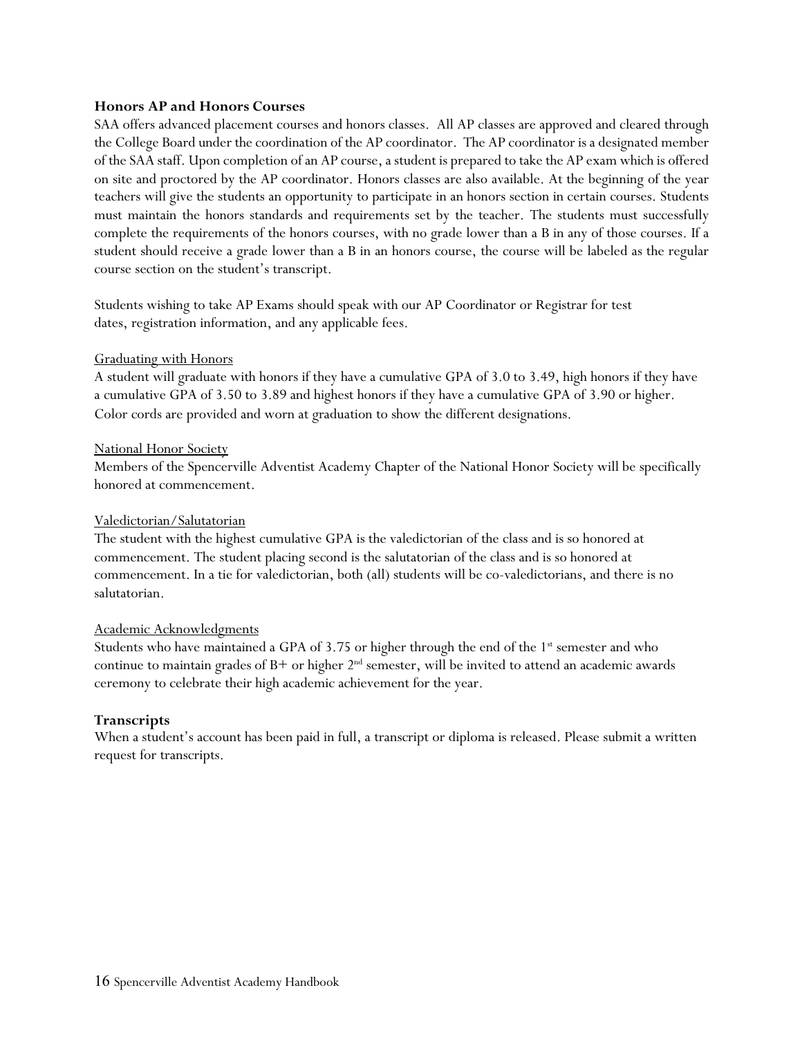## Honors AP and Honors Courses

SAA offers advanced placement courses and honors classes. All AP classes are approved and cleared through the College Board under the coordination of the AP coordinator. The AP coordinator is a designated member of the SAA staff. Upon completion of an AP course, a student is prepared to take the AP exam which is offered on site and proctored by the AP coordinator. Honors classes are also available. At the beginning of the year teachers will give the students an opportunity to participate in an honors section in certain courses. Students must maintain the honors standards and requirements set by the teacher. The students must successfully complete the requirements of the honors courses, with no grade lower than a B in any of those courses. If a student should receive a grade lower than a B in an honors course, the course will be labeled as the regular course section on the student's transcript.

Students wishing to take AP Exams should speak with our AP Coordinator or Registrar for test dates, registration information, and any applicable fees.

### Graduating with Honors

A student will graduate with honors if they have a cumulative GPA of 3.0 to 3.49, high honors if they have a cumulative GPA of 3.50 to 3.89 and highest honors if they have a cumulative GPA of 3.90 or higher. Color cords are provided and worn at graduation to show the different designations.

### National Honor Society

Members of the Spencerville Adventist Academy Chapter of the National Honor Society will be specifically honored at commencement.

### Valedictorian/Salutatorian

The student with the highest cumulative GPA is the valedictorian of the class and is so honored at commencement. The student placing second is the salutatorian of the class and is so honored at commencement. In a tie for valedictorian, both (all) students will be co-valedictorians, and there is no salutatorian.

### Academic Acknowledgments

Students who have maintained a GPA of 3.75 or higher through the end of the 1st semester and who continue to maintain grades of B+ or higher 2nd semester, will be invited to attend an academic awards ceremony to celebrate their high academic achievement for the year.

## Transcripts

When a student's account has been paid in full, a transcript or diploma is released. Please submit a written request for transcripts.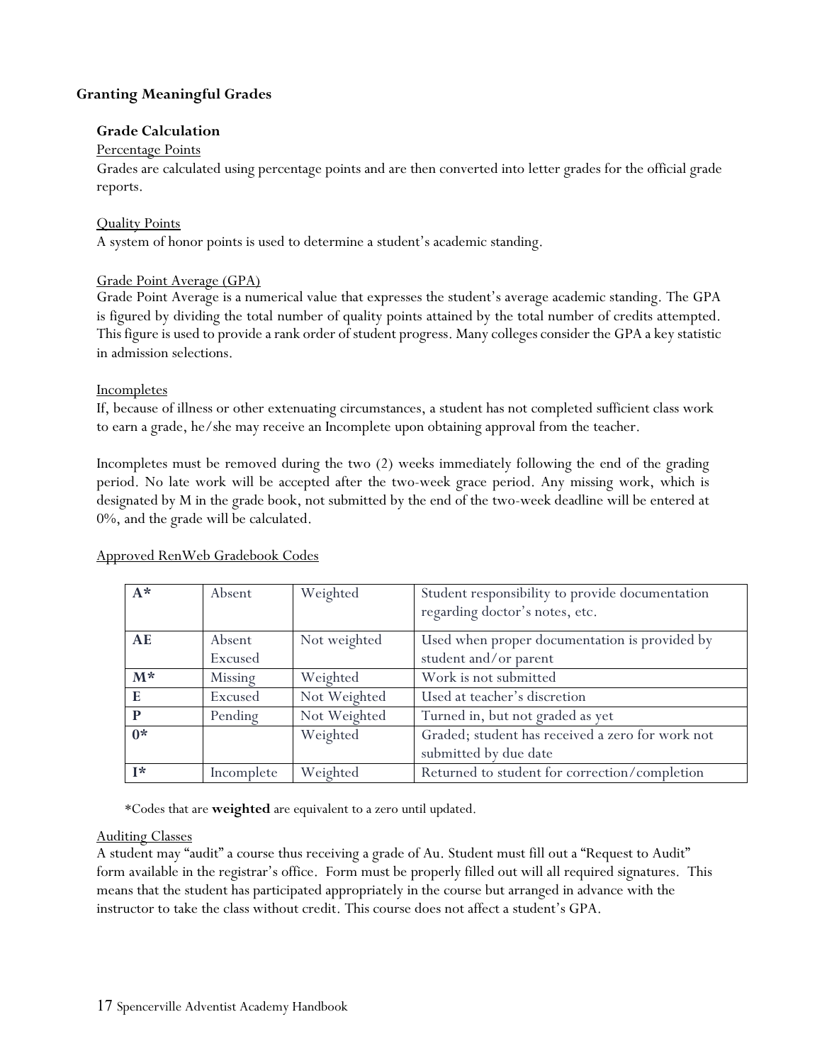## Granting Meaningful Grades

### Grade Calculation

Percentage Points

Grades are calculated using percentage points and are then converted into letter grades for the official grade reports.

Quality Points

A system of honor points is used to determine a student's academic standing.

Grade Point Average (GPA)

Grade Point Average is a numerical value that expresses the student's average academic standing. The GPA is figured by dividing the total number of quality points attained by the total number of credits attempted. This figure is used to provide a rank order of student progress. Many colleges consider the GPA a key statistic in admission selections.

Incompletes

If, because of illness or other extenuating circumstances, a student has not completed sufficient class work to earn a grade, he/she may receive an Incomplete upon obtaining approval from the teacher.

Incompletes must be removed during the two (2) weeks immediately following the end of the grading period. No late work will be accepted after the two-week grace period. Any missing work, which is designated by M in the grade book, not submitted by the end of the two-week deadline will be entered at 0%, and the grade will be calculated.

Approved RenWeb Gradebook Codes

| Code | Meaning | Weighting | Description |
|---|---|---|---|
| **A*** | Absent | Weighted | Student responsibility to provide documentation regarding doctor's notes, etc. |
| **AE** | Absent Excused | Not weighted | Used when proper documentation is provided by student and/or parent |
| **M*** | Missing | Weighted | Work is not submitted |
| **E** | Excused | Not Weighted | Used at teacher's discretion |
| **P** | Pending | Not Weighted | Turned in, but not graded as yet |
| **0*** | | Weighted | Graded; student has received a zero for work not submitted by due date |
| **I*** | Incomplete | Weighted | Returned to student for correction/completion |

*Codes that are **weighted** are equivalent to a zero until updated.

Auditing Classes

A student may "audit" a course thus receiving a grade of Au. Student must fill out a "Request to Audit" form available in the registrar's office. Form must be properly filled out will all required signatures. This means that the student has participated appropriately in the course but arranged in advance with the instructor to take the class without credit. This course does not affect a student's GPA.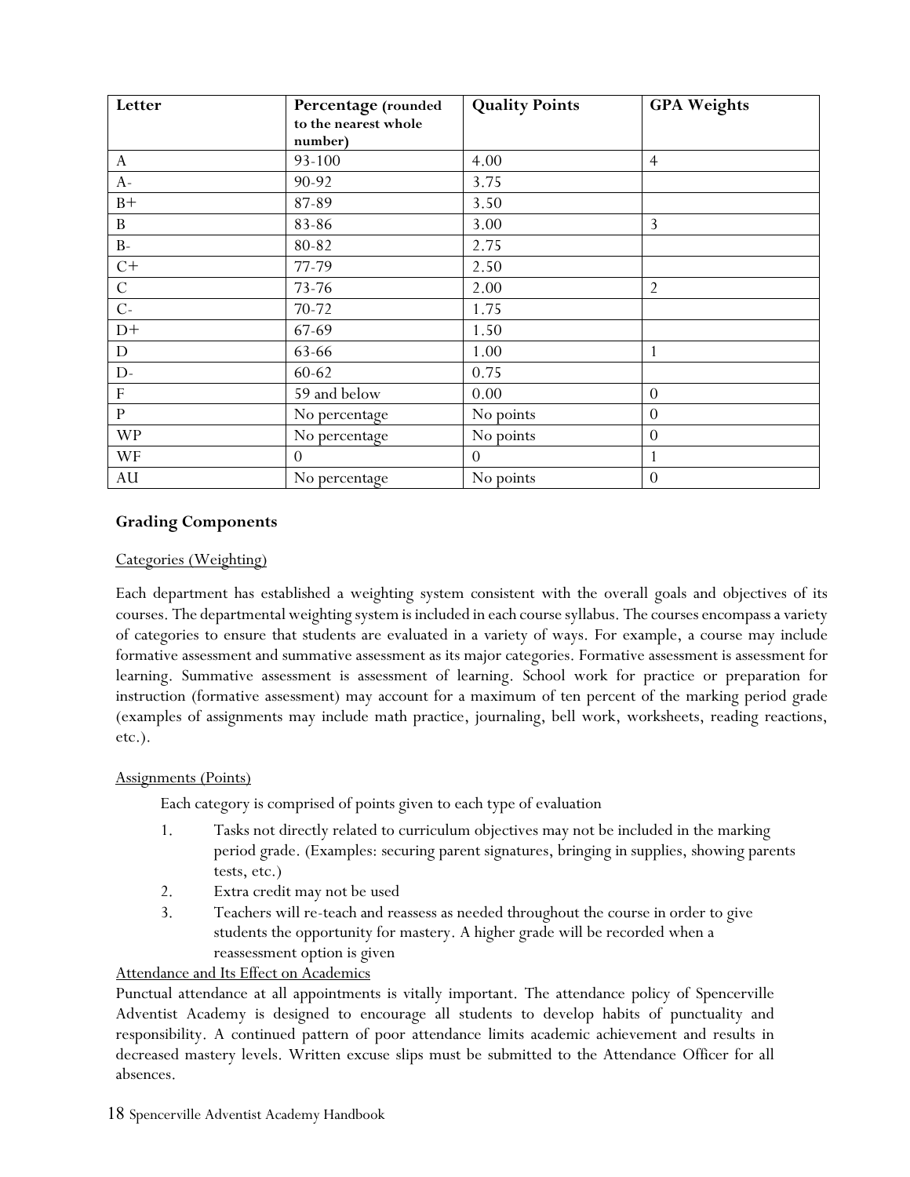| Letter | Percentage (rounded to the nearest whole number) | Quality Points | GPA Weights |
|---|---|---|---|
| A | 93-100 | 4.00 | 4 |
| A- | 90-92 | 3.75 | |
| B+ | 87-89 | 3.50 | |
| B | 83-86 | 3.00 | 3 |
| B- | 80-82 | 2.75 | |
| C+ | 77-79 | 2.50 | |
| C | 73-76 | 2.00 | 2 |
| C- | 70-72 | 1.75 | |
| D+ | 67-69 | 1.50 | |
| D | 63-66 | 1.00 | 1 |
| D- | 60-62 | 0.75 | |
| F | 59 and below | 0.00 | 0 |
| P | No percentage | No points | 0 |
| WP | No percentage | No points | 0 |
| WF | 0 | 0 | 1 |
| AU | No percentage | No points | 0 |

### Grading Components

Categories (Weighting)

Each department has established a weighting system consistent with the overall goals and objectives of its courses. The departmental weighting system is included in each course syllabus. The courses encompass a variety of categories to ensure that students are evaluated in a variety of ways. For example, a course may include formative assessment and summative assessment as its major categories. Formative assessment is assessment for learning. Summative assessment is assessment of learning. School work for practice or preparation for instruction (formative assessment) may account for a maximum of ten percent of the marking period grade (examples of assignments may include math practice, journaling, bell work, worksheets, reading reactions, etc.).

Assignments (Points)

Each category is comprised of points given to each type of evaluation

1. Tasks not directly related to curriculum objectives may not be included in the marking period grade. (Examples: securing parent signatures, bringing in supplies, showing parents tests, etc.)
2. Extra credit may not be used
3. Teachers will re-teach and reassess as needed throughout the course in order to give students the opportunity for mastery. A higher grade will be recorded when a reassessment option is given

Attendance and Its Effect on Academics

Punctual attendance at all appointments is vitally important. The attendance policy of Spencerville Adventist Academy is designed to encourage all students to develop habits of punctuality and responsibility. A continued pattern of poor attendance limits academic achievement and results in decreased mastery levels. Written excuse slips must be submitted to the Attendance Officer for all absences.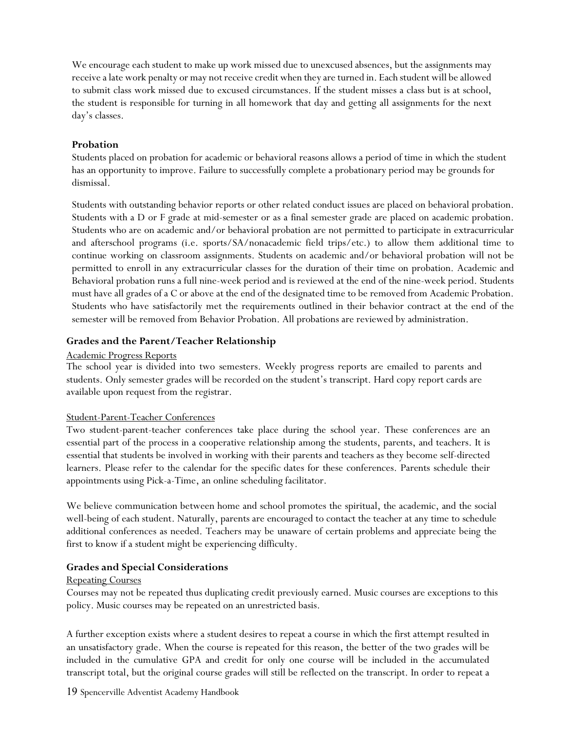We encourage each student to make up work missed due to unexcused absences, but the assignments may receive a late work penalty or may not receive credit when they are turned in. Each student will be allowed to submit class work missed due to excused circumstances. If the student misses a class but is at school, the student is responsible for turning in all homework that day and getting all assignments for the next day's classes.

### Probation

Students placed on probation for academic or behavioral reasons allows a period of time in which the student has an opportunity to improve. Failure to successfully complete a probationary period may be grounds for dismissal.

Students with outstanding behavior reports or other related conduct issues are placed on behavioral probation. Students with a D or F grade at mid-semester or as a final semester grade are placed on academic probation. Students who are on academic and/or behavioral probation are not permitted to participate in extracurricular and afterschool programs (i.e. sports/SA/nonacademic field trips/etc.) to allow them additional time to continue working on classroom assignments. Students on academic and/or behavioral probation will not be permitted to enroll in any extracurricular classes for the duration of their time on probation. Academic and Behavioral probation runs a full nine-week period and is reviewed at the end of the nine-week period. Students must have all grades of a C or above at the end of the designated time to be removed from Academic Probation. Students who have satisfactorily met the requirements outlined in their behavior contract at the end of the semester will be removed from Behavior Probation. All probations are reviewed by administration.

## Grades and the Parent/Teacher Relationship

Academic Progress Reports

The school year is divided into two semesters. Weekly progress reports are emailed to parents and students. Only semester grades will be recorded on the student's transcript. Hard copy report cards are available upon request from the registrar.

Student-Parent-Teacher Conferences

Two student-parent-teacher conferences take place during the school year. These conferences are an essential part of the process in a cooperative relationship among the students, parents, and teachers. It is essential that students be involved in working with their parents and teachers as they become self-directed learners. Please refer to the calendar for the specific dates for these conferences. Parents schedule their appointments using Pick-a-Time, an online scheduling facilitator.

We believe communication between home and school promotes the spiritual, the academic, and the social well-being of each student. Naturally, parents are encouraged to contact the teacher at any time to schedule additional conferences as needed. Teachers may be unaware of certain problems and appreciate being the first to know if a student might be experiencing difficulty.

## Grades and Special Considerations

Repeating Courses

Courses may not be repeated thus duplicating credit previously earned. Music courses are exceptions to this policy. Music courses may be repeated on an unrestricted basis.

A further exception exists where a student desires to repeat a course in which the first attempt resulted in an unsatisfactory grade. When the course is repeated for this reason, the better of the two grades will be included in the cumulative GPA and credit for only one course will be included in the accumulated transcript total, but the original course grades will still be reflected on the transcript. In order to repeat a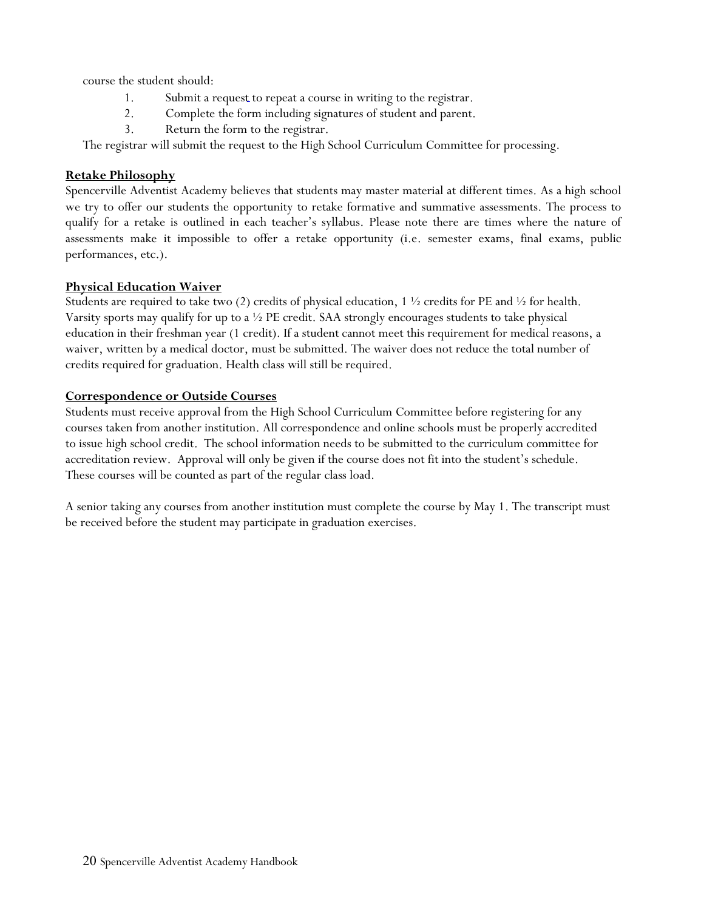course the student should:

1. Submit a request to repeat a course in writing to the registrar.
2. Complete the form including signatures of student and parent.
3. Return the form to the registrar.

The registrar will submit the request to the High School Curriculum Committee for processing.

## Retake Philosophy

Spencerville Adventist Academy believes that students may master material at different times. As a high school we try to offer our students the opportunity to retake formative and summative assessments. The process to qualify for a retake is outlined in each teacher's syllabus. Please note there are times where the nature of assessments make it impossible to offer a retake opportunity (i.e. semester exams, final exams, public performances, etc.).

## Physical Education Waiver

Students are required to take two (2) credits of physical education, 1 ½ credits for PE and ½ for health. Varsity sports may qualify for up to a ½ PE credit. SAA strongly encourages students to take physical education in their freshman year (1 credit). If a student cannot meet this requirement for medical reasons, a waiver, written by a medical doctor, must be submitted. The waiver does not reduce the total number of credits required for graduation. Health class will still be required.

## Correspondence or Outside Courses

Students must receive approval from the High School Curriculum Committee before registering for any courses taken from another institution. All correspondence and online schools must be properly accredited to issue high school credit. The school information needs to be submitted to the curriculum committee for accreditation review. Approval will only be given if the course does not fit into the student's schedule. These courses will be counted as part of the regular class load.

A senior taking any courses from another institution must complete the course by May 1. The transcript must be received before the student may participate in graduation exercises.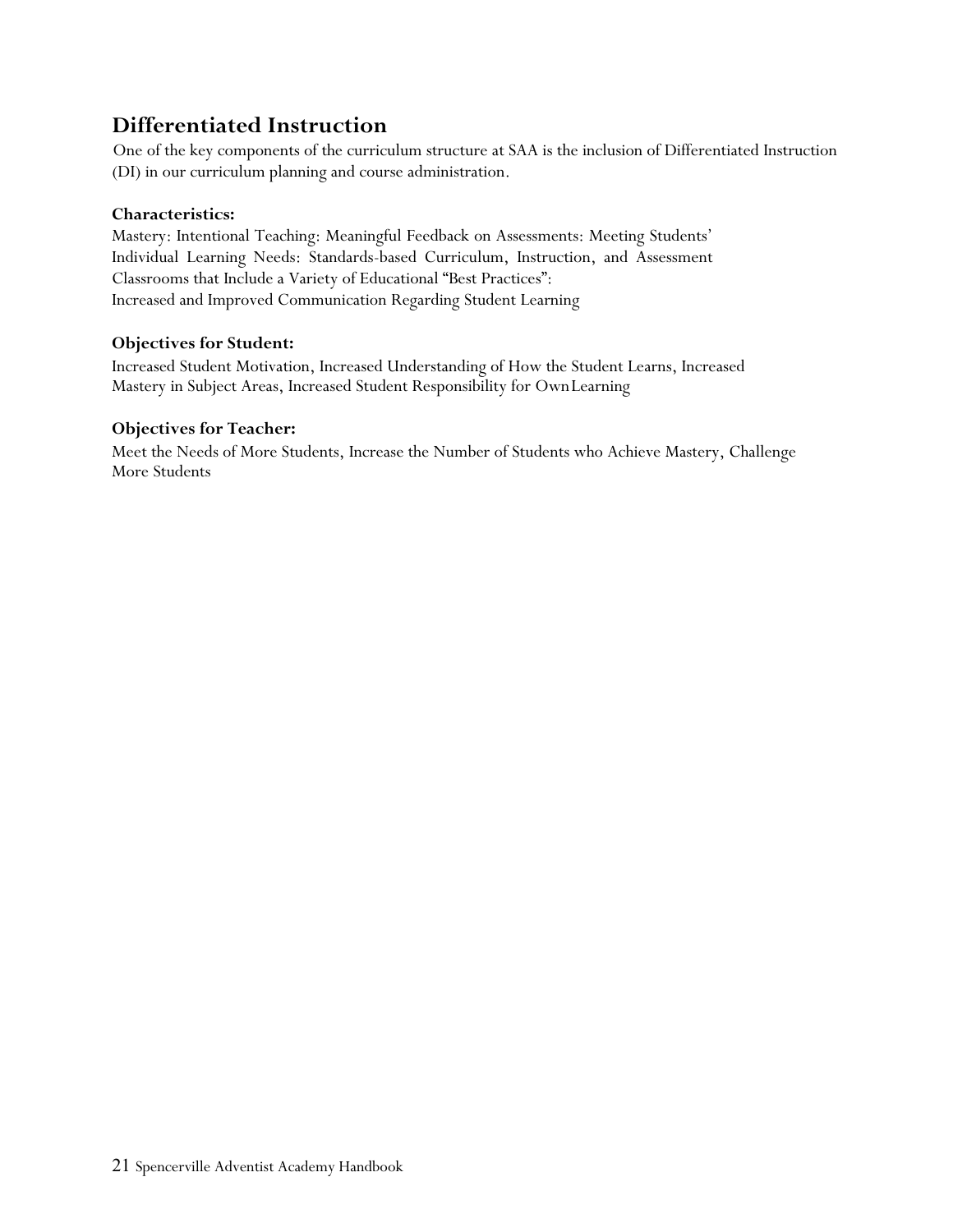## Differentiated Instruction

One of the key components of the curriculum structure at SAA is the inclusion of Differentiated Instruction (DI) in our curriculum planning and course administration.

**Characteristics:**

Mastery: Intentional Teaching: Meaningful Feedback on Assessments: Meeting Students' Individual Learning Needs: Standards-based Curriculum, Instruction, and Assessment Classrooms that Include a Variety of Educational "Best Practices": Increased and Improved Communication Regarding Student Learning

**Objectives for Student:**

Increased Student Motivation, Increased Understanding of How the Student Learns, Increased Mastery in Subject Areas, Increased Student Responsibility for Own Learning

**Objectives for Teacher:**

Meet the Needs of More Students, Increase the Number of Students who Achieve Mastery, Challenge More Students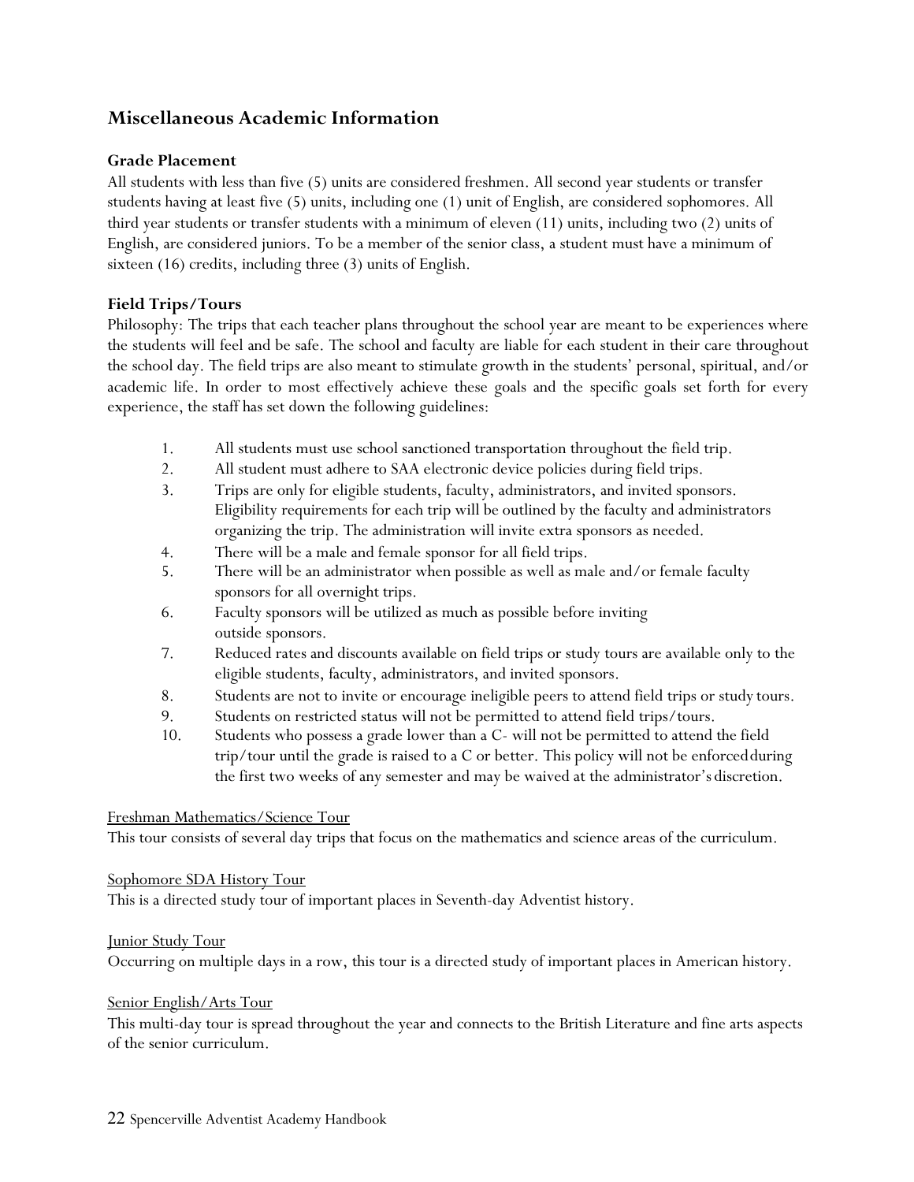## Miscellaneous Academic Information

### Grade Placement

All students with less than five (5) units are considered freshmen. All second year students or transfer students having at least five (5) units, including one (1) unit of English, are considered sophomores. All third year students or transfer students with a minimum of eleven (11) units, including two (2) units of English, are considered juniors. To be a member of the senior class, a student must have a minimum of sixteen (16) credits, including three (3) units of English.

### Field Trips/Tours

Philosophy: The trips that each teacher plans throughout the school year are meant to be experiences where the students will feel and be safe. The school and faculty are liable for each student in their care throughout the school day. The field trips are also meant to stimulate growth in the students' personal, spiritual, and/or academic life. In order to most effectively achieve these goals and the specific goals set forth for every experience, the staff has set down the following guidelines:

1. All students must use school sanctioned transportation throughout the field trip.
2. All student must adhere to SAA electronic device policies during field trips.
3. Trips are only for eligible students, faculty, administrators, and invited sponsors. Eligibility requirements for each trip will be outlined by the faculty and administrators organizing the trip. The administration will invite extra sponsors as needed.
4. There will be a male and female sponsor for all field trips.
5. There will be an administrator when possible as well as male and/or female faculty sponsors for all overnight trips.
6. Faculty sponsors will be utilized as much as possible before inviting outside sponsors.
7. Reduced rates and discounts available on field trips or study tours are available only to the eligible students, faculty, administrators, and invited sponsors.
8. Students are not to invite or encourage ineligible peers to attend field trips or study tours.
9. Students on restricted status will not be permitted to attend field trips/tours.
10. Students who possess a grade lower than a C- will not be permitted to attend the field trip/tour until the grade is raised to a C or better. This policy will not be enforced during the first two weeks of any semester and may be waived at the administrator's discretion.

Freshman Mathematics/Science Tour

This tour consists of several day trips that focus on the mathematics and science areas of the curriculum.

Sophomore SDA History Tour

This is a directed study tour of important places in Seventh-day Adventist history.

Junior Study Tour

Occurring on multiple days in a row, this tour is a directed study of important places in American history.

Senior English/Arts Tour

This multi-day tour is spread throughout the year and connects to the British Literature and fine arts aspects of the senior curriculum.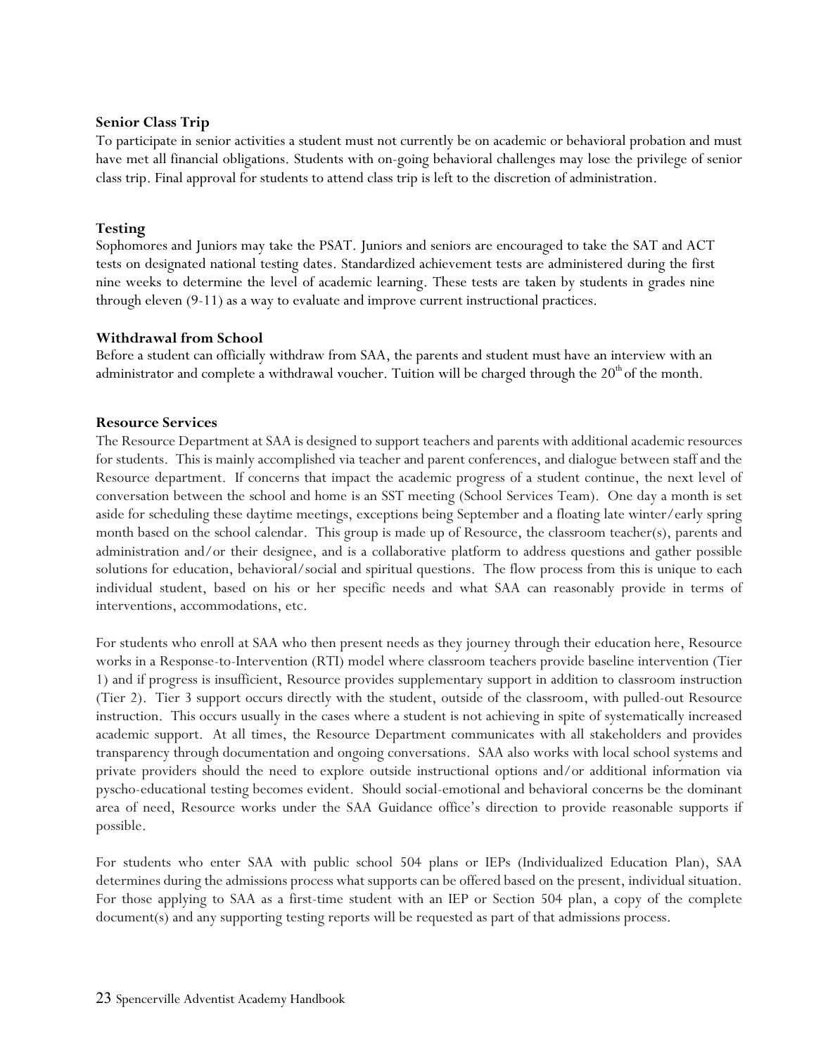**Senior Class Trip**

To participate in senior activities a student must not currently be on academic or behavioral probation and must have met all financial obligations. Students with on-going behavioral challenges may lose the privilege of senior class trip. Final approval for students to attend class trip is left to the discretion of administration.

**Testing**

Sophomores and Juniors may take the PSAT. Juniors and seniors are encouraged to take the SAT and ACT tests on designated national testing dates. Standardized achievement tests are administered during the first nine weeks to determine the level of academic learning. These tests are taken by students in grades nine through eleven (9-11) as a way to evaluate and improve current instructional practices.

**Withdrawal from School**

Before a student can officially withdraw from SAA, the parents and student must have an interview with an administrator and complete a withdrawal voucher. Tuition will be charged through the 20th of the month.

**Resource Services**

The Resource Department at SAA is designed to support teachers and parents with additional academic resources for students. This is mainly accomplished via teacher and parent conferences, and dialogue between staff and the Resource department. If concerns that impact the academic progress of a student continue, the next level of conversation between the school and home is an SST meeting (School Services Team). One day a month is set aside for scheduling these daytime meetings, exceptions being September and a floating late winter/early spring month based on the school calendar. This group is made up of Resource, the classroom teacher(s), parents and administration and/or their designee, and is a collaborative platform to address questions and gather possible solutions for education, behavioral/social and spiritual questions. The flow process from this is unique to each individual student, based on his or her specific needs and what SAA can reasonably provide in terms of interventions, accommodations, etc.

For students who enroll at SAA who then present needs as they journey through their education here, Resource works in a Response-to-Intervention (RTI) model where classroom teachers provide baseline intervention (Tier 1) and if progress is insufficient, Resource provides supplementary support in addition to classroom instruction (Tier 2). Tier 3 support occurs directly with the student, outside of the classroom, with pulled-out Resource instruction. This occurs usually in the cases where a student is not achieving in spite of systematically increased academic support. At all times, the Resource Department communicates with all stakeholders and provides transparency through documentation and ongoing conversations. SAA also works with local school systems and private providers should the need to explore outside instructional options and/or additional information via pyscho-educational testing becomes evident. Should social-emotional and behavioral concerns be the dominant area of need, Resource works under the SAA Guidance office's direction to provide reasonable supports if possible.

For students who enter SAA with public school 504 plans or IEPs (Individualized Education Plan), SAA determines during the admissions process what supports can be offered based on the present, individual situation. For those applying to SAA as a first-time student with an IEP or Section 504 plan, a copy of the complete document(s) and any supporting testing reports will be requested as part of that admissions process.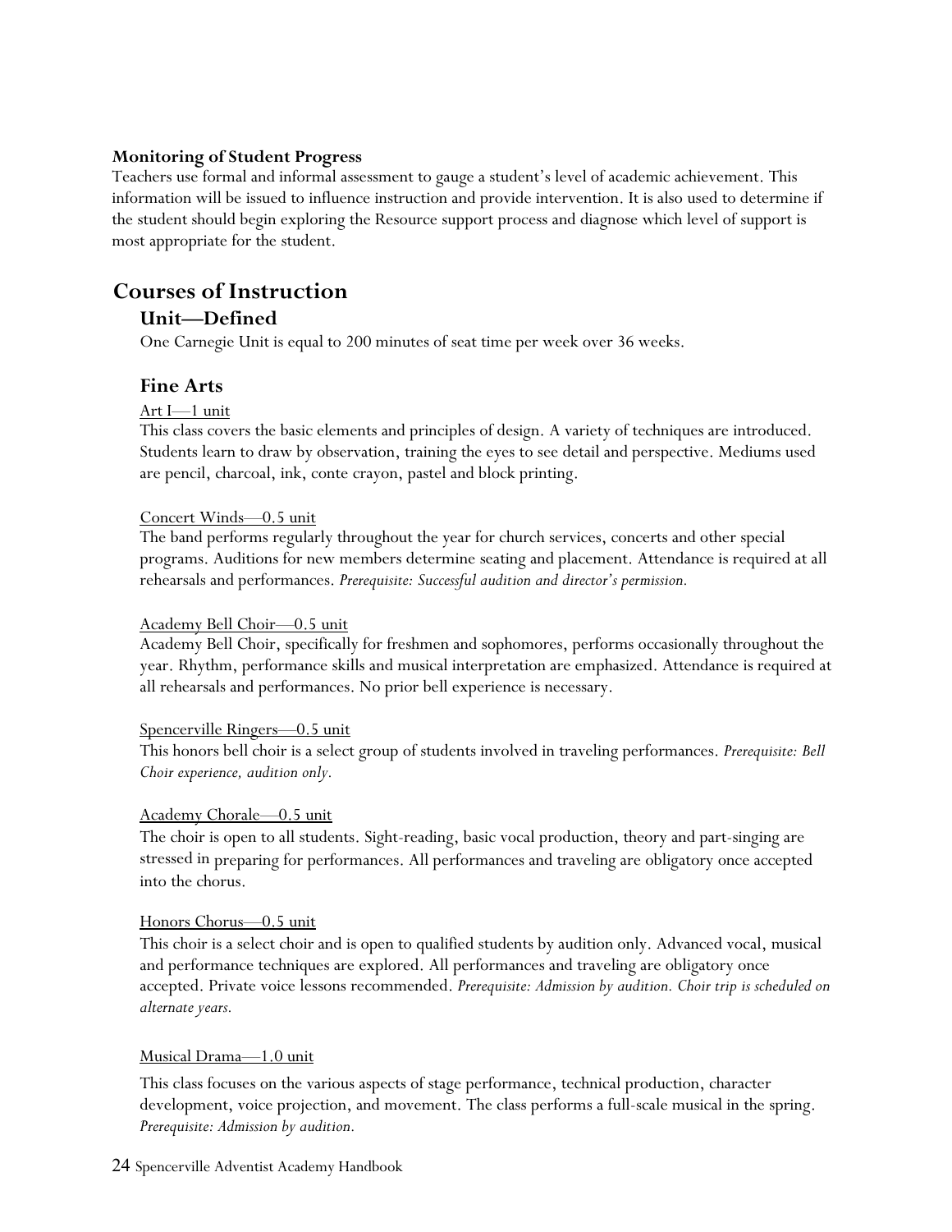**Monitoring of Student Progress**

Teachers use formal and informal assessment to gauge a student's level of academic achievement. This information will be issued to influence instruction and provide intervention. It is also used to determine if the student should begin exploring the Resource support process and diagnose which level of support is most appropriate for the student.

# Courses of Instruction

## Unit—Defined

One Carnegie Unit is equal to 200 minutes of seat time per week over 36 weeks.

## Fine Arts

<u>Art I—1 unit</u>

This class covers the basic elements and principles of design. A variety of techniques are introduced. Students learn to draw by observation, training the eyes to see detail and perspective. Mediums used are pencil, charcoal, ink, conte crayon, pastel and block printing.

<u>Concert Winds—0.5 unit</u>

The band performs regularly throughout the year for church services, concerts and other special programs. Auditions for new members determine seating and placement. Attendance is required at all rehearsals and performances. *Prerequisite: Successful audition and director's permission.*

<u>Academy Bell Choir—0.5 unit</u>

Academy Bell Choir, specifically for freshmen and sophomores, performs occasionally throughout the year. Rhythm, performance skills and musical interpretation are emphasized. Attendance is required at all rehearsals and performances. No prior bell experience is necessary.

<u>Spencerville Ringers—0.5 unit</u>

This honors bell choir is a select group of students involved in traveling performances. *Prerequisite: Bell Choir experience, audition only.*

<u>Academy Chorale—0.5 unit</u>

The choir is open to all students. Sight-reading, basic vocal production, theory and part-singing are stressed in preparing for performances. All performances and traveling are obligatory once accepted into the chorus.

<u>Honors Chorus—0.5 unit</u>

This choir is a select choir and is open to qualified students by audition only. Advanced vocal, musical and performance techniques are explored. All performances and traveling are obligatory once accepted. Private voice lessons recommended. *Prerequisite: Admission by audition. Choir trip is scheduled on alternate years.*

<u>Musical Drama—1.0 unit</u>

This class focuses on the various aspects of stage performance, technical production, character development, voice projection, and movement. The class performs a full-scale musical in the spring. *Prerequisite: Admission by audition.*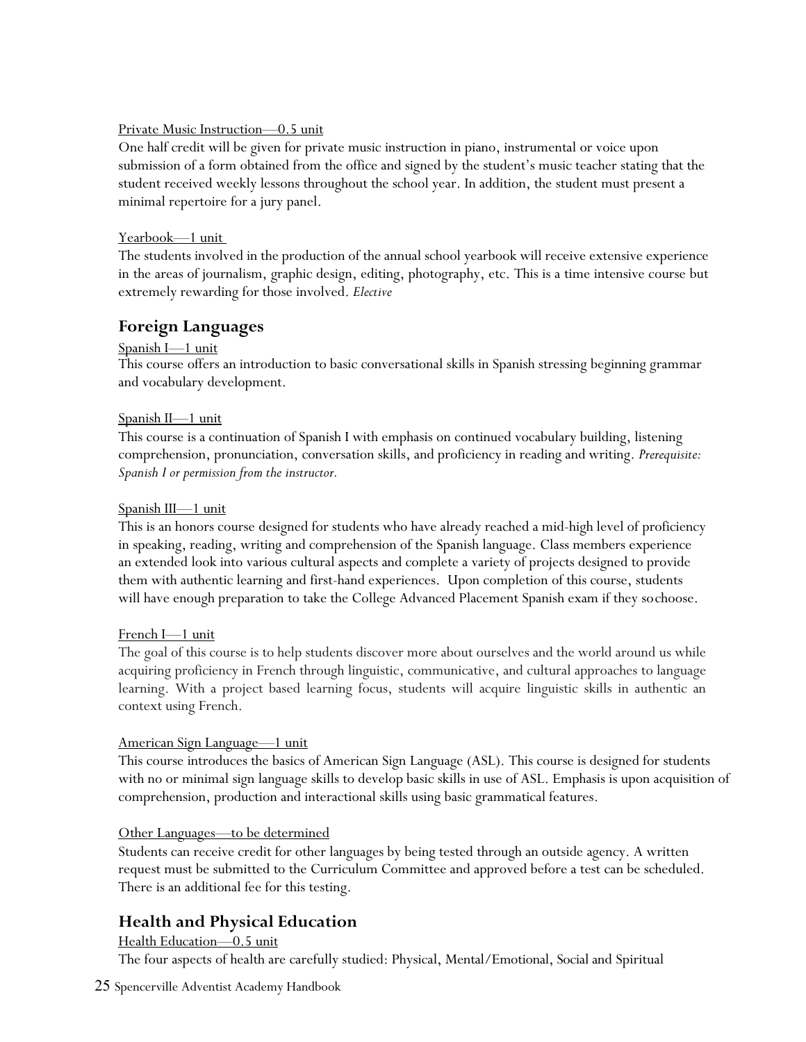Private Music Instruction—0.5 unit

One half credit will be given for private music instruction in piano, instrumental or voice upon submission of a form obtained from the office and signed by the student's music teacher stating that the student received weekly lessons throughout the school year. In addition, the student must present a minimal repertoire for a jury panel.

Yearbook—1 unit

The students involved in the production of the annual school yearbook will receive extensive experience in the areas of journalism, graphic design, editing, photography, etc. This is a time intensive course but extremely rewarding for those involved. *Elective*

## Foreign Languages

Spanish I—1 unit

This course offers an introduction to basic conversational skills in Spanish stressing beginning grammar and vocabulary development.

Spanish II—1 unit

This course is a continuation of Spanish I with emphasis on continued vocabulary building, listening comprehension, pronunciation, conversation skills, and proficiency in reading and writing. *Prerequisite: Spanish I or permission from the instructor.*

Spanish III—1 unit

This is an honors course designed for students who have already reached a mid-high level of proficiency in speaking, reading, writing and comprehension of the Spanish language. Class members experience an extended look into various cultural aspects and complete a variety of projects designed to provide them with authentic learning and first-hand experiences. Upon completion of this course, students will have enough preparation to take the College Advanced Placement Spanish exam if they sochoose.

French I—1 unit

The goal of this course is to help students discover more about ourselves and the world around us while acquiring proficiency in French through linguistic, communicative, and cultural approaches to language learning. With a project based learning focus, students will acquire linguistic skills in authentic an context using French.

American Sign Language—1 unit

This course introduces the basics of American Sign Language (ASL). This course is designed for students with no or minimal sign language skills to develop basic skills in use of ASL. Emphasis is upon acquisition of comprehension, production and interactional skills using basic grammatical features.

Other Languages—to be determined

Students can receive credit for other languages by being tested through an outside agency. A written request must be submitted to the Curriculum Committee and approved before a test can be scheduled. There is an additional fee for this testing.

## Health and Physical Education

Health Education—0.5 unit

The four aspects of health are carefully studied: Physical, Mental/Emotional, Social and Spiritual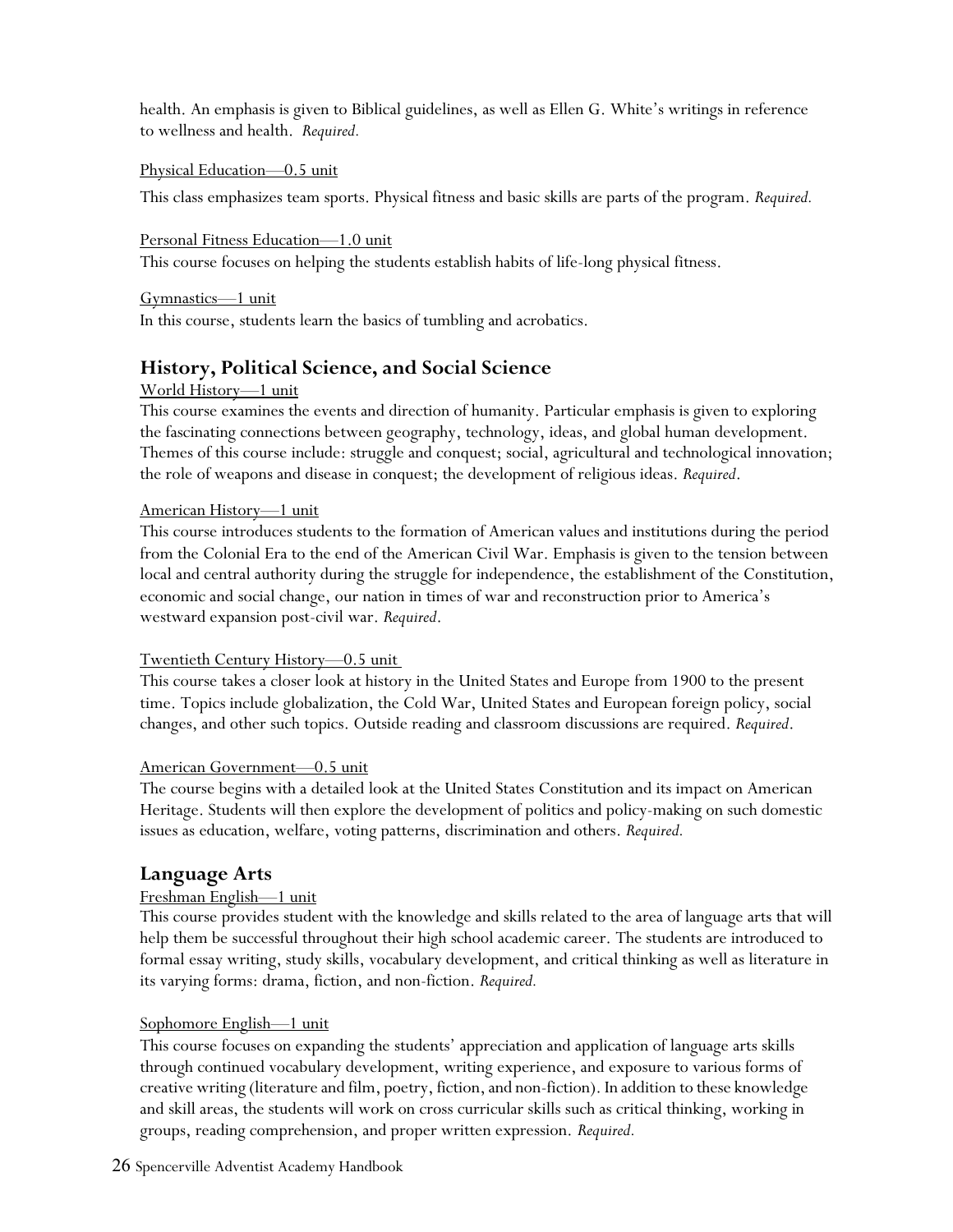health. An emphasis is given to Biblical guidelines, as well as Ellen G. White's writings in reference to wellness and health. *Required.*

Physical Education—0.5 unit

This class emphasizes team sports. Physical fitness and basic skills are parts of the program. *Required.*

Personal Fitness Education—1.0 unit

This course focuses on helping the students establish habits of life-long physical fitness.

Gymnastics—1 unit

In this course, students learn the basics of tumbling and acrobatics.

## History, Political Science, and Social Science

World History—1 unit

This course examines the events and direction of humanity. Particular emphasis is given to exploring the fascinating connections between geography, technology, ideas, and global human development. Themes of this course include: struggle and conquest; social, agricultural and technological innovation; the role of weapons and disease in conquest; the development of religious ideas. *Required*.

American History—1 unit

This course introduces students to the formation of American values and institutions during the period from the Colonial Era to the end of the American Civil War. Emphasis is given to the tension between local and central authority during the struggle for independence, the establishment of the Constitution, economic and social change, our nation in times of war and reconstruction prior to America's westward expansion post-civil war. *Required*.

Twentieth Century History—0.5 unit

This course takes a closer look at history in the United States and Europe from 1900 to the present time. Topics include globalization, the Cold War, United States and European foreign policy, social changes, and other such topics. Outside reading and classroom discussions are required. *Required*.

American Government—0.5 unit

The course begins with a detailed look at the United States Constitution and its impact on American Heritage. Students will then explore the development of politics and policy-making on such domestic issues as education, welfare, voting patterns, discrimination and others. *Required.*

## Language Arts

Freshman English—1 unit

This course provides student with the knowledge and skills related to the area of language arts that will help them be successful throughout their high school academic career. The students are introduced to formal essay writing, study skills, vocabulary development, and critical thinking as well as literature in its varying forms: drama, fiction, and non-fiction. *Required.*

Sophomore English—1 unit

This course focuses on expanding the students' appreciation and application of language arts skills through continued vocabulary development, writing experience, and exposure to various forms of creative writing (literature and film, poetry, fiction, and non-fiction). In addition to these knowledge and skill areas, the students will work on cross curricular skills such as critical thinking, working in groups, reading comprehension, and proper written expression. *Required.*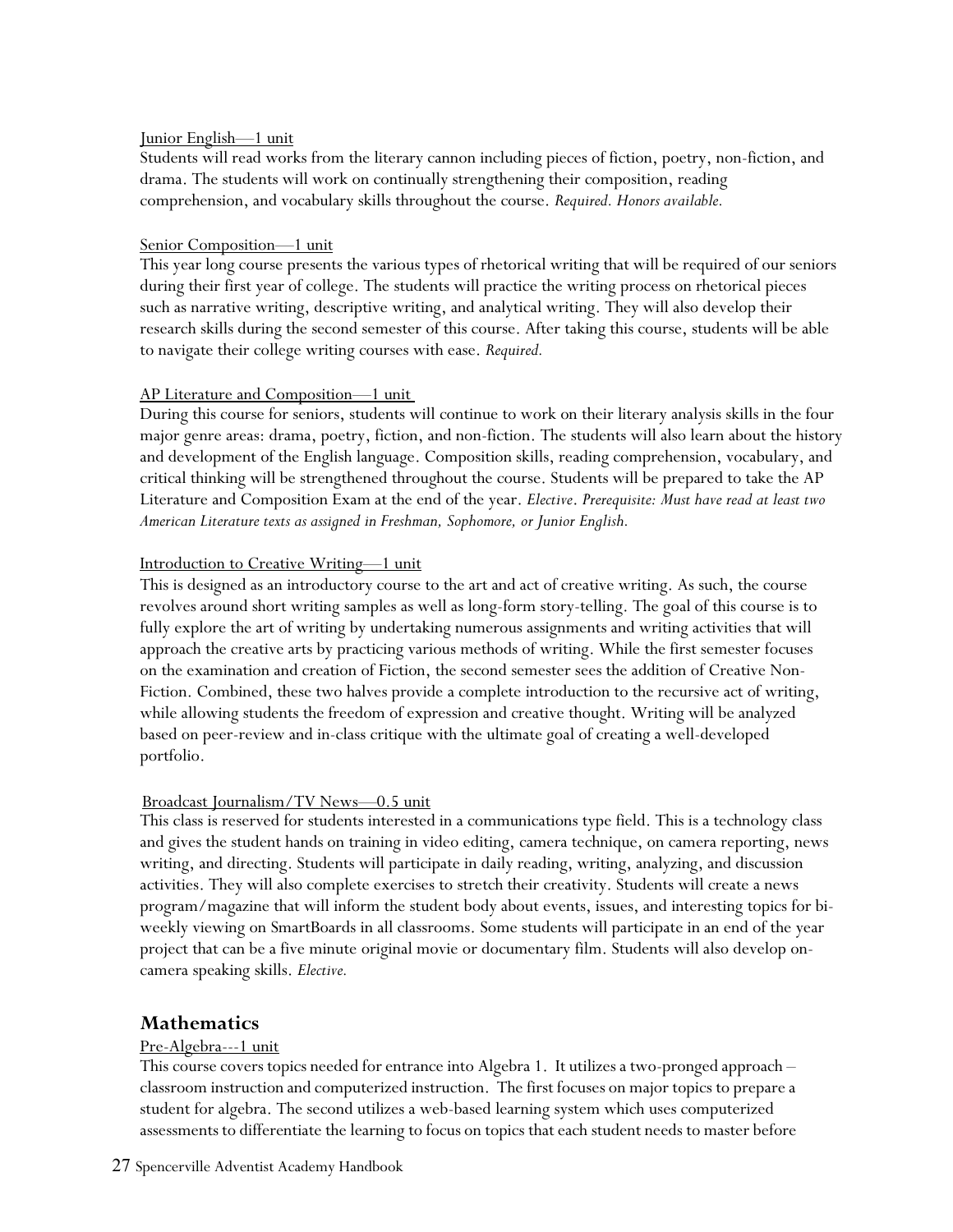Junior English—1 unit

Students will read works from the literary cannon including pieces of fiction, poetry, non-fiction, and drama. The students will work on continually strengthening their composition, reading comprehension, and vocabulary skills throughout the course. *Required. Honors available.*

Senior Composition—1 unit

This year long course presents the various types of rhetorical writing that will be required of our seniors during their first year of college. The students will practice the writing process on rhetorical pieces such as narrative writing, descriptive writing, and analytical writing. They will also develop their research skills during the second semester of this course. After taking this course, students will be able to navigate their college writing courses with ease. *Required.*

AP Literature and Composition—1 unit

During this course for seniors, students will continue to work on their literary analysis skills in the four major genre areas: drama, poetry, fiction, and non-fiction. The students will also learn about the history and development of the English language. Composition skills, reading comprehension, vocabulary, and critical thinking will be strengthened throughout the course. Students will be prepared to take the AP Literature and Composition Exam at the end of the year. *Elective. Prerequisite: Must have read at least two American Literature texts as assigned in Freshman, Sophomore, or Junior English.*

Introduction to Creative Writing—1 unit

This is designed as an introductory course to the art and act of creative writing. As such, the course revolves around short writing samples as well as long-form story-telling. The goal of this course is to fully explore the art of writing by undertaking numerous assignments and writing activities that will approach the creative arts by practicing various methods of writing. While the first semester focuses on the examination and creation of Fiction, the second semester sees the addition of Creative Non-Fiction. Combined, these two halves provide a complete introduction to the recursive act of writing, while allowing students the freedom of expression and creative thought. Writing will be analyzed based on peer-review and in-class critique with the ultimate goal of creating a well-developed portfolio.

Broadcast Journalism/TV News—0.5 unit

This class is reserved for students interested in a communications type field. This is a technology class and gives the student hands on training in video editing, camera technique, on camera reporting, news writing, and directing. Students will participate in daily reading, writing, analyzing, and discussion activities. They will also complete exercises to stretch their creativity. Students will create a news program/magazine that will inform the student body about events, issues, and interesting topics for bi-weekly viewing on SmartBoards in all classrooms. Some students will participate in an end of the year project that can be a five minute original movie or documentary film. Students will also develop on-camera speaking skills. *Elective.*

## Mathematics

Pre-Algebra---1 unit

This course covers topics needed for entrance into Algebra 1. It utilizes a two-pronged approach – classroom instruction and computerized instruction. The first focuses on major topics to prepare a student for algebra. The second utilizes a web-based learning system which uses computerized assessments to differentiate the learning to focus on topics that each student needs to master before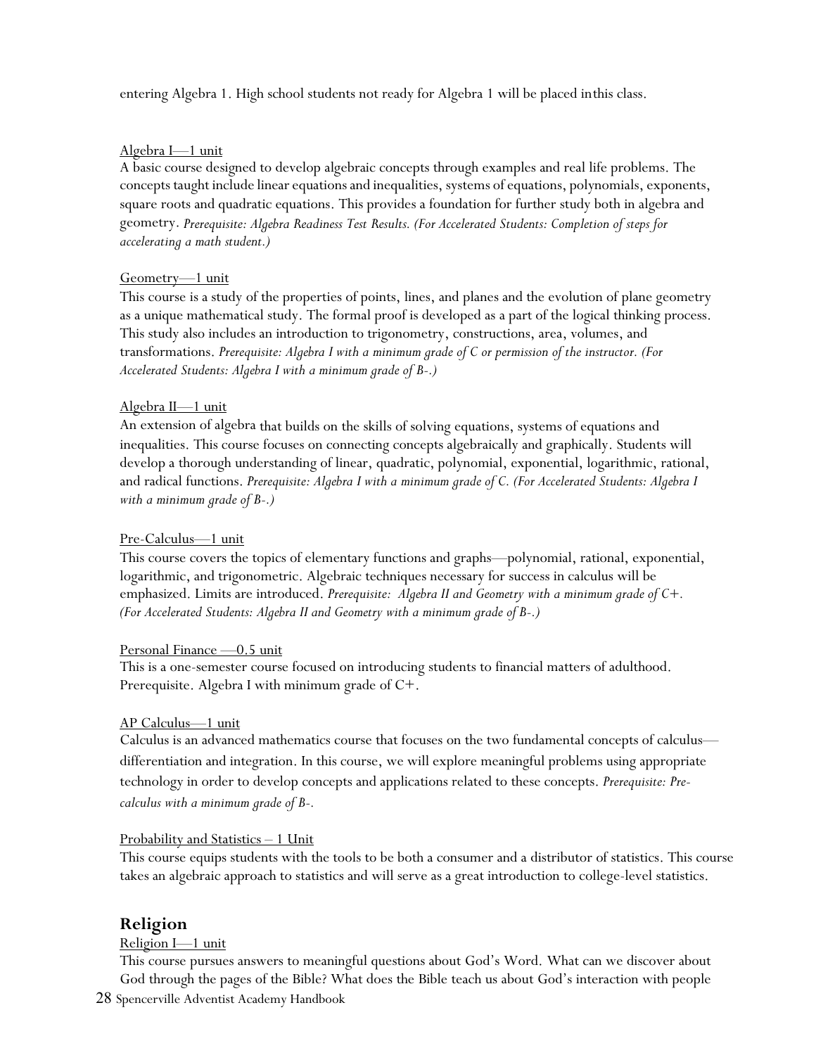entering Algebra 1. High school students not ready for Algebra 1 will be placed inthis class.

Algebra I—1 unit

A basic course designed to develop algebraic concepts through examples and real life problems. The concepts taught include linear equations and inequalities, systems of equations, polynomials, exponents, square roots and quadratic equations. This provides a foundation for further study both in algebra and geometry. *Prerequisite: Algebra Readiness Test Results. (For Accelerated Students: Completion of steps for accelerating a math student.)*

Geometry—1 unit

This course is a study of the properties of points, lines, and planes and the evolution of plane geometry as a unique mathematical study. The formal proof is developed as a part of the logical thinking process. This study also includes an introduction to trigonometry, constructions, area, volumes, and transformations. *Prerequisite: Algebra I with a minimum grade of C or permission of the instructor. (For Accelerated Students: Algebra I with a minimum grade of B-.)*

Algebra II—1 unit

An extension of algebra that builds on the skills of solving equations, systems of equations and inequalities. This course focuses on connecting concepts algebraically and graphically. Students will develop a thorough understanding of linear, quadratic, polynomial, exponential, logarithmic, rational, and radical functions. *Prerequisite: Algebra I with a minimum grade of C. (For Accelerated Students: Algebra I with a minimum grade of B-.)*

Pre-Calculus—1 unit

This course covers the topics of elementary functions and graphs—polynomial, rational, exponential, logarithmic, and trigonometric. Algebraic techniques necessary for success in calculus will be emphasized. Limits are introduced. *Prerequisite: Algebra II and Geometry with a minimum grade of C+. (For Accelerated Students: Algebra II and Geometry with a minimum grade of B-.)*

Personal Finance —0.5 unit

This is a one-semester course focused on introducing students to financial matters of adulthood. Prerequisite. Algebra I with minimum grade of C+.

AP Calculus—1 unit

Calculus is an advanced mathematics course that focuses on the two fundamental concepts of calculus—differentiation and integration. In this course, we will explore meaningful problems using appropriate technology in order to develop concepts and applications related to these concepts. *Prerequisite: Pre-calculus with a minimum grade of B-.*

Probability and Statistics – 1 Unit

This course equips students with the tools to be both a consumer and a distributor of statistics. This course takes an algebraic approach to statistics and will serve as a great introduction to college-level statistics.

## Religion

Religion I—1 unit

This course pursues answers to meaningful questions about God's Word. What can we discover about God through the pages of the Bible? What does the Bible teach us about God's interaction with people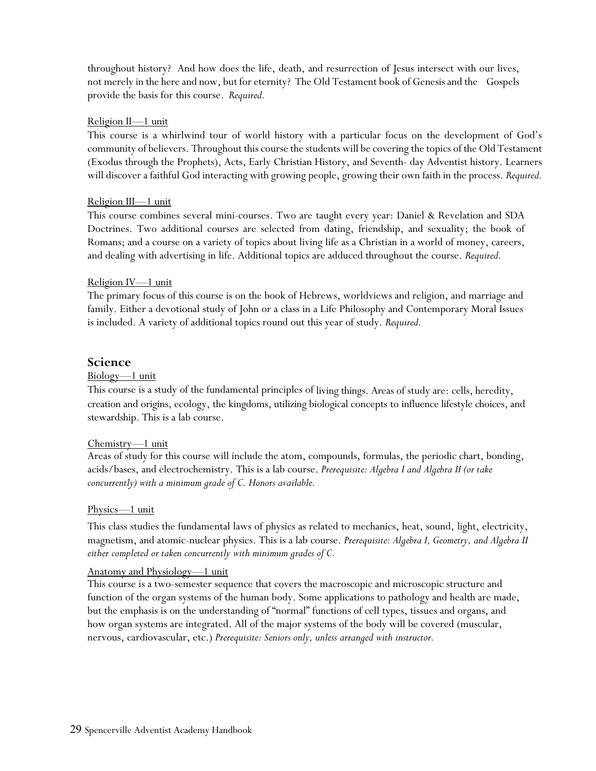throughout history? And how does the life, death, and resurrection of Jesus intersect with our lives, not merely in the here and now, but for eternity? The Old Testament book of Genesis and the Gospels provide the basis for this course. *Required.*

Religion II—1 unit

This course is a whirlwind tour of world history with a particular focus on the development of God's community of believers. Throughout this course the students will be covering the topics of the Old Testament (Exodus through the Prophets), Acts, Early Christian History, and Seventh- day Adventist history. Learners will discover a faithful God interacting with growing people, growing their own faith in the process. *Required.*

Religion III—1 unit

This course combines several mini-courses. Two are taught every year: Daniel & Revelation and SDA Doctrines. Two additional courses are selected from dating, friendship, and sexuality; the book of Romans; and a course on a variety of topics about living life as a Christian in a world of money, careers, and dealing with advertising in life. Additional topics are adduced throughout the course. *Required.*

Religion IV—1 unit

The primary focus of this course is on the book of Hebrews, worldviews and religion, and marriage and family. Either a devotional study of John or a class in a Life Philosophy and Contemporary Moral Issues is included. A variety of additional topics round out this year of study. *Required.*

## Science

Biology—1 unit

This course is a study of the fundamental principles of living things. Areas of study are: cells, heredity, creation and origins, ecology, the kingdoms, utilizing biological concepts to influence lifestyle choices, and stewardship. This is a lab course.

Chemistry—1 unit

Areas of study for this course will include the atom, compounds, formulas, the periodic chart, bonding, acids/bases, and electrochemistry. This is a lab course. *Prerequisite: Algebra I and Algebra II (or take concurrently) with a minimum grade of C. Honors available.*

Physics—1 unit

This class studies the fundamental laws of physics as related to mechanics, heat, sound, light, electricity, magnetism, and atomic-nuclear physics. This is a lab course. *Prerequisite: Algebra I, Geometry, and Algebra II either completed or taken concurrently with minimum grades of C.*

Anatomy and Physiology—1 unit

This course is a two-semester sequence that covers the macroscopic and microscopic structure and function of the organ systems of the human body. Some applications to pathology and health are made, but the emphasis is on the understanding of "normal" functions of cell types, tissues and organs, and how organ systems are integrated. All of the major systems of the body will be covered (muscular, nervous, cardiovascular, etc.) *Prerequisite: Seniors only, unless arranged with instructor.*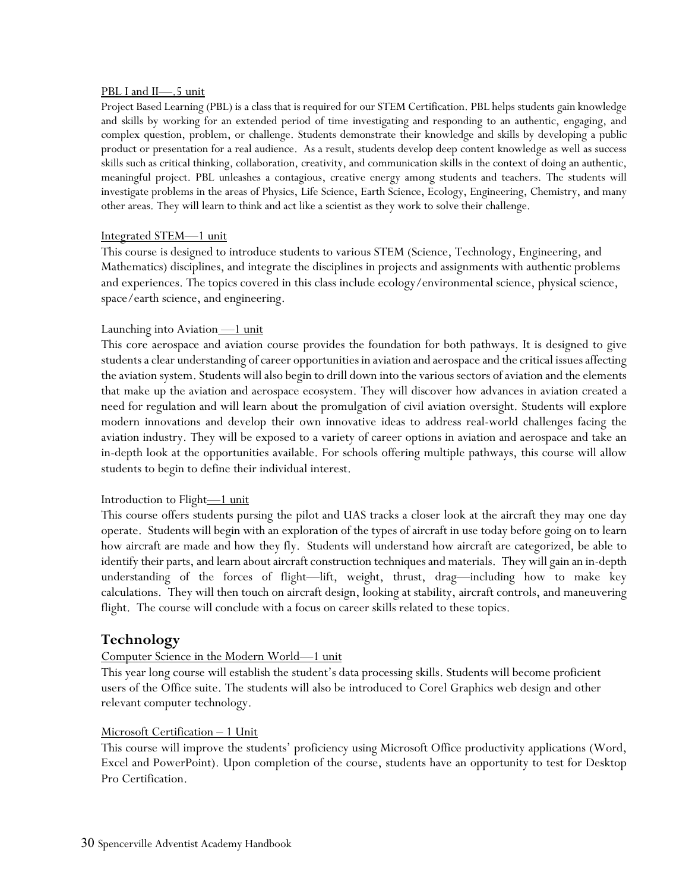PBL I and II—.5 unit

Project Based Learning (PBL) is a class that is required for our STEM Certification. PBL helps students gain knowledge and skills by working for an extended period of time investigating and responding to an authentic, engaging, and complex question, problem, or challenge. Students demonstrate their knowledge and skills by developing a public product or presentation for a real audience. As a result, students develop deep content knowledge as well as success skills such as critical thinking, collaboration, creativity, and communication skills in the context of doing an authentic, meaningful project. PBL unleashes a contagious, creative energy among students and teachers. The students will investigate problems in the areas of Physics, Life Science, Earth Science, Ecology, Engineering, Chemistry, and many other areas. They will learn to think and act like a scientist as they work to solve their challenge.

Integrated STEM—1 unit

This course is designed to introduce students to various STEM (Science, Technology, Engineering, and Mathematics) disciplines, and integrate the disciplines in projects and assignments with authentic problems and experiences. The topics covered in this class include ecology/environmental science, physical science, space/earth science, and engineering.

Launching into Aviation—1 unit

This core aerospace and aviation course provides the foundation for both pathways. It is designed to give students a clear understanding of career opportunities in aviation and aerospace and the critical issues affecting the aviation system. Students will also begin to drill down into the various sectors of aviation and the elements that make up the aviation and aerospace ecosystem. They will discover how advances in aviation created a need for regulation and will learn about the promulgation of civil aviation oversight. Students will explore modern innovations and develop their own innovative ideas to address real-world challenges facing the aviation industry. They will be exposed to a variety of career options in aviation and aerospace and take an in-depth look at the opportunities available. For schools offering multiple pathways, this course will allow students to begin to define their individual interest.

Introduction to Flight—1 unit

This course offers students pursing the pilot and UAS tracks a closer look at the aircraft they may one day operate. Students will begin with an exploration of the types of aircraft in use today before going on to learn how aircraft are made and how they fly. Students will understand how aircraft are categorized, be able to identify their parts, and learn about aircraft construction techniques and materials. They will gain an in-depth understanding of the forces of flight—lift, weight, thrust, drag—including how to make key calculations. They will then touch on aircraft design, looking at stability, aircraft controls, and maneuvering flight. The course will conclude with a focus on career skills related to these topics.

## Technology

Computer Science in the Modern World—1 unit

This year long course will establish the student's data processing skills. Students will become proficient users of the Office suite. The students will also be introduced to Corel Graphics web design and other relevant computer technology.

Microsoft Certification – 1 Unit

This course will improve the students' proficiency using Microsoft Office productivity applications (Word, Excel and PowerPoint). Upon completion of the course, students have an opportunity to test for Desktop Pro Certification.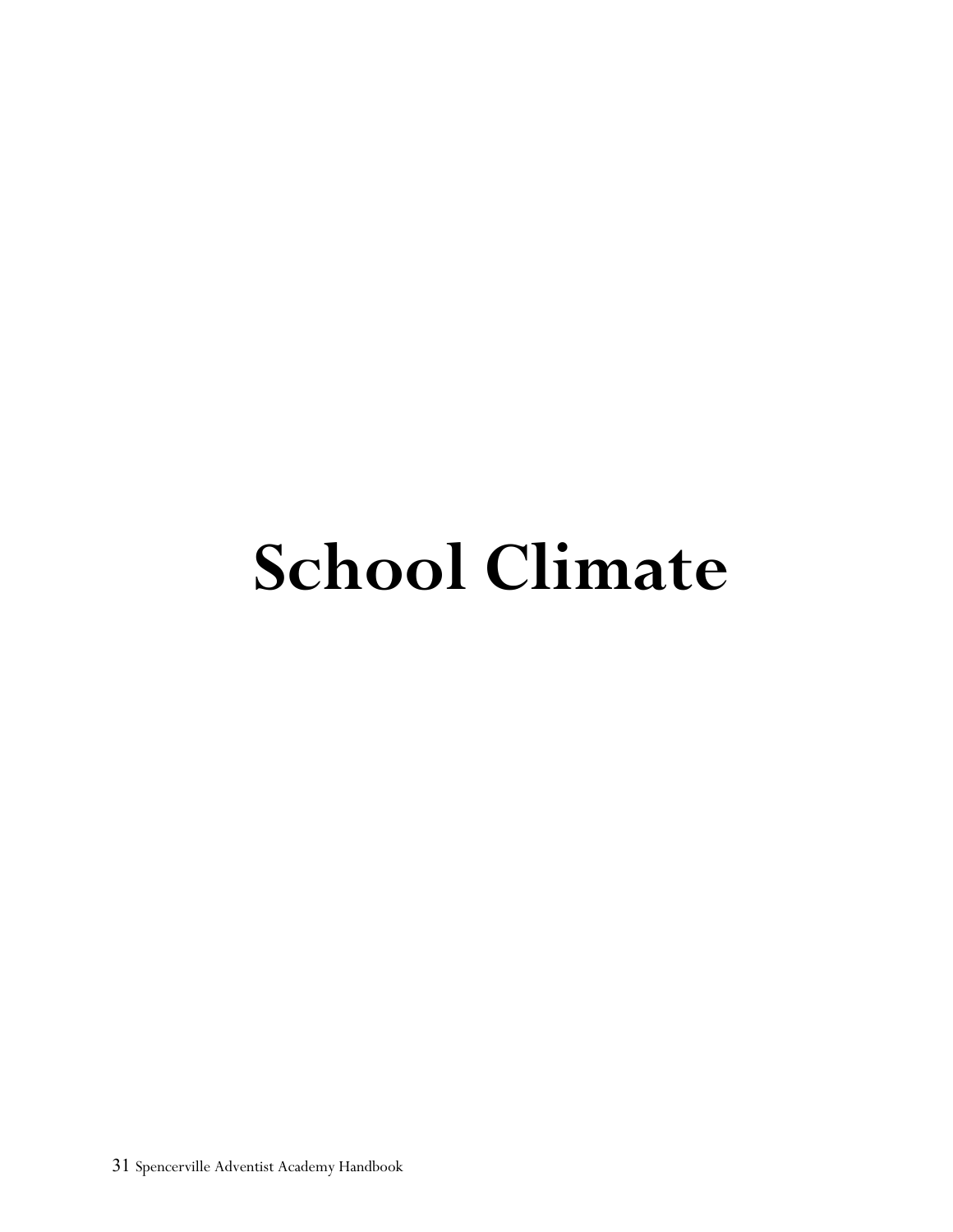# School Climate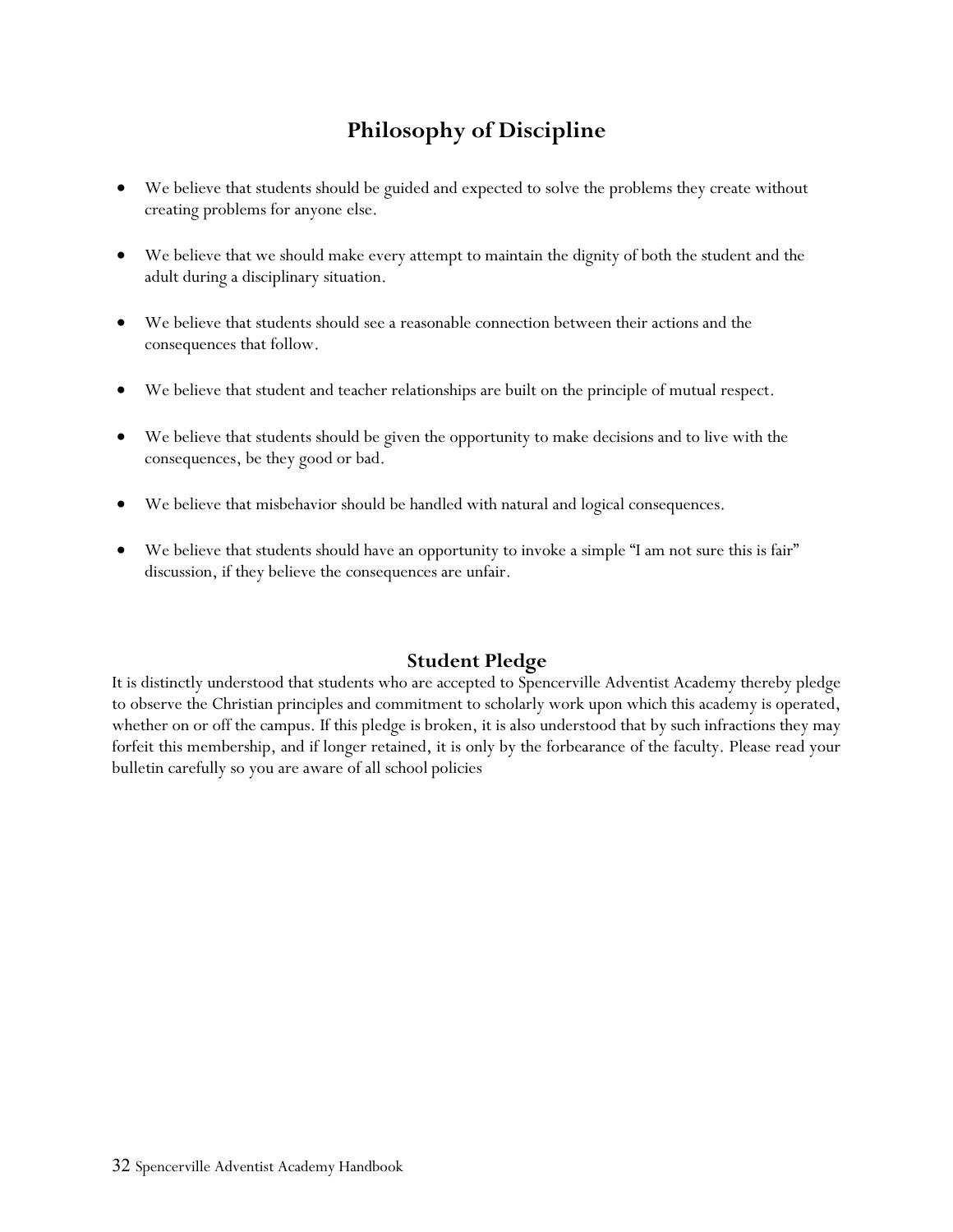# Philosophy of Discipline

- We believe that students should be guided and expected to solve the problems they create without creating problems for anyone else.
- We believe that we should make every attempt to maintain the dignity of both the student and the adult during a disciplinary situation.
- We believe that students should see a reasonable connection between their actions and the consequences that follow.
- We believe that student and teacher relationships are built on the principle of mutual respect.
- We believe that students should be given the opportunity to make decisions and to live with the consequences, be they good or bad.
- We believe that misbehavior should be handled with natural and logical consequences.
- We believe that students should have an opportunity to invoke a simple "I am not sure this is fair" discussion, if they believe the consequences are unfair.

## Student Pledge

It is distinctly understood that students who are accepted to Spencerville Adventist Academy thereby pledge to observe the Christian principles and commitment to scholarly work upon which this academy is operated, whether on or off the campus. If this pledge is broken, it is also understood that by such infractions they may forfeit this membership, and if longer retained, it is only by the forbearance of the faculty. Please read your bulletin carefully so you are aware of all school policies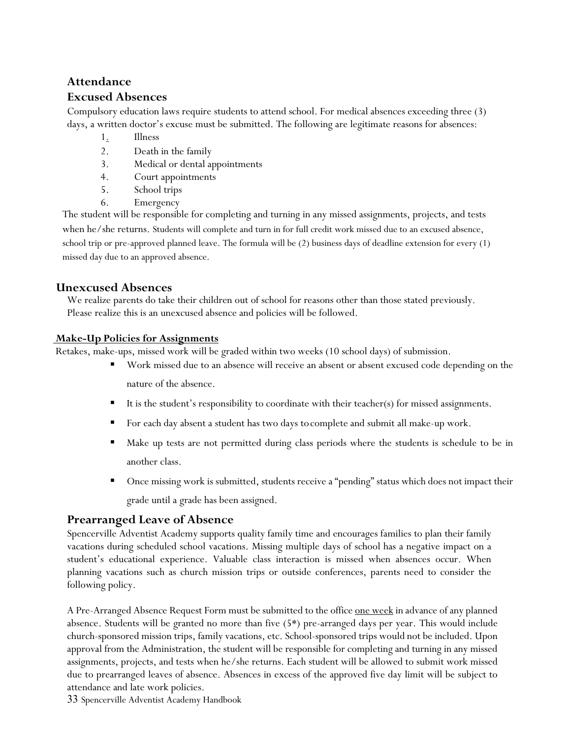## Attendance

### Excused Absences

Compulsory education laws require students to attend school. For medical absences exceeding three (3) days, a written doctor's excuse must be submitted. The following are legitimate reasons for absences:

1. Illness
2. Death in the family
3. Medical or dental appointments
4. Court appointments
5. School trips
6. Emergency

The student will be responsible for completing and turning in any missed assignments, projects, and tests when he/she returns. Students will complete and turn in for full credit work missed due to an excused absence, school trip or pre-approved planned leave. The formula will be (2) business days of deadline extension for every (1) missed day due to an approved absence.

### Unexcused Absences

We realize parents do take their children out of school for reasons other than those stated previously. Please realize this is an unexcused absence and policies will be followed.

**Make-Up Policies for Assignments**

Retakes, make-ups, missed work will be graded within two weeks (10 school days) of submission.

- Work missed due to an absence will receive an absent or absent excused code depending on the nature of the absence.
- It is the student's responsibility to coordinate with their teacher(s) for missed assignments.
- For each day absent a student has two days to complete and submit all make-up work.
- Make up tests are not permitted during class periods where the students is schedule to be in another class.
- Once missing work is submitted, students receive a "pending" status which does not impact their grade until a grade has been assigned.

### Prearranged Leave of Absence

Spencerville Adventist Academy supports quality family time and encourages families to plan their family vacations during scheduled school vacations. Missing multiple days of school has a negative impact on a student's educational experience. Valuable class interaction is missed when absences occur. When planning vacations such as church mission trips or outside conferences, parents need to consider the following policy.

A Pre-Arranged Absence Request Form must be submitted to the office one week in advance of any planned absence. Students will be granted no more than five (5*) pre-arranged days per year. This would include church-sponsored mission trips, family vacations, etc. School-sponsored trips would not be included. Upon approval from the Administration, the student will be responsible for completing and turning in any missed assignments, projects, and tests when he/she returns. Each student will be allowed to submit work missed due to prearranged leaves of absence. Absences in excess of the approved five day limit will be subject to attendance and late work policies.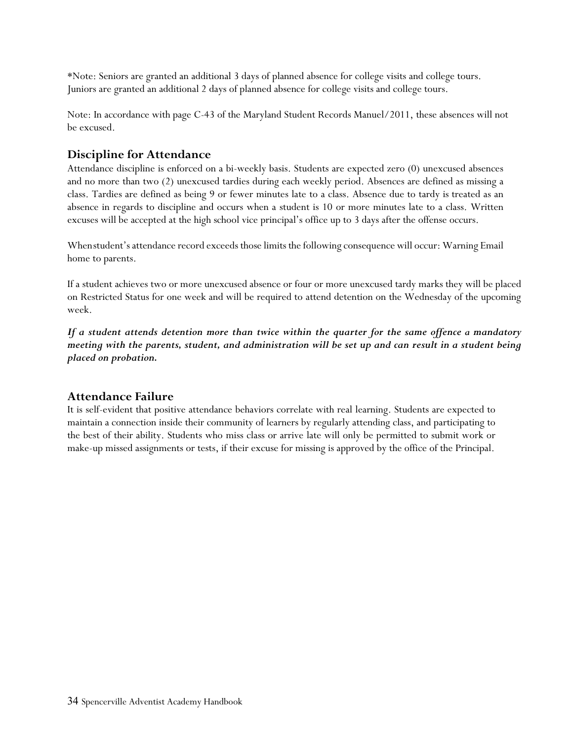*Note: Seniors are granted an additional 3 days of planned absence for college visits and college tours. Juniors are granted an additional 2 days of planned absence for college visits and college tours.

Note: In accordance with page C-43 of the Maryland Student Records Manuel/2011, these absences will not be excused.

## Discipline for Attendance

Attendance discipline is enforced on a bi-weekly basis. Students are expected zero (0) unexcused absences and no more than two (2) unexcused tardies during each weekly period. Absences are defined as missing a class. Tardies are defined as being 9 or fewer minutes late to a class. Absence due to tardy is treated as an absence in regards to discipline and occurs when a student is 10 or more minutes late to a class. Written excuses will be accepted at the high school vice principal's office up to 3 days after the offense occurs.

Whenstudent's attendance record exceeds those limits the following consequence will occur: Warning Email home to parents.

If a student achieves two or more unexcused absence or four or more unexcused tardy marks they will be placed on Restricted Status for one week and will be required to attend detention on the Wednesday of the upcoming week.

***If a student attends detention more than twice within the quarter for the same offence a mandatory meeting with the parents, student, and administration will be set up and can result in a student being placed on probation.***

## Attendance Failure

It is self-evident that positive attendance behaviors correlate with real learning. Students are expected to maintain a connection inside their community of learners by regularly attending class, and participating to the best of their ability. Students who miss class or arrive late will only be permitted to submit work or make-up missed assignments or tests, if their excuse for missing is approved by the office of the Principal.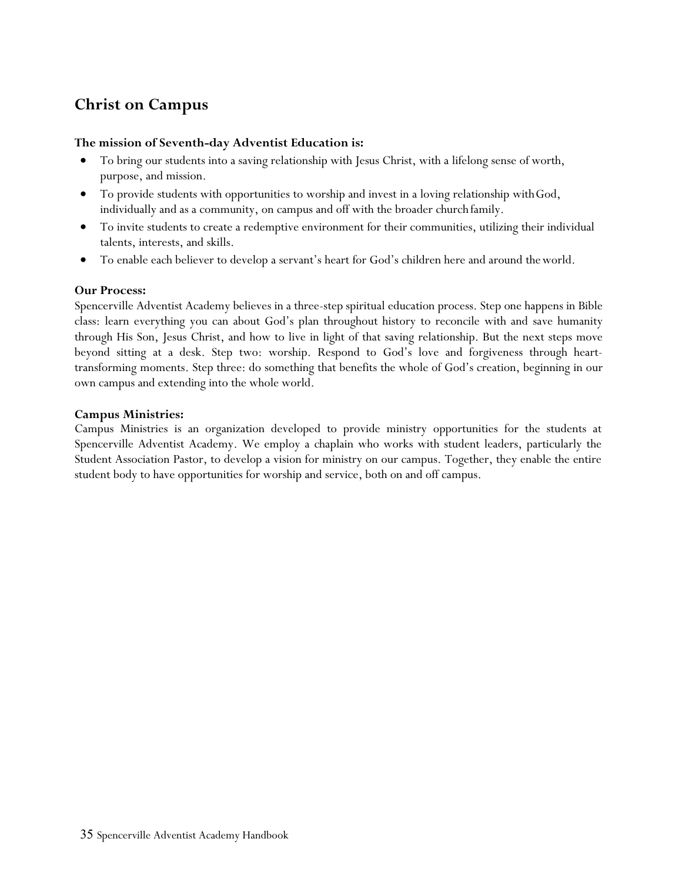## Christ on Campus

**The mission of Seventh-day Adventist Education is:**

- To bring our students into a saving relationship with Jesus Christ, with a lifelong sense of worth, purpose, and mission.
- To provide students with opportunities to worship and invest in a loving relationship with God, individually and as a community, on campus and off with the broader church family.
- To invite students to create a redemptive environment for their communities, utilizing their individual talents, interests, and skills.
- To enable each believer to develop a servant's heart for God's children here and around the world.

**Our Process:**

Spencerville Adventist Academy believes in a three-step spiritual education process. Step one happens in Bible class: learn everything you can about God's plan throughout history to reconcile with and save humanity through His Son, Jesus Christ, and how to live in light of that saving relationship. But the next steps move beyond sitting at a desk. Step two: worship. Respond to God's love and forgiveness through heart-transforming moments. Step three: do something that benefits the whole of God's creation, beginning in our own campus and extending into the whole world.

**Campus Ministries:**

Campus Ministries is an organization developed to provide ministry opportunities for the students at Spencerville Adventist Academy. We employ a chaplain who works with student leaders, particularly the Student Association Pastor, to develop a vision for ministry on our campus. Together, they enable the entire student body to have opportunities for worship and service, both on and off campus.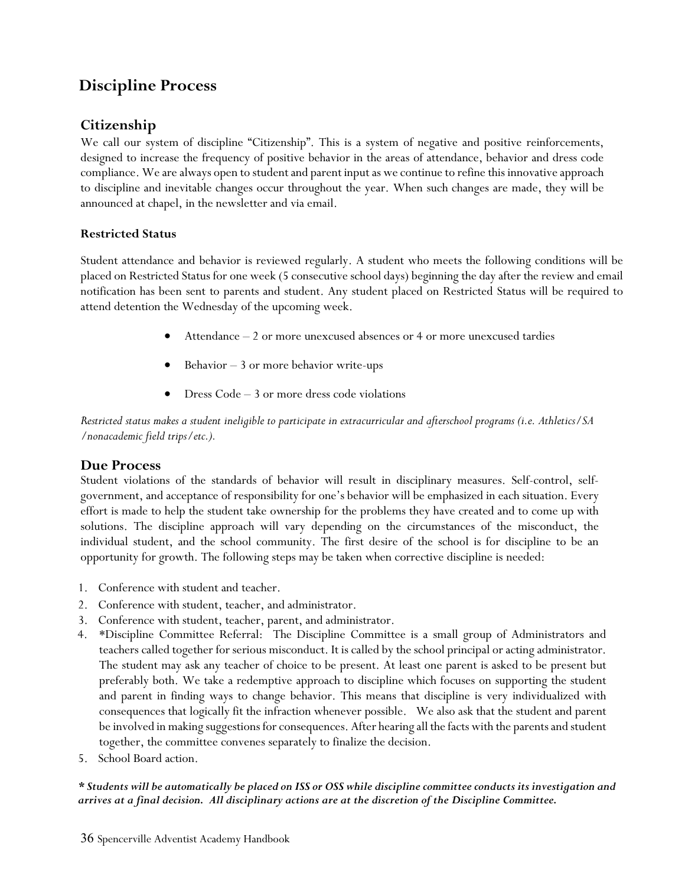# Discipline Process

## Citizenship

We call our system of discipline "Citizenship". This is a system of negative and positive reinforcements, designed to increase the frequency of positive behavior in the areas of attendance, behavior and dress code compliance. We are always open to student and parent input as we continue to refine this innovative approach to discipline and inevitable changes occur throughout the year. When such changes are made, they will be announced at chapel, in the newsletter and via email.

### Restricted Status

Student attendance and behavior is reviewed regularly. A student who meets the following conditions will be placed on Restricted Status for one week (5 consecutive school days) beginning the day after the review and email notification has been sent to parents and student. Any student placed on Restricted Status will be required to attend detention the Wednesday of the upcoming week.

- Attendance – 2 or more unexcused absences or 4 or more unexcused tardies
- Behavior – 3 or more behavior write-ups
- Dress Code – 3 or more dress code violations

*Restricted status makes a student ineligible to participate in extracurricular and afterschool programs (i.e. Athletics/SA /nonacademic field trips/etc.).*

## Due Process

Student violations of the standards of behavior will result in disciplinary measures. Self-control, self-government, and acceptance of responsibility for one's behavior will be emphasized in each situation. Every effort is made to help the student take ownership for the problems they have created and to come up with solutions. The discipline approach will vary depending on the circumstances of the misconduct, the individual student, and the school community. The first desire of the school is for discipline to be an opportunity for growth. The following steps may be taken when corrective discipline is needed:

1. Conference with student and teacher.
2. Conference with student, teacher, and administrator.
3. Conference with student, teacher, parent, and administrator.
4. *Discipline Committee Referral: The Discipline Committee is a small group of Administrators and teachers called together for serious misconduct. It is called by the school principal or acting administrator. The student may ask any teacher of choice to be present. At least one parent is asked to be present but preferably both. We take a redemptive approach to discipline which focuses on supporting the student and parent in finding ways to change behavior. This means that discipline is very individualized with consequences that logically fit the infraction whenever possible. We also ask that the student and parent be involved in making suggestions for consequences. After hearing all the facts with the parents and student together, the committee convenes separately to finalize the decision.
5. School Board action.

***\* Students will be automatically be placed on ISS or OSS while discipline committee conducts its investigation and arrives at a final decision. All disciplinary actions are at the discretion of the Discipline Committee.***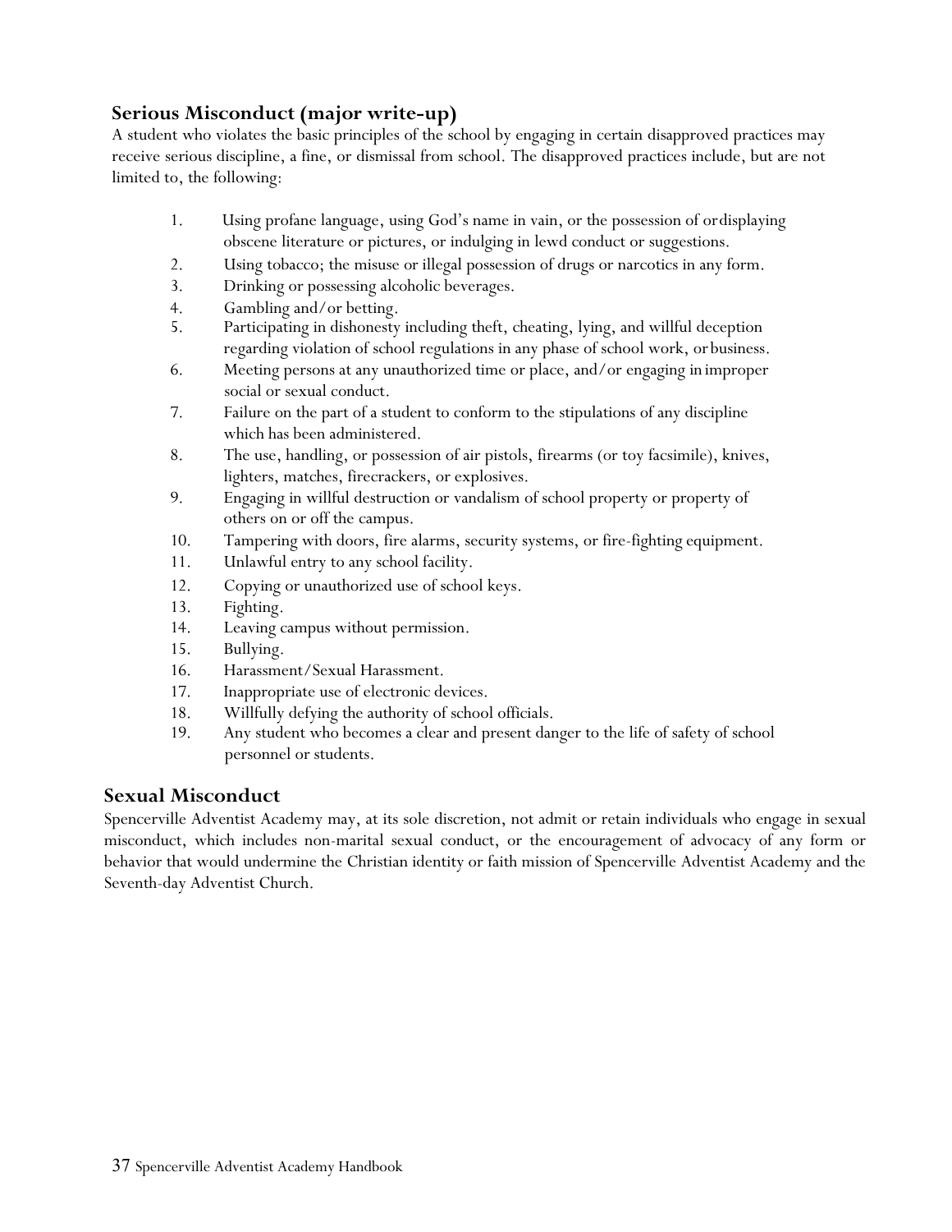## Serious Misconduct (major write-up)

A student who violates the basic principles of the school by engaging in certain disapproved practices may receive serious discipline, a fine, or dismissal from school. The disapproved practices include, but are not limited to, the following:

1. Using profane language, using God's name in vain, or the possession of or displaying obscene literature or pictures, or indulging in lewd conduct or suggestions.
2. Using tobacco; the misuse or illegal possession of drugs or narcotics in any form.
3. Drinking or possessing alcoholic beverages.
4. Gambling and/or betting.
5. Participating in dishonesty including theft, cheating, lying, and willful deception regarding violation of school regulations in any phase of school work, or business.
6. Meeting persons at any unauthorized time or place, and/or engaging in improper social or sexual conduct.
7. Failure on the part of a student to conform to the stipulations of any discipline which has been administered.
8. The use, handling, or possession of air pistols, firearms (or toy facsimile), knives, lighters, matches, firecrackers, or explosives.
9. Engaging in willful destruction or vandalism of school property or property of others on or off the campus.
10. Tampering with doors, fire alarms, security systems, or fire-fighting equipment.
11. Unlawful entry to any school facility.
12. Copying or unauthorized use of school keys.
13. Fighting.
14. Leaving campus without permission.
15. Bullying.
16. Harassment/Sexual Harassment.
17. Inappropriate use of electronic devices.
18. Willfully defying the authority of school officials.
19. Any student who becomes a clear and present danger to the life of safety of school personnel or students.

## Sexual Misconduct

Spencerville Adventist Academy may, at its sole discretion, not admit or retain individuals who engage in sexual misconduct, which includes non-marital sexual conduct, or the encouragement of advocacy of any form or behavior that would undermine the Christian identity or faith mission of Spencerville Adventist Academy and the Seventh-day Adventist Church.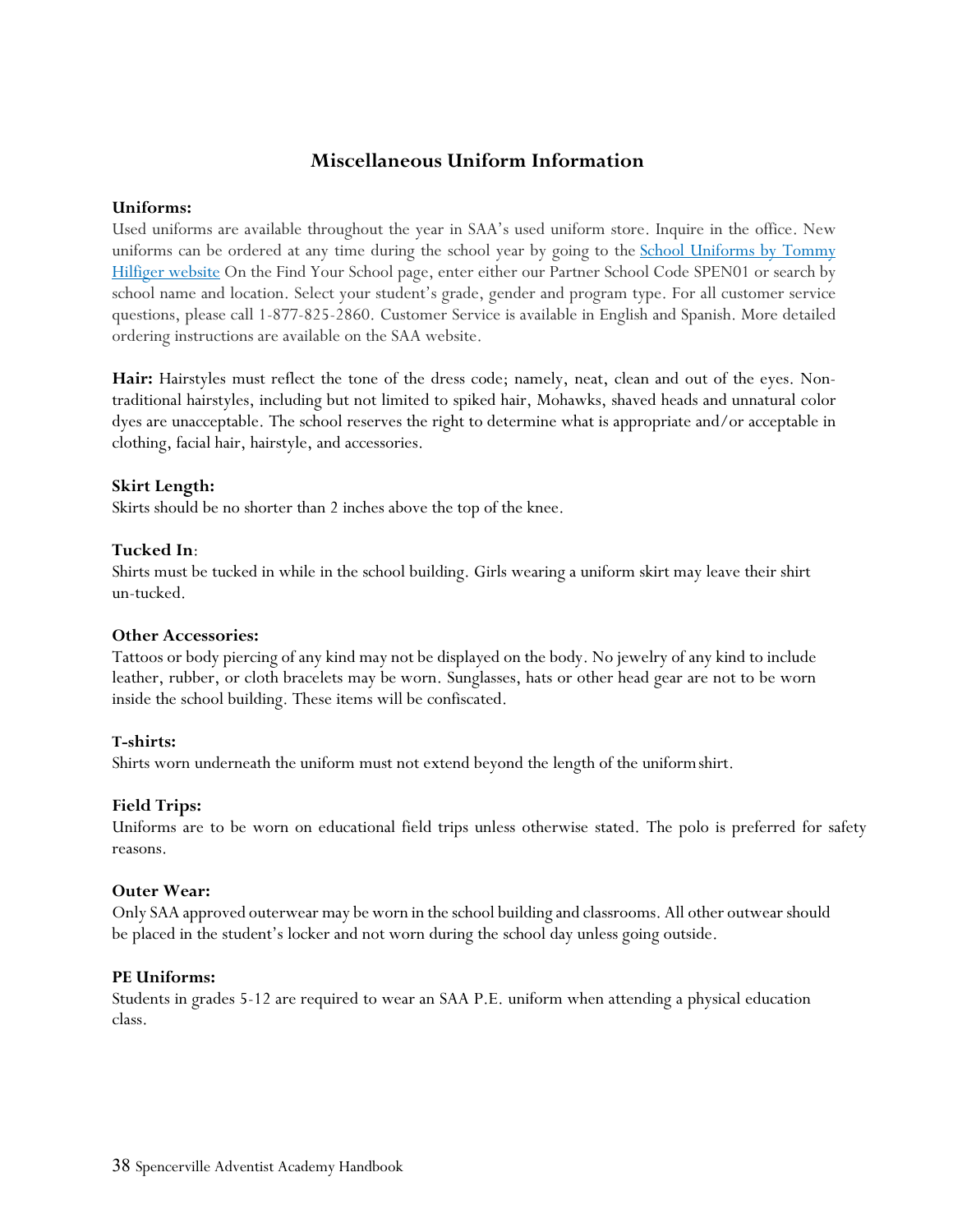## Miscellaneous Uniform Information

**Uniforms:**
Used uniforms are available throughout the year in SAA's used uniform store. Inquire in the office. New uniforms can be ordered at any time during the school year by going to the [School Uniforms by Tommy Hilfiger website]() On the Find Your School page, enter either our Partner School Code SPEN01 or search by school name and location. Select your student's grade, gender and program type. For all customer service questions, please call 1-877-825-2860. Customer Service is available in English and Spanish. More detailed ordering instructions are available on the SAA website.

**Hair:** Hairstyles must reflect the tone of the dress code; namely, neat, clean and out of the eyes. Non-traditional hairstyles, including but not limited to spiked hair, Mohawks, shaved heads and unnatural color dyes are unacceptable. The school reserves the right to determine what is appropriate and/or acceptable in clothing, facial hair, hairstyle, and accessories.

**Skirt Length:**
Skirts should be no shorter than 2 inches above the top of the knee.

**Tucked In**:
Shirts must be tucked in while in the school building. Girls wearing a uniform skirt may leave their shirt un-tucked.

**Other Accessories:**
Tattoos or body piercing of any kind may not be displayed on the body. No jewelry of any kind to include leather, rubber, or cloth bracelets may be worn. Sunglasses, hats or other head gear are not to be worn inside the school building. These items will be confiscated.

**T-shirts:**
Shirts worn underneath the uniform must not extend beyond the length of the uniform shirt.

**Field Trips:**
Uniforms are to be worn on educational field trips unless otherwise stated. The polo is preferred for safety reasons.

**Outer Wear:**
Only SAA approved outerwear may be worn in the school building and classrooms. All other outwear should be placed in the student's locker and not worn during the school day unless going outside.

**PE Uniforms:**
Students in grades 5-12 are required to wear an SAA P.E. uniform when attending a physical education class.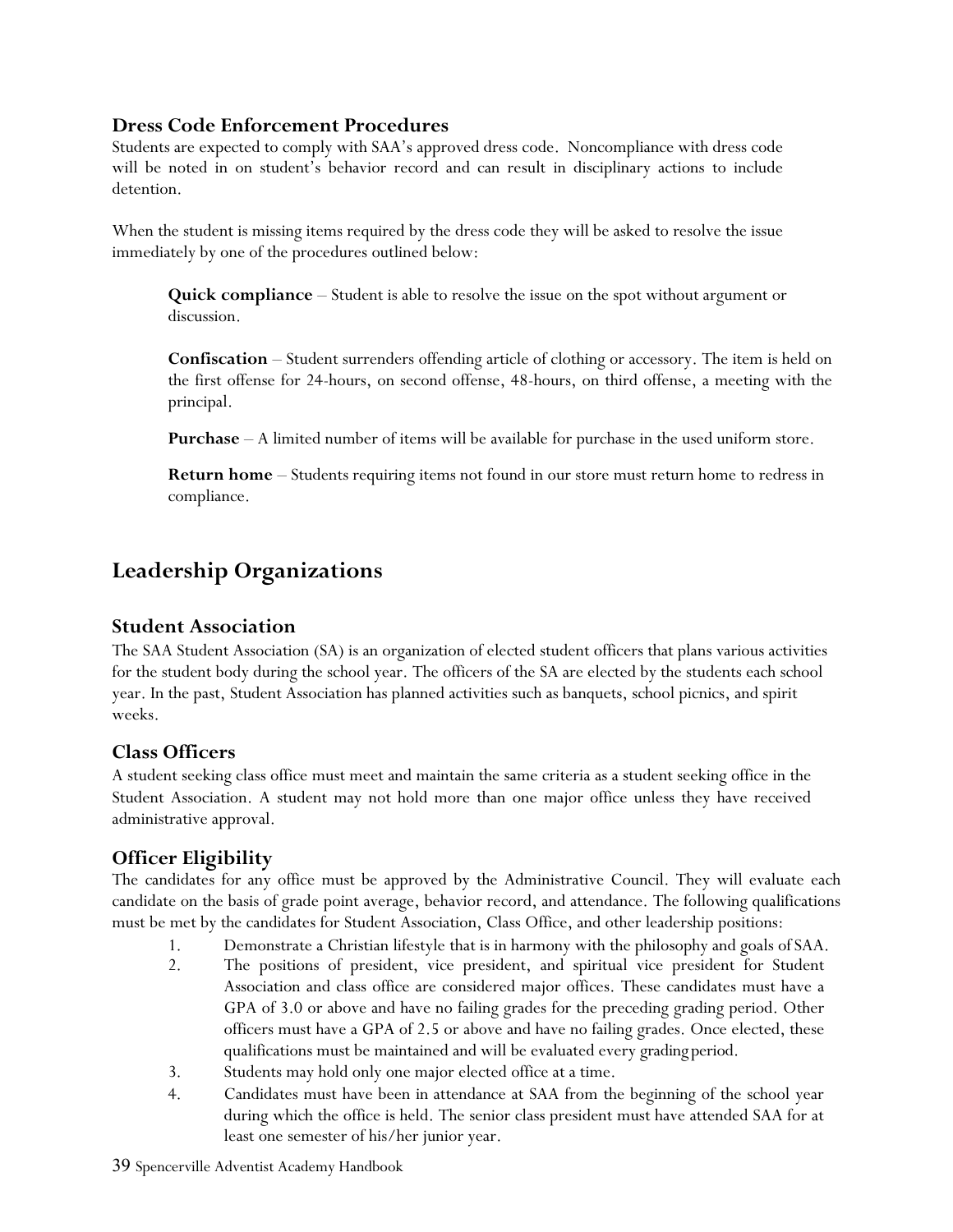### Dress Code Enforcement Procedures

Students are expected to comply with SAA's approved dress code. Noncompliance with dress code will be noted in on student's behavior record and can result in disciplinary actions to include detention.

When the student is missing items required by the dress code they will be asked to resolve the issue immediately by one of the procedures outlined below:

**Quick compliance** – Student is able to resolve the issue on the spot without argument or discussion.

**Confiscation** – Student surrenders offending article of clothing or accessory. The item is held on the first offense for 24-hours, on second offense, 48-hours, on third offense, a meeting with the principal.

**Purchase** – A limited number of items will be available for purchase in the used uniform store.

**Return home** – Students requiring items not found in our store must return home to redress in compliance.

## Leadership Organizations

### Student Association

The SAA Student Association (SA) is an organization of elected student officers that plans various activities for the student body during the school year. The officers of the SA are elected by the students each school year. In the past, Student Association has planned activities such as banquets, school picnics, and spirit weeks.

### Class Officers

A student seeking class office must meet and maintain the same criteria as a student seeking office in the Student Association. A student may not hold more than one major office unless they have received administrative approval.

### Officer Eligibility

The candidates for any office must be approved by the Administrative Council. They will evaluate each candidate on the basis of grade point average, behavior record, and attendance. The following qualifications must be met by the candidates for Student Association, Class Office, and other leadership positions:

1. Demonstrate a Christian lifestyle that is in harmony with the philosophy and goals of SAA.
2. The positions of president, vice president, and spiritual vice president for Student Association and class office are considered major offices. These candidates must have a GPA of 3.0 or above and have no failing grades for the preceding grading period. Other officers must have a GPA of 2.5 or above and have no failing grades. Once elected, these qualifications must be maintained and will be evaluated every grading period.
3. Students may hold only one major elected office at a time.
4. Candidates must have been in attendance at SAA from the beginning of the school year during which the office is held. The senior class president must have attended SAA for at least one semester of his/her junior year.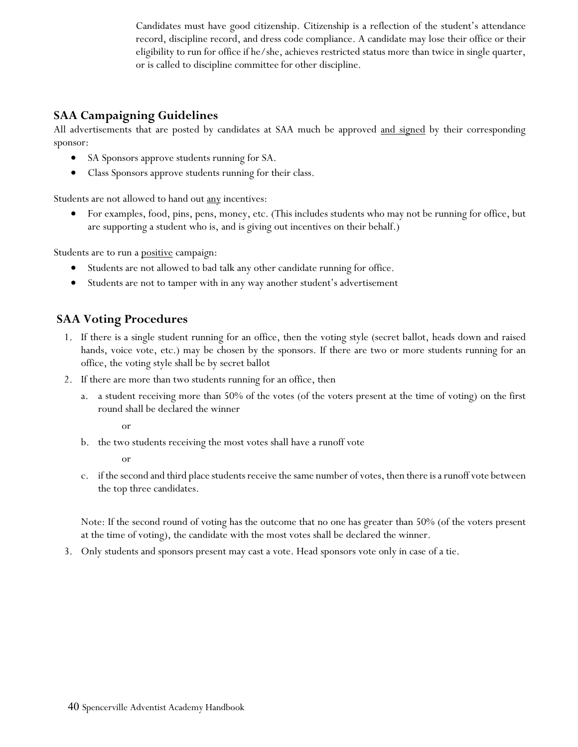Candidates must have good citizenship. Citizenship is a reflection of the student's attendance record, discipline record, and dress code compliance. A candidate may lose their office or their eligibility to run for office if he/she, achieves restricted status more than twice in single quarter, or is called to discipline committee for other discipline.

## SAA Campaigning Guidelines

All advertisements that are posted by candidates at SAA much be approved <u>and signed</u> by their corresponding sponsor:

- SA Sponsors approve students running for SA.
- Class Sponsors approve students running for their class.

Students are not allowed to hand out <u>any</u> incentives:

- For examples, food, pins, pens, money, etc. (This includes students who may not be running for office, but are supporting a student who is, and is giving out incentives on their behalf.)

Students are to run a <u>positive</u> campaign:

- Students are not allowed to bad talk any other candidate running for office.
- Students are not to tamper with in any way another student's advertisement

## SAA Voting Procedures

1. If there is a single student running for an office, then the voting style (secret ballot, heads down and raised hands, voice vote, etc.) may be chosen by the sponsors. If there are two or more students running for an office, the voting style shall be by secret ballot
2. If there are more than two students running for an office, then
   a. a student receiving more than 50% of the votes (of the voters present at the time of voting) on the first round shall be declared the winner

      or

   b. the two students receiving the most votes shall have a runoff vote

      or

   c. if the second and third place students receive the same number of votes, then there is a runoff vote between the top three candidates.

   Note: If the second round of voting has the outcome that no one has greater than 50% (of the voters present at the time of voting), the candidate with the most votes shall be declared the winner.

3. Only students and sponsors present may cast a vote. Head sponsors vote only in case of a tie.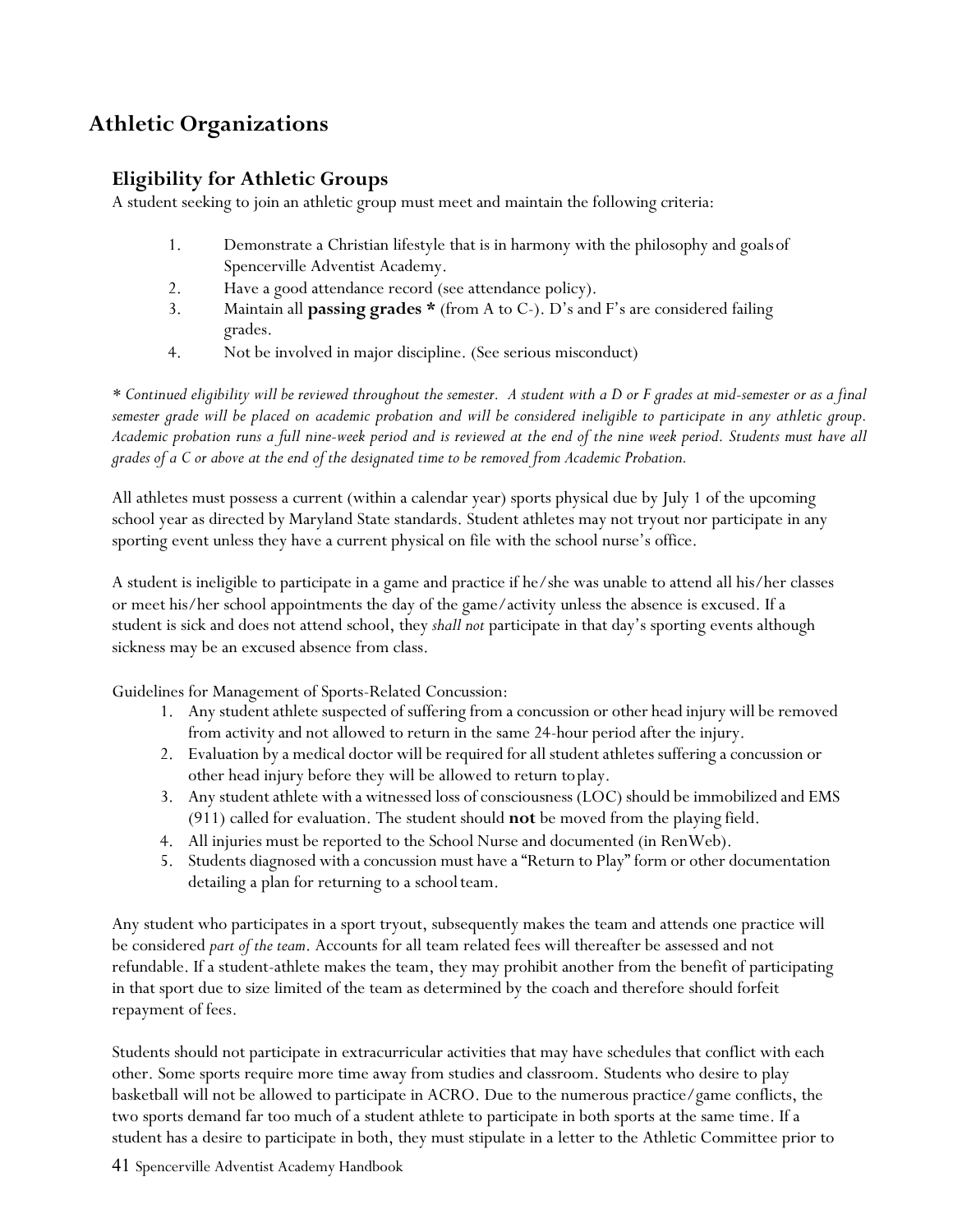# Athletic Organizations

## Eligibility for Athletic Groups

A student seeking to join an athletic group must meet and maintain the following criteria:

1. Demonstrate a Christian lifestyle that is in harmony with the philosophy and goals of Spencerville Adventist Academy.
2. Have a good attendance record (see attendance policy).
3. Maintain all **passing grades *** (from A to C-). D's and F's are considered failing grades.
4. Not be involved in major discipline. (See serious misconduct)

*\* Continued eligibility will be reviewed throughout the semester. A student with a D or F grades at mid-semester or as a final semester grade will be placed on academic probation and will be considered ineligible to participate in any athletic group. Academic probation runs a full nine-week period and is reviewed at the end of the nine week period. Students must have all grades of a C or above at the end of the designated time to be removed from Academic Probation.*

All athletes must possess a current (within a calendar year) sports physical due by July 1 of the upcoming school year as directed by Maryland State standards. Student athletes may not tryout nor participate in any sporting event unless they have a current physical on file with the school nurse's office.

A student is ineligible to participate in a game and practice if he/she was unable to attend all his/her classes or meet his/her school appointments the day of the game/activity unless the absence is excused. If a student is sick and does not attend school, they *shall not* participate in that day's sporting events although sickness may be an excused absence from class.

Guidelines for Management of Sports-Related Concussion:

1. Any student athlete suspected of suffering from a concussion or other head injury will be removed from activity and not allowed to return in the same 24-hour period after the injury.
2. Evaluation by a medical doctor will be required for all student athletes suffering a concussion or other head injury before they will be allowed to return to play.
3. Any student athlete with a witnessed loss of consciousness (LOC) should be immobilized and EMS (911) called for evaluation. The student should **not** be moved from the playing field.
4. All injuries must be reported to the School Nurse and documented (in RenWeb).
5. Students diagnosed with a concussion must have a "Return to Play" form or other documentation detailing a plan for returning to a school team.

Any student who participates in a sport tryout, subsequently makes the team and attends one practice will be considered *part of the team*. Accounts for all team related fees will thereafter be assessed and not refundable. If a student-athlete makes the team, they may prohibit another from the benefit of participating in that sport due to size limited of the team as determined by the coach and therefore should forfeit repayment of fees.

Students should not participate in extracurricular activities that may have schedules that conflict with each other. Some sports require more time away from studies and classroom. Students who desire to play basketball will not be allowed to participate in ACRO. Due to the numerous practice/game conflicts, the two sports demand far too much of a student athlete to participate in both sports at the same time. If a student has a desire to participate in both, they must stipulate in a letter to the Athletic Committee prior to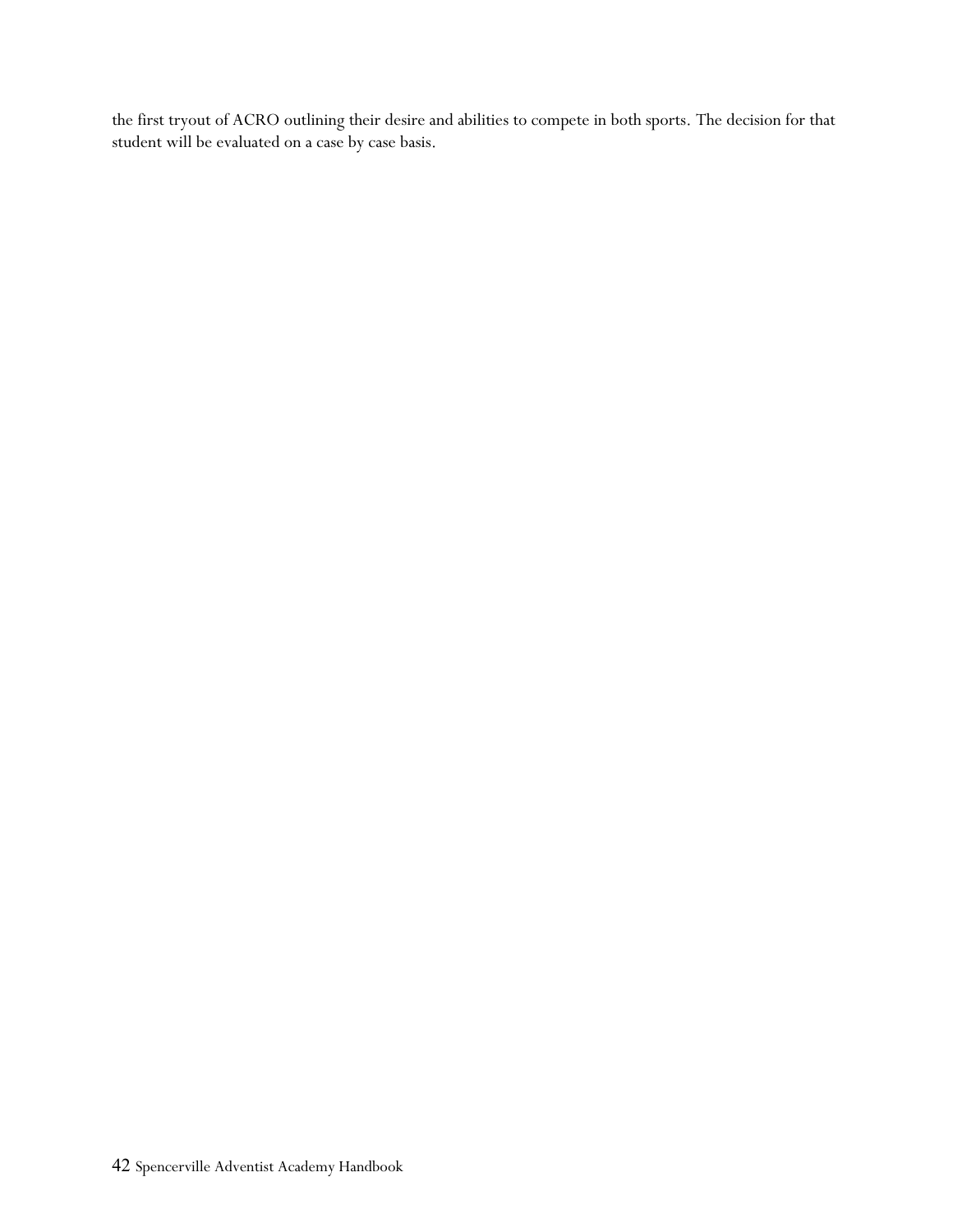the first tryout of ACRO outlining their desire and abilities to compete in both sports. The decision for that student will be evaluated on a case by case basis.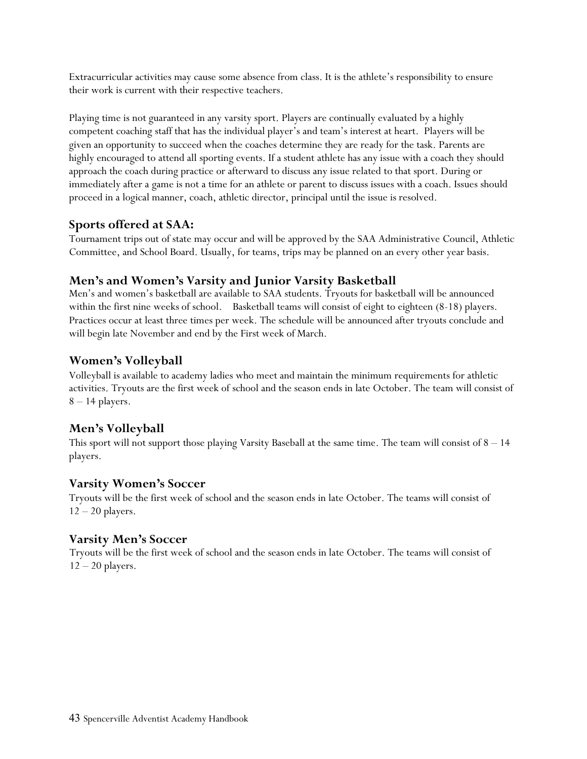Extracurricular activities may cause some absence from class. It is the athlete's responsibility to ensure their work is current with their respective teachers.

Playing time is not guaranteed in any varsity sport. Players are continually evaluated by a highly competent coaching staff that has the individual player's and team's interest at heart. Players will be given an opportunity to succeed when the coaches determine they are ready for the task. Parents are highly encouraged to attend all sporting events. If a student athlete has any issue with a coach they should approach the coach during practice or afterward to discuss any issue related to that sport. During or immediately after a game is not a time for an athlete or parent to discuss issues with a coach. Issues should proceed in a logical manner, coach, athletic director, principal until the issue is resolved.

## Sports offered at SAA:

Tournament trips out of state may occur and will be approved by the SAA Administrative Council, Athletic Committee, and School Board. Usually, for teams, trips may be planned on an every other year basis.

## Men's and Women's Varsity and Junior Varsity Basketball

Men's and women's basketball are available to SAA students. Tryouts for basketball will be announced within the first nine weeks of school. Basketball teams will consist of eight to eighteen (8-18) players. Practices occur at least three times per week. The schedule will be announced after tryouts conclude and will begin late November and end by the First week of March.

## Women's Volleyball

Volleyball is available to academy ladies who meet and maintain the minimum requirements for athletic activities. Tryouts are the first week of school and the season ends in late October. The team will consist of 8 – 14 players.

## Men's Volleyball

This sport will not support those playing Varsity Baseball at the same time. The team will consist of 8 – 14 players.

## Varsity Women's Soccer

Tryouts will be the first week of school and the season ends in late October. The teams will consist of 12 – 20 players.

## Varsity Men's Soccer

Tryouts will be the first week of school and the season ends in late October. The teams will consist of 12 – 20 players.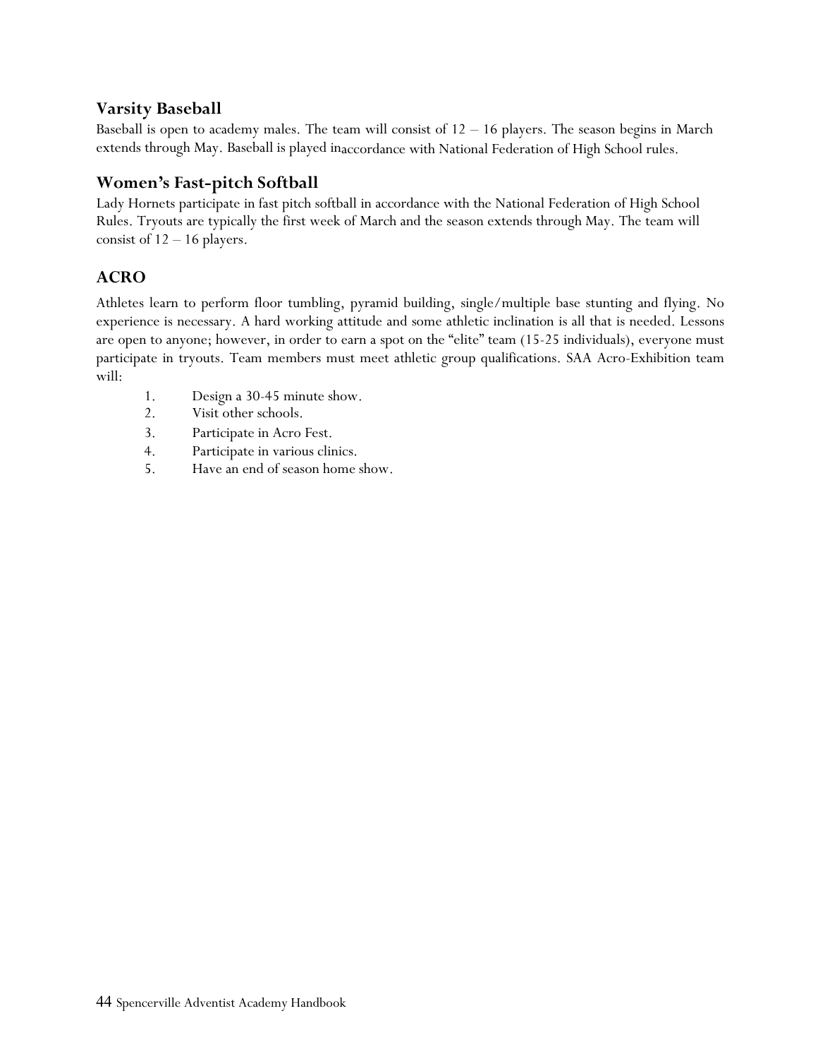## Varsity Baseball

Baseball is open to academy males. The team will consist of 12 – 16 players. The season begins in March extends through May. Baseball is played inaccordance with National Federation of High School rules.

## Women's Fast-pitch Softball

Lady Hornets participate in fast pitch softball in accordance with the National Federation of High School Rules. Tryouts are typically the first week of March and the season extends through May. The team will consist of 12 – 16 players.

## ACRO

Athletes learn to perform floor tumbling, pyramid building, single/multiple base stunting and flying. No experience is necessary. A hard working attitude and some athletic inclination is all that is needed. Lessons are open to anyone; however, in order to earn a spot on the "elite" team (15-25 individuals), everyone must participate in tryouts. Team members must meet athletic group qualifications. SAA Acro-Exhibition team will:

1. Design a 30-45 minute show.
2. Visit other schools.
3. Participate in Acro Fest.
4. Participate in various clinics.
5. Have an end of season home show.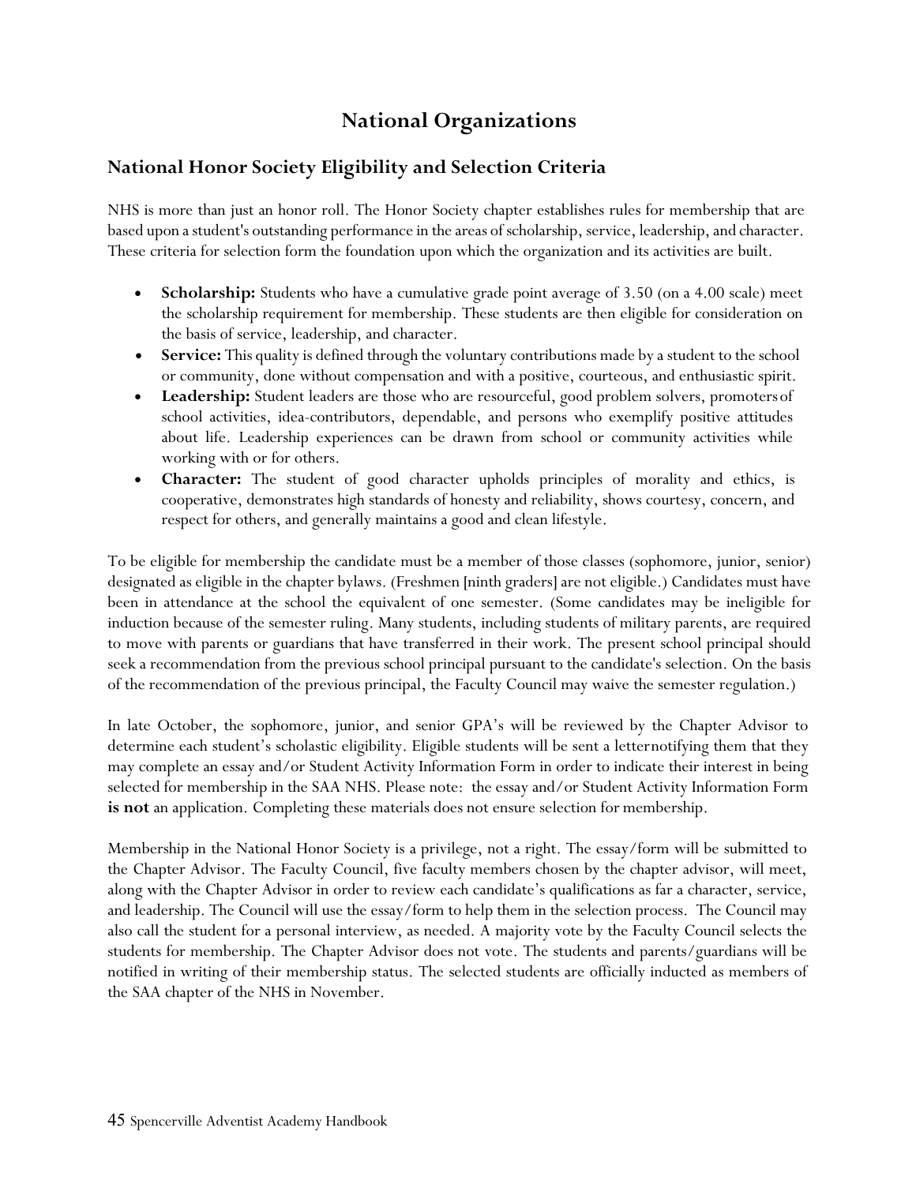# National Organizations

## National Honor Society Eligibility and Selection Criteria

NHS is more than just an honor roll. The Honor Society chapter establishes rules for membership that are based upon a student's outstanding performance in the areas of scholarship, service, leadership, and character. These criteria for selection form the foundation upon which the organization and its activities are built.

- **Scholarship:** Students who have a cumulative grade point average of 3.50 (on a 4.00 scale) meet the scholarship requirement for membership. These students are then eligible for consideration on the basis of service, leadership, and character.
- **Service:** This quality is defined through the voluntary contributions made by a student to the school or community, done without compensation and with a positive, courteous, and enthusiastic spirit.
- **Leadership:** Student leaders are those who are resourceful, good problem solvers, promoters of school activities, idea-contributors, dependable, and persons who exemplify positive attitudes about life. Leadership experiences can be drawn from school or community activities while working with or for others.
- **Character:** The student of good character upholds principles of morality and ethics, is cooperative, demonstrates high standards of honesty and reliability, shows courtesy, concern, and respect for others, and generally maintains a good and clean lifestyle.

To be eligible for membership the candidate must be a member of those classes (sophomore, junior, senior) designated as eligible in the chapter bylaws. (Freshmen [ninth graders] are not eligible.) Candidates must have been in attendance at the school the equivalent of one semester. (Some candidates may be ineligible for induction because of the semester ruling. Many students, including students of military parents, are required to move with parents or guardians that have transferred in their work. The present school principal should seek a recommendation from the previous school principal pursuant to the candidate's selection. On the basis of the recommendation of the previous principal, the Faculty Council may waive the semester regulation.)

In late October, the sophomore, junior, and senior GPA's will be reviewed by the Chapter Advisor to determine each student's scholastic eligibility. Eligible students will be sent a letter notifying them that they may complete an essay and/or Student Activity Information Form in order to indicate their interest in being selected for membership in the SAA NHS. Please note: the essay and/or Student Activity Information Form **is not** an application. Completing these materials does not ensure selection for membership.

Membership in the National Honor Society is a privilege, not a right. The essay/form will be submitted to the Chapter Advisor. The Faculty Council, five faculty members chosen by the chapter advisor, will meet, along with the Chapter Advisor in order to review each candidate's qualifications as far a character, service, and leadership. The Council will use the essay/form to help them in the selection process. The Council may also call the student for a personal interview, as needed. A majority vote by the Faculty Council selects the students for membership. The Chapter Advisor does not vote. The students and parents/guardians will be notified in writing of their membership status. The selected students are officially inducted as members of the SAA chapter of the NHS in November.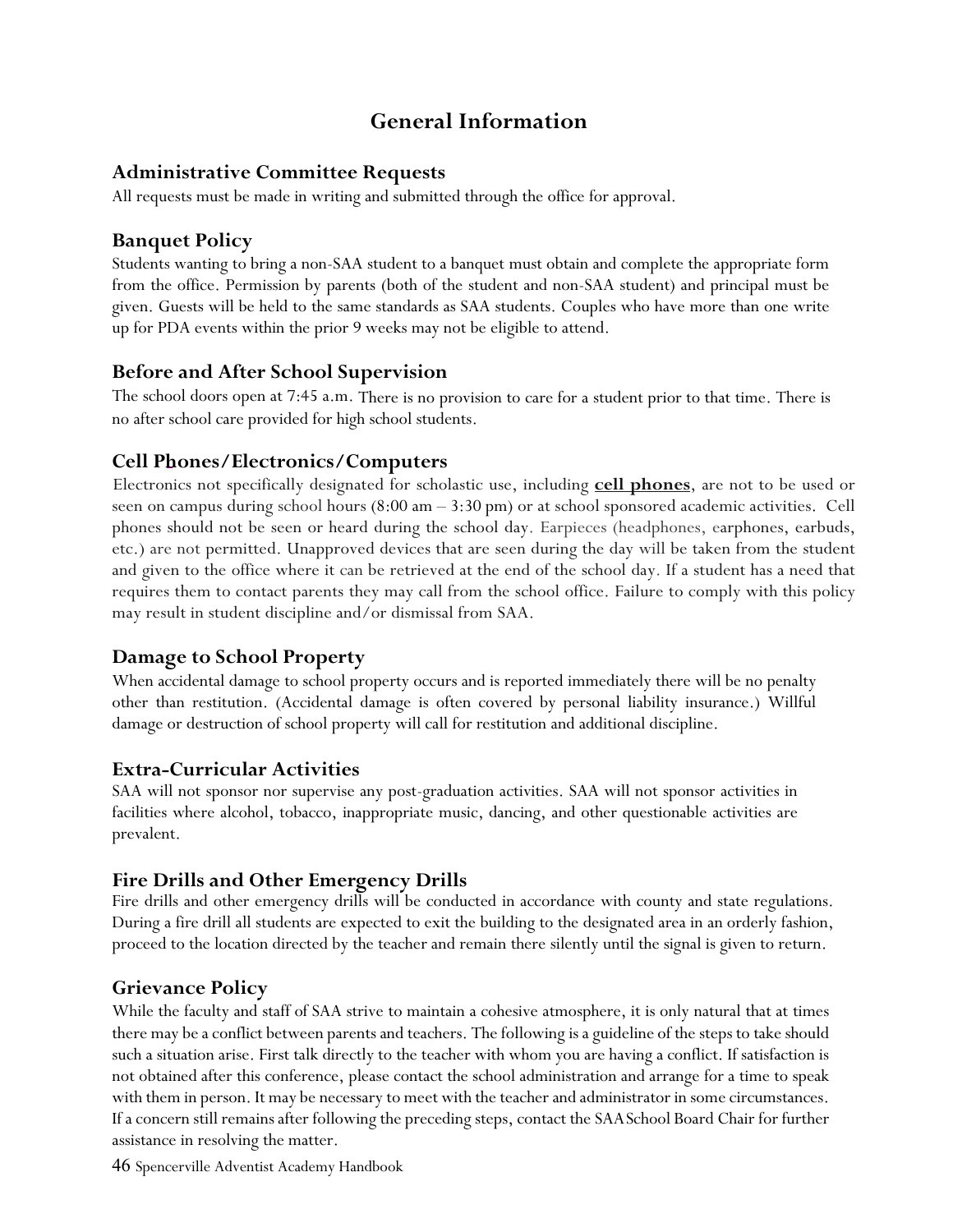# General Information

## Administrative Committee Requests

All requests must be made in writing and submitted through the office for approval.

## Banquet Policy

Students wanting to bring a non-SAA student to a banquet must obtain and complete the appropriate form from the office. Permission by parents (both of the student and non-SAA student) and principal must be given. Guests will be held to the same standards as SAA students. Couples who have more than one write up for PDA events within the prior 9 weeks may not be eligible to attend.

## Before and After School Supervision

The school doors open at 7:45 a.m. There is no provision to care for a student prior to that time. There is no after school care provided for high school students.

## Cell Phones/Electronics/Computers

Electronics not specifically designated for scholastic use, including **cell phones**, are not to be used or seen on campus during school hours (8:00 am – 3:30 pm) or at school sponsored academic activities. Cell phones should not be seen or heard during the school day. Earpieces (headphones, earphones, earbuds, etc.) are not permitted. Unapproved devices that are seen during the day will be taken from the student and given to the office where it can be retrieved at the end of the school day. If a student has a need that requires them to contact parents they may call from the school office. Failure to comply with this policy may result in student discipline and/or dismissal from SAA.

## Damage to School Property

When accidental damage to school property occurs and is reported immediately there will be no penalty other than restitution. (Accidental damage is often covered by personal liability insurance.) Willful damage or destruction of school property will call for restitution and additional discipline.

## Extra-Curricular Activities

SAA will not sponsor nor supervise any post-graduation activities. SAA will not sponsor activities in facilities where alcohol, tobacco, inappropriate music, dancing, and other questionable activities are prevalent.

## Fire Drills and Other Emergency Drills

Fire drills and other emergency drills will be conducted in accordance with county and state regulations. During a fire drill all students are expected to exit the building to the designated area in an orderly fashion, proceed to the location directed by the teacher and remain there silently until the signal is given to return.

## Grievance Policy

While the faculty and staff of SAA strive to maintain a cohesive atmosphere, it is only natural that at times there may be a conflict between parents and teachers. The following is a guideline of the steps to take should such a situation arise. First talk directly to the teacher with whom you are having a conflict. If satisfaction is not obtained after this conference, please contact the school administration and arrange for a time to speak with them in person. It may be necessary to meet with the teacher and administrator in some circumstances. If a concern still remains after following the preceding steps, contact the SAA School Board Chair for further assistance in resolving the matter.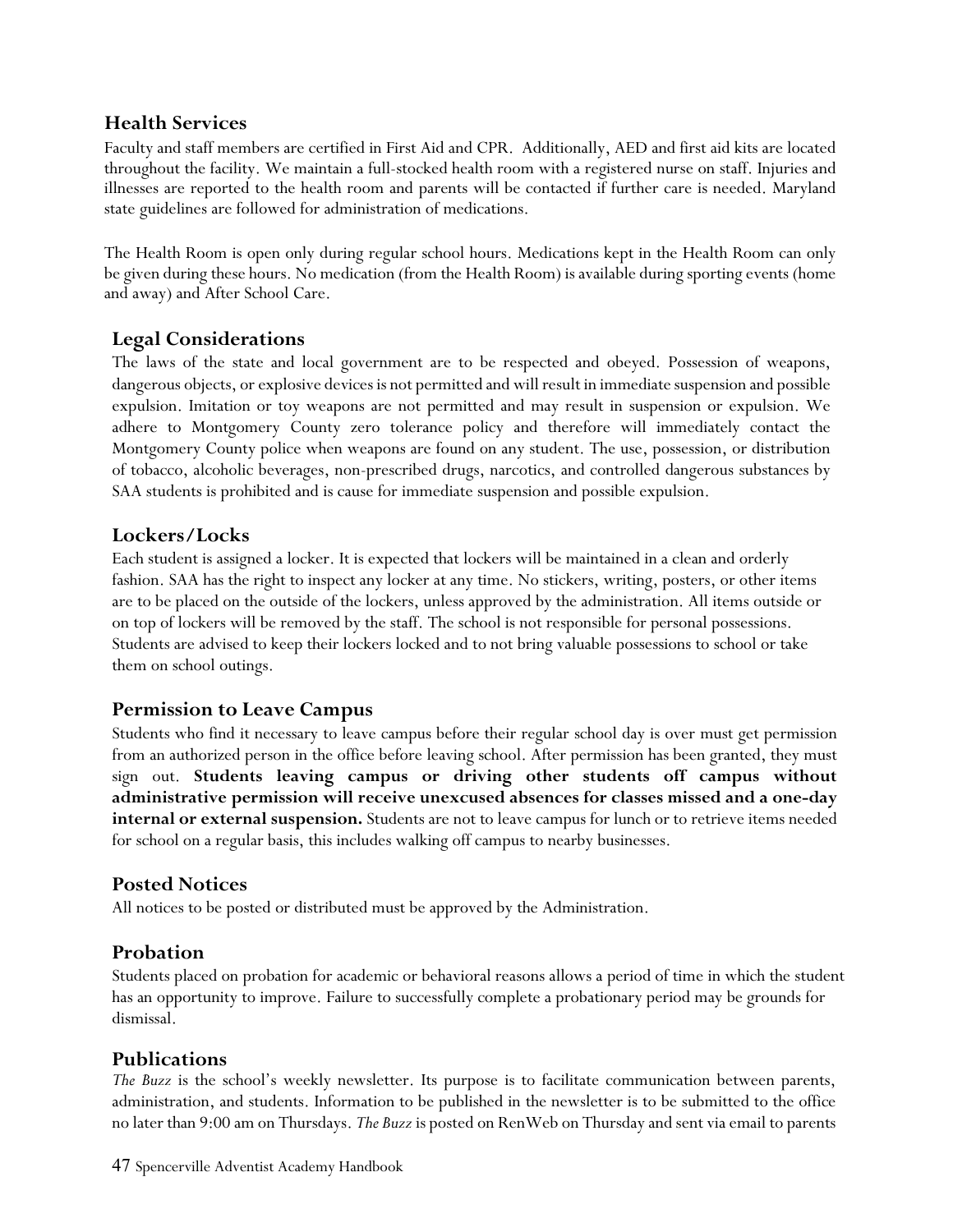## Health Services

Faculty and staff members are certified in First Aid and CPR. Additionally, AED and first aid kits are located throughout the facility. We maintain a full-stocked health room with a registered nurse on staff. Injuries and illnesses are reported to the health room and parents will be contacted if further care is needed. Maryland state guidelines are followed for administration of medications.

The Health Room is open only during regular school hours. Medications kept in the Health Room can only be given during these hours. No medication (from the Health Room) is available during sporting events (home and away) and After School Care.

## Legal Considerations

The laws of the state and local government are to be respected and obeyed. Possession of weapons, dangerous objects, or explosive devices is not permitted and will result in immediate suspension and possible expulsion. Imitation or toy weapons are not permitted and may result in suspension or expulsion. We adhere to Montgomery County zero tolerance policy and therefore will immediately contact the Montgomery County police when weapons are found on any student. The use, possession, or distribution of tobacco, alcoholic beverages, non-prescribed drugs, narcotics, and controlled dangerous substances by SAA students is prohibited and is cause for immediate suspension and possible expulsion.

## Lockers/Locks

Each student is assigned a locker. It is expected that lockers will be maintained in a clean and orderly fashion. SAA has the right to inspect any locker at any time. No stickers, writing, posters, or other items are to be placed on the outside of the lockers, unless approved by the administration. All items outside or on top of lockers will be removed by the staff. The school is not responsible for personal possessions. Students are advised to keep their lockers locked and to not bring valuable possessions to school or take them on school outings.

## Permission to Leave Campus

Students who find it necessary to leave campus before their regular school day is over must get permission from an authorized person in the office before leaving school. After permission has been granted, they must sign out. **Students leaving campus or driving other students off campus without administrative permission will receive unexcused absences for classes missed and a one-day internal or external suspension.** Students are not to leave campus for lunch or to retrieve items needed for school on a regular basis, this includes walking off campus to nearby businesses.

## Posted Notices

All notices to be posted or distributed must be approved by the Administration.

## Probation

Students placed on probation for academic or behavioral reasons allows a period of time in which the student has an opportunity to improve. Failure to successfully complete a probationary period may be grounds for dismissal.

## Publications

*The Buzz* is the school's weekly newsletter. Its purpose is to facilitate communication between parents, administration, and students. Information to be published in the newsletter is to be submitted to the office no later than 9:00 am on Thursdays. *The Buzz* is posted on RenWeb on Thursday and sent via email to parents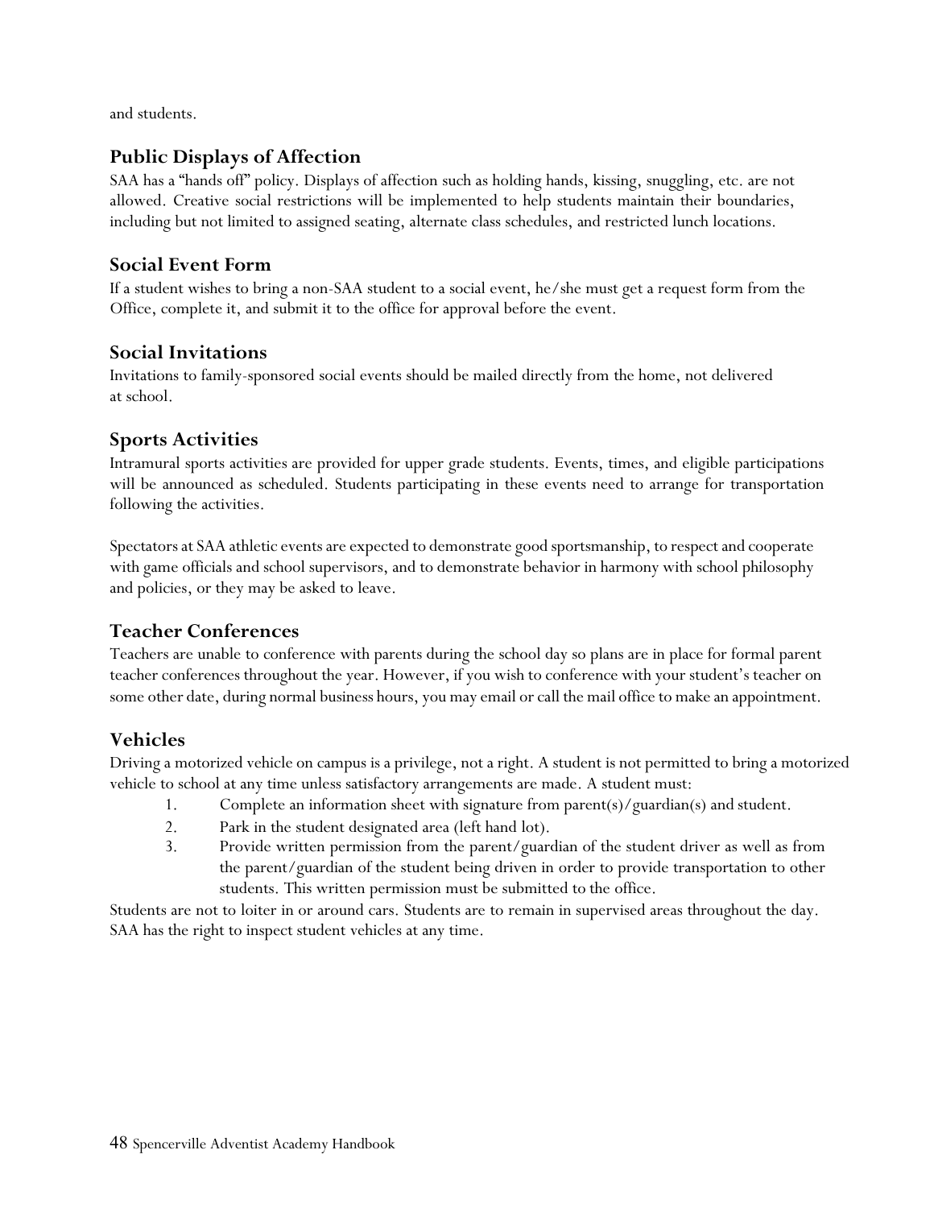and students.

## Public Displays of Affection

SAA has a "hands off" policy. Displays of affection such as holding hands, kissing, snuggling, etc. are not allowed. Creative social restrictions will be implemented to help students maintain their boundaries, including but not limited to assigned seating, alternate class schedules, and restricted lunch locations.

## Social Event Form

If a student wishes to bring a non-SAA student to a social event, he/she must get a request form from the Office, complete it, and submit it to the office for approval before the event.

## Social Invitations

Invitations to family-sponsored social events should be mailed directly from the home, not delivered at school.

## Sports Activities

Intramural sports activities are provided for upper grade students. Events, times, and eligible participations will be announced as scheduled. Students participating in these events need to arrange for transportation following the activities.

Spectators at SAA athletic events are expected to demonstrate good sportsmanship, to respect and cooperate with game officials and school supervisors, and to demonstrate behavior in harmony with school philosophy and policies, or they may be asked to leave.

## Teacher Conferences

Teachers are unable to conference with parents during the school day so plans are in place for formal parent teacher conferences throughout the year. However, if you wish to conference with your student's teacher on some other date, during normal business hours, you may email or call the mail office to make an appointment.

## Vehicles

Driving a motorized vehicle on campus is a privilege, not a right. A student is not permitted to bring a motorized vehicle to school at any time unless satisfactory arrangements are made. A student must:

1. Complete an information sheet with signature from parent(s)/guardian(s) and student.
2. Park in the student designated area (left hand lot).
3. Provide written permission from the parent/guardian of the student driver as well as from the parent/guardian of the student being driven in order to provide transportation to other students. This written permission must be submitted to the office.

Students are not to loiter in or around cars. Students are to remain in supervised areas throughout the day. SAA has the right to inspect student vehicles at any time.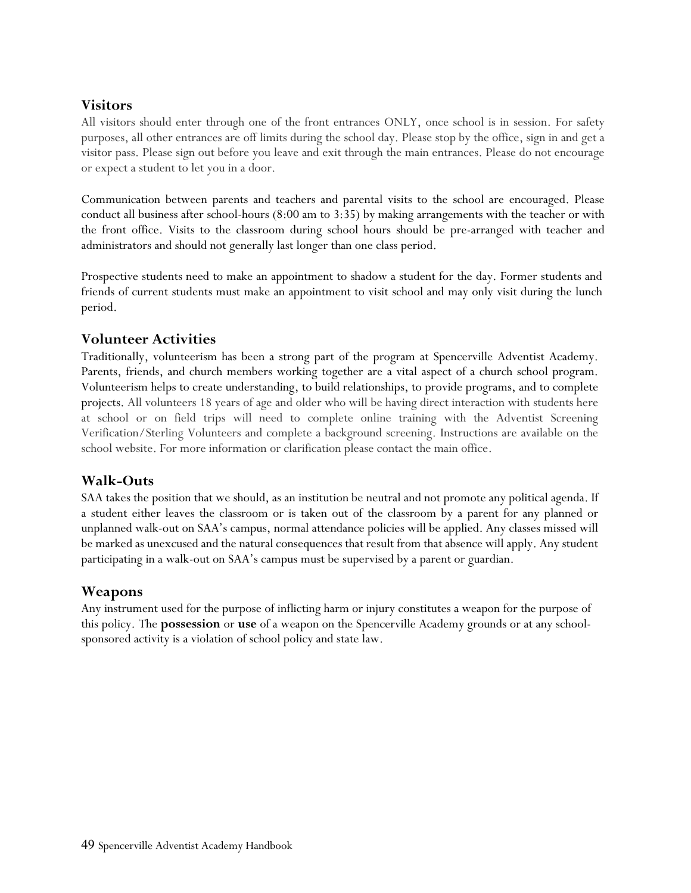## Visitors

All visitors should enter through one of the front entrances ONLY, once school is in session. For safety purposes, all other entrances are off limits during the school day. Please stop by the office, sign in and get a visitor pass. Please sign out before you leave and exit through the main entrances. Please do not encourage or expect a student to let you in a door.

Communication between parents and teachers and parental visits to the school are encouraged. Please conduct all business after school-hours (8:00 am to 3:35) by making arrangements with the teacher or with the front office. Visits to the classroom during school hours should be pre-arranged with teacher and administrators and should not generally last longer than one class period.

Prospective students need to make an appointment to shadow a student for the day. Former students and friends of current students must make an appointment to visit school and may only visit during the lunch period.

## Volunteer Activities

Traditionally, volunteerism has been a strong part of the program at Spencerville Adventist Academy. Parents, friends, and church members working together are a vital aspect of a church school program. Volunteerism helps to create understanding, to build relationships, to provide programs, and to complete projects. All volunteers 18 years of age and older who will be having direct interaction with students here at school or on field trips will need to complete online training with the Adventist Screening Verification/Sterling Volunteers and complete a background screening. Instructions are available on the school website. For more information or clarification please contact the main office.

## Walk-Outs

SAA takes the position that we should, as an institution be neutral and not promote any political agenda. If a student either leaves the classroom or is taken out of the classroom by a parent for any planned or unplanned walk-out on SAA's campus, normal attendance policies will be applied. Any classes missed will be marked as unexcused and the natural consequences that result from that absence will apply. Any student participating in a walk-out on SAA's campus must be supervised by a parent or guardian.

## Weapons

Any instrument used for the purpose of inflicting harm or injury constitutes a weapon for the purpose of this policy. The **possession** or **use** of a weapon on the Spencerville Academy grounds or at any school-sponsored activity is a violation of school policy and state law.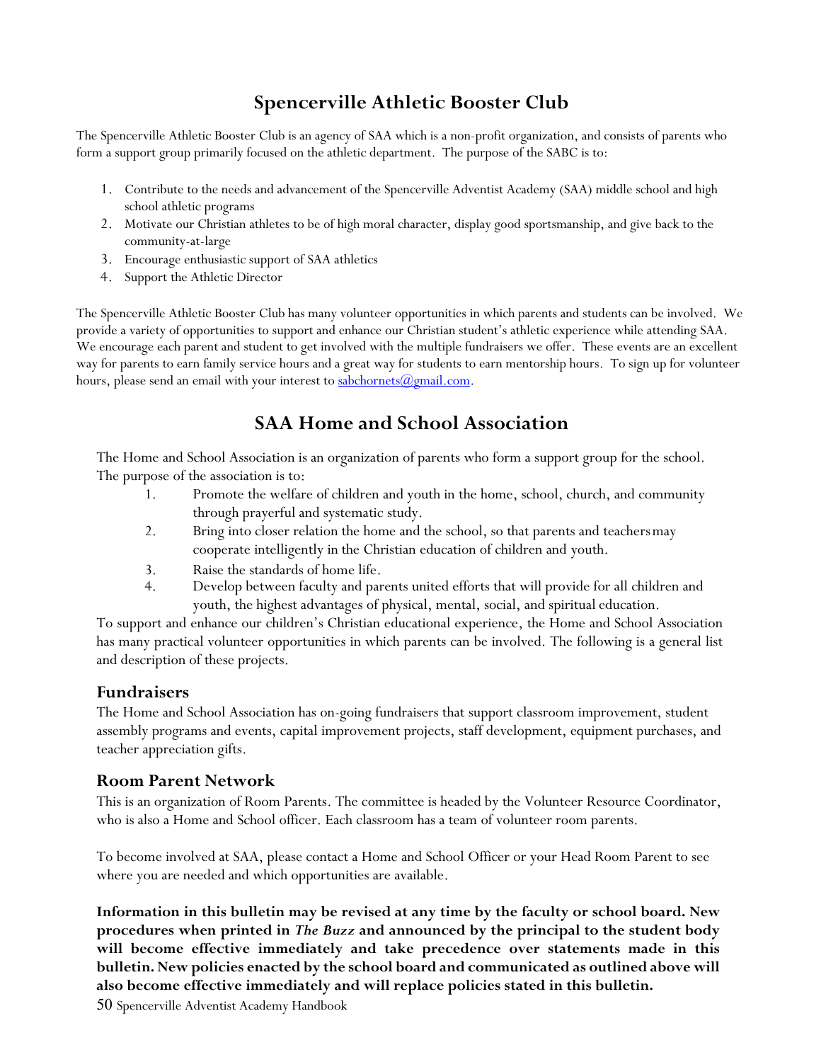# Spencerville Athletic Booster Club

The Spencerville Athletic Booster Club is an agency of SAA which is a non-profit organization, and consists of parents who form a support group primarily focused on the athletic department. The purpose of the SABC is to:

1. Contribute to the needs and advancement of the Spencerville Adventist Academy (SAA) middle school and high school athletic programs
2. Motivate our Christian athletes to be of high moral character, display good sportsmanship, and give back to the community-at-large
3. Encourage enthusiastic support of SAA athletics
4. Support the Athletic Director

The Spencerville Athletic Booster Club has many volunteer opportunities in which parents and students can be involved. We provide a variety of opportunities to support and enhance our Christian student's athletic experience while attending SAA. We encourage each parent and student to get involved with the multiple fundraisers we offer. These events are an excellent way for parents to earn family service hours and a great way for students to earn mentorship hours. To sign up for volunteer hours, please send an email with your interest to sabchornets@gmail.com.

# SAA Home and School Association

The Home and School Association is an organization of parents who form a support group for the school. The purpose of the association is to:

1. Promote the welfare of children and youth in the home, school, church, and community through prayerful and systematic study.
2. Bring into closer relation the home and the school, so that parents and teachers may cooperate intelligently in the Christian education of children and youth.
3. Raise the standards of home life.
4. Develop between faculty and parents united efforts that will provide for all children and youth, the highest advantages of physical, mental, social, and spiritual education.

To support and enhance our children's Christian educational experience, the Home and School Association has many practical volunteer opportunities in which parents can be involved. The following is a general list and description of these projects.

## Fundraisers

The Home and School Association has on-going fundraisers that support classroom improvement, student assembly programs and events, capital improvement projects, staff development, equipment purchases, and teacher appreciation gifts.

## Room Parent Network

This is an organization of Room Parents. The committee is headed by the Volunteer Resource Coordinator, who is also a Home and School officer. Each classroom has a team of volunteer room parents.

To become involved at SAA, please contact a Home and School Officer or your Head Room Parent to see where you are needed and which opportunities are available.

**Information in this bulletin may be revised at any time by the faculty or school board. New procedures when printed in *The Buzz* and announced by the principal to the student body will become effective immediately and take precedence over statements made in this bulletin. New policies enacted by the school board and communicated as outlined above will also become effective immediately and will replace policies stated in this bulletin.**